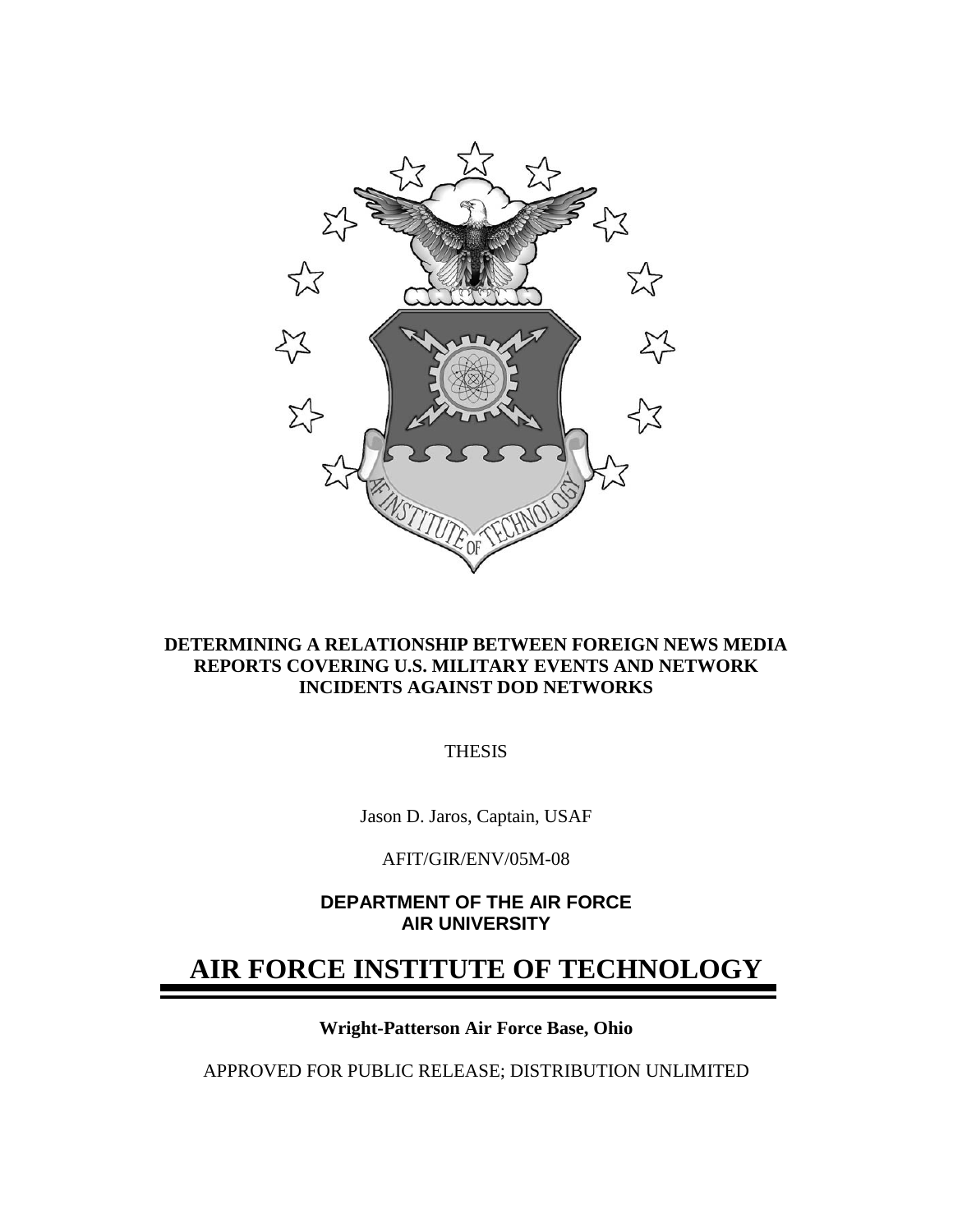**DETERMINING A RELATIONSHIP BETWEEN FOREIGN NEWS MEDIA REPORTS COVERING U.S. MILITARY EVENTS AND NETWORK INCIDENTS AGAINST DOD NETWORKS**

THESIS

Jason D. Jaros, Captain, USAF

AFIT/GIR/ENV/05M-08

**DEPARTMENT OF THE AIR FORCE**
**AIR UNIVERSITY**

# AIR FORCE INSTITUTE OF TECHNOLOGY

**Wright-Patterson Air Force Base, Ohio**

APPROVED FOR PUBLIC RELEASE; DISTRIBUTION UNLIMITED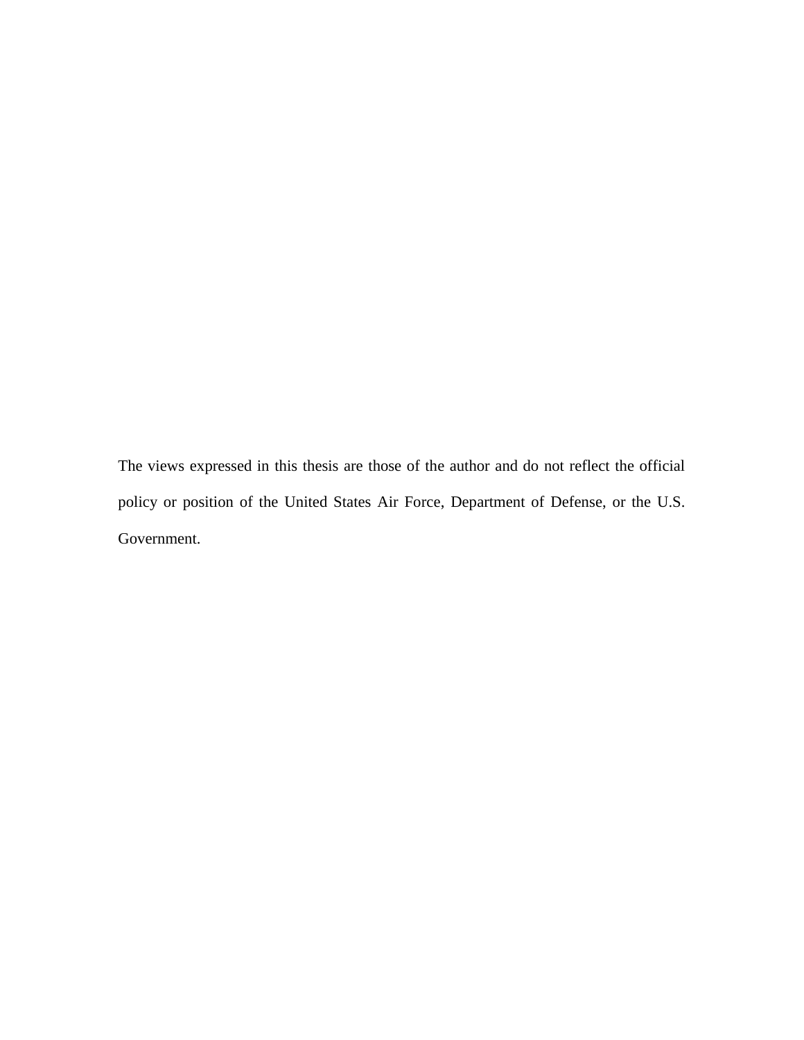The views expressed in this thesis are those of the author and do not reflect the official policy or position of the United States Air Force, Department of Defense, or the U.S. Government.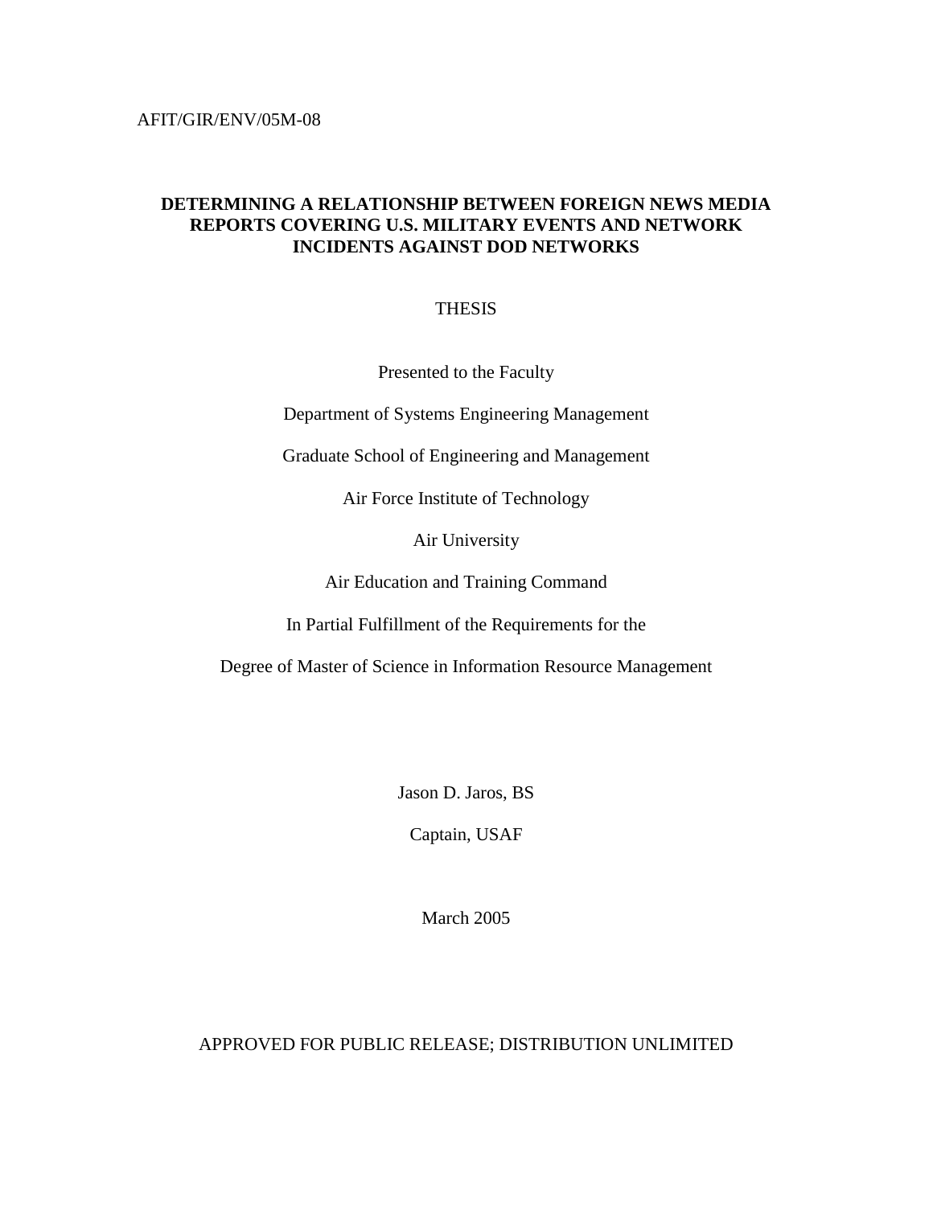AFIT/GIR/ENV/05M-08

**DETERMINING A RELATIONSHIP BETWEEN FOREIGN NEWS MEDIA REPORTS COVERING U.S. MILITARY EVENTS AND NETWORK INCIDENTS AGAINST DOD NETWORKS**

THESIS

Presented to the Faculty

Department of Systems Engineering Management

Graduate School of Engineering and Management

Air Force Institute of Technology

Air University

Air Education and Training Command

In Partial Fulfillment of the Requirements for the

Degree of Master of Science in Information Resource Management

Jason D. Jaros, BS

Captain, USAF

March 2005

APPROVED FOR PUBLIC RELEASE; DISTRIBUTION UNLIMITED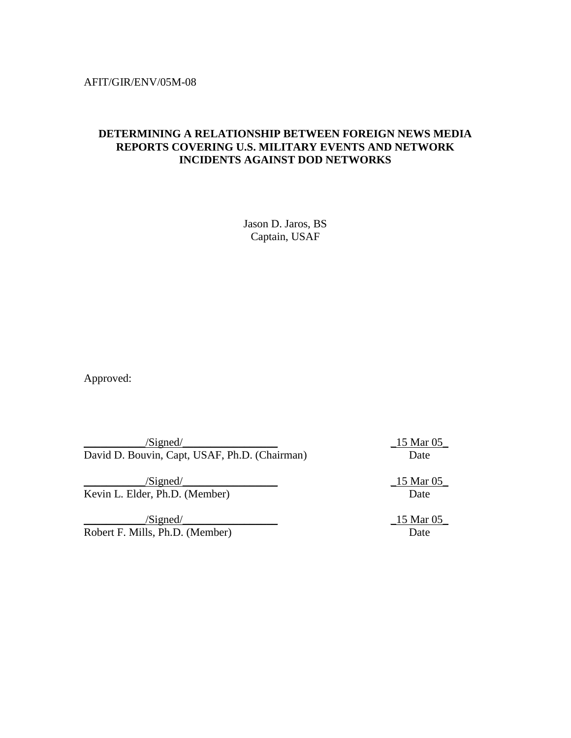AFIT/GIR/ENV/05M-08

**DETERMINING A RELATIONSHIP BETWEEN FOREIGN NEWS MEDIA REPORTS COVERING U.S. MILITARY EVENTS AND NETWORK INCIDENTS AGAINST DOD NETWORKS**

Jason D. Jaros, BS
Captain, USAF

Approved:

___________/Signed/_________________ _15 Mar 05_
David D. Bouvin, Capt, USAF, Ph.D. (Chairman) Date

___________/Signed/_________________ _15 Mar 05_
Kevin L. Elder, Ph.D. (Member) Date

___________/Signed/_________________ _15 Mar 05_
Robert F. Mills, Ph.D. (Member) Date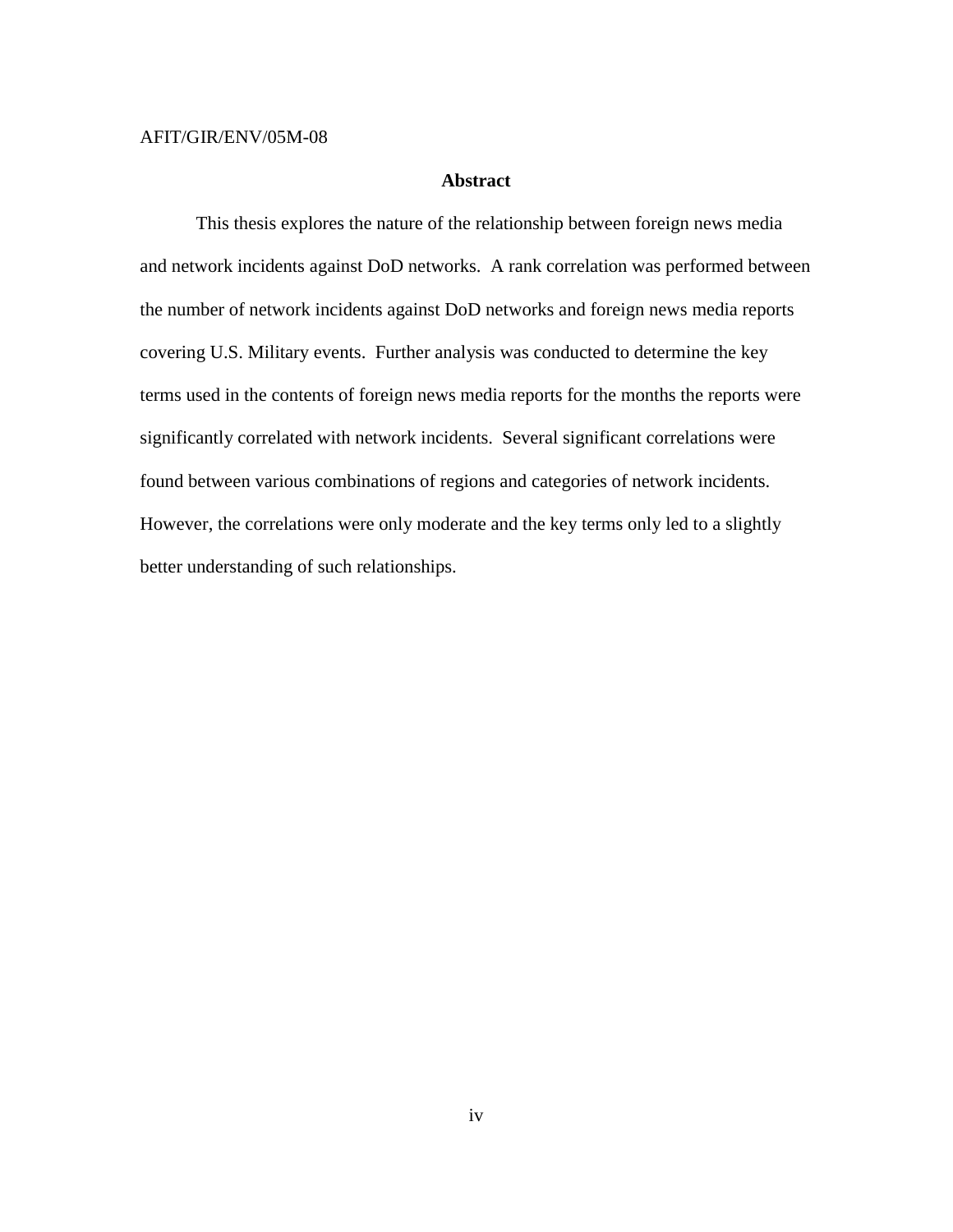AFIT/GIR/ENV/05M-08

## Abstract

This thesis explores the nature of the relationship between foreign news media and network incidents against DoD networks. A rank correlation was performed between the number of network incidents against DoD networks and foreign news media reports covering U.S. Military events. Further analysis was conducted to determine the key terms used in the contents of foreign news media reports for the months the reports were significantly correlated with network incidents. Several significant correlations were found between various combinations of regions and categories of network incidents. However, the correlations were only moderate and the key terms only led to a slightly better understanding of such relationships.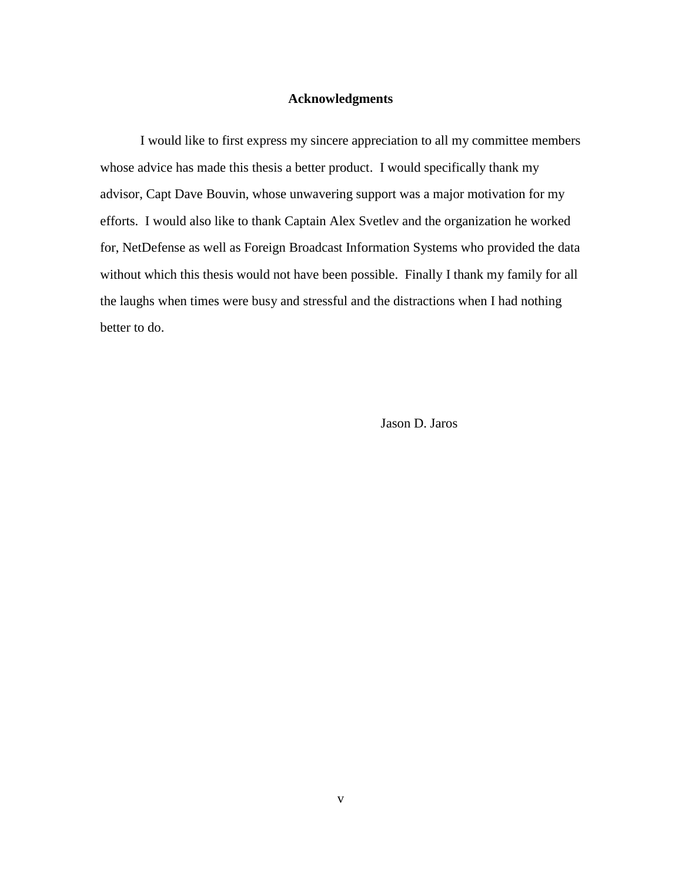# Acknowledgments

I would like to first express my sincere appreciation to all my committee members whose advice has made this thesis a better product. I would specifically thank my advisor, Capt Dave Bouvin, whose unwavering support was a major motivation for my efforts. I would also like to thank Captain Alex Svetlev and the organization he worked for, NetDefense as well as Foreign Broadcast Information Systems who provided the data without which this thesis would not have been possible. Finally I thank my family for all the laughs when times were busy and stressful and the distractions when I had nothing better to do.

Jason D. Jaros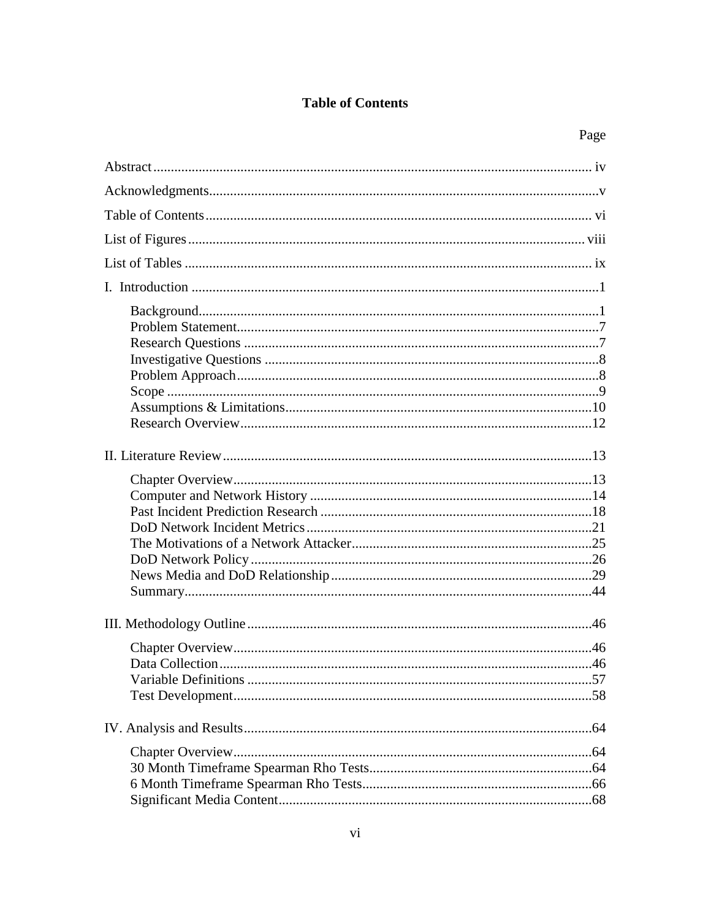# Table of Contents

| | Page |
|---|---|
| Abstract | iv |
| Acknowledgments | v |
| Table of Contents | vi |
| List of Figures | viii |
| List of Tables | ix |
| I. Introduction | 1 |
| Background | 1 |
| Problem Statement | 7 |
| Research Questions | 7 |
| Investigative Questions | 8 |
| Problem Approach | 8 |
| Scope | 9 |
| Assumptions & Limitations | 10 |
| Research Overview | 12 |
| II. Literature Review | 13 |
| Chapter Overview | 13 |
| Computer and Network History | 14 |
| Past Incident Prediction Research | 18 |
| DoD Network Incident Metrics | 21 |
| The Motivations of a Network Attacker | 25 |
| DoD Network Policy | 26 |
| News Media and DoD Relationship | 29 |
| Summary | 44 |
| III. Methodology Outline | 46 |
| Chapter Overview | 46 |
| Data Collection | 46 |
| Variable Definitions | 57 |
| Test Development | 58 |
| IV. Analysis and Results | 64 |
| Chapter Overview | 64 |
| 30 Month Timeframe Spearman Rho Tests | 64 |
| 6 Month Timeframe Spearman Rho Tests | 66 |
| Significant Media Content | 68 |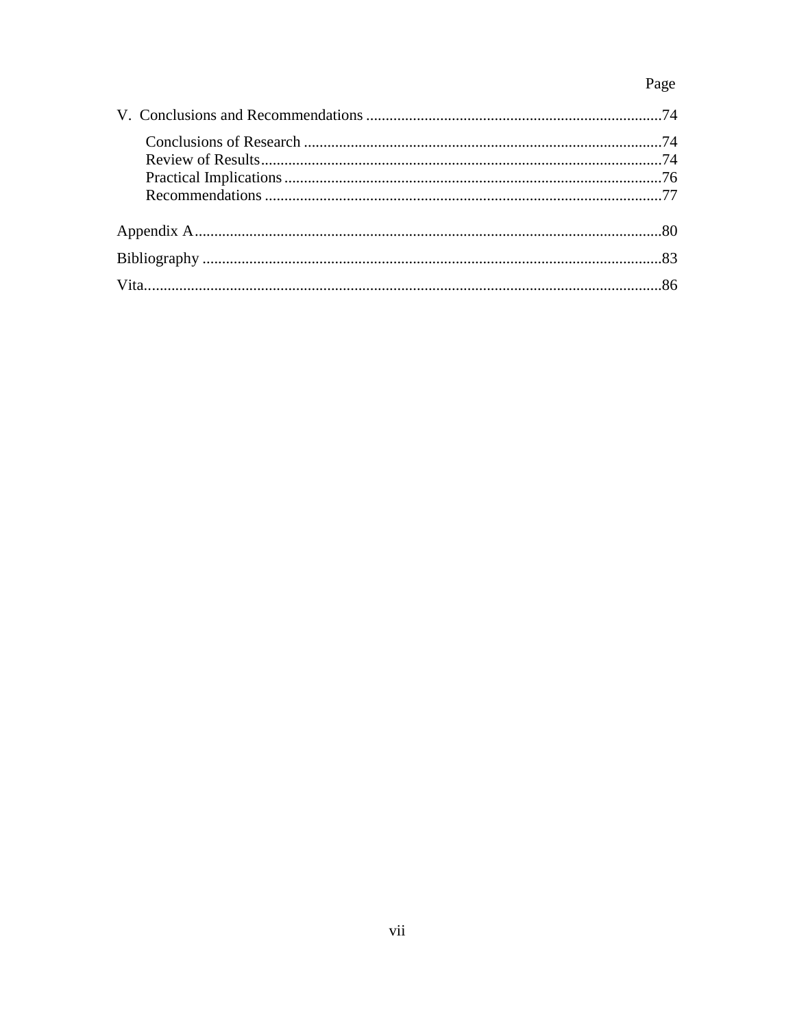Page

V. Conclusions and Recommendations ............................................................................74

Conclusions of Research ............................................................................................74
Review of Results.......................................................................................................74
Practical Implications .................................................................................................76
Recommendations ......................................................................................................77

Appendix A.......................................................................................................................80

Bibliography .....................................................................................................................83

Vita....................................................................................................................................86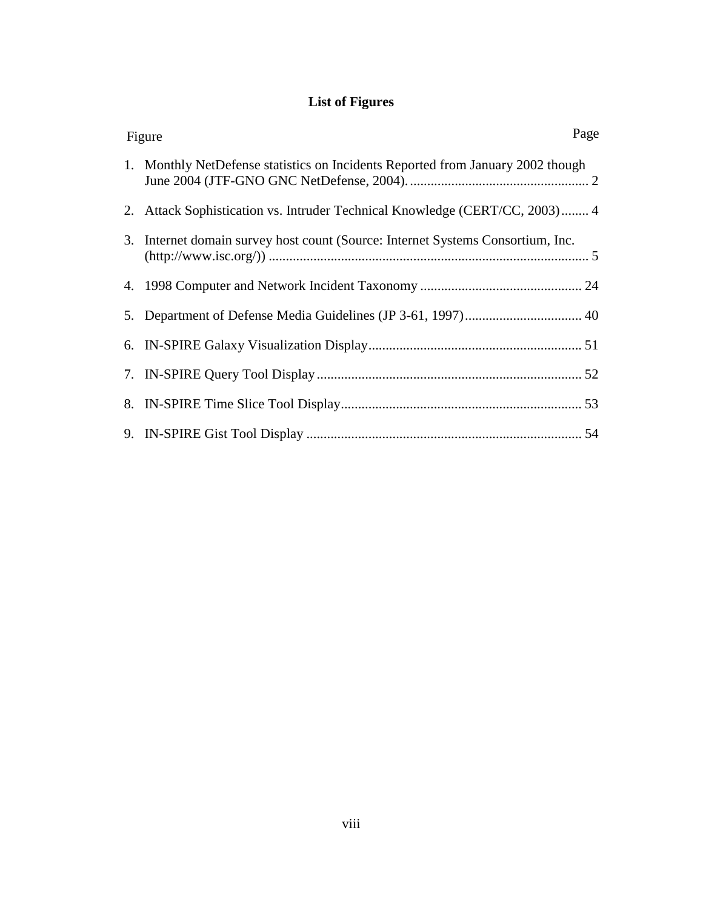# List of Figures

| Figure | Page |
|---|---|
| 1. Monthly NetDefense statistics on Incidents Reported from January 2002 though June 2004 (JTF-GNO GNC NetDefense, 2004). | 2 |
| 2. Attack Sophistication vs. Intruder Technical Knowledge (CERT/CC, 2003) | 4 |
| 3. Internet domain survey host count (Source: Internet Systems Consortium, Inc. (http://www.isc.org/)) | 5 |
| 4. 1998 Computer and Network Incident Taxonomy | 24 |
| 5. Department of Defense Media Guidelines (JP 3-61, 1997) | 40 |
| 6. IN-SPIRE Galaxy Visualization Display | 51 |
| 7. IN-SPIRE Query Tool Display | 52 |
| 8. IN-SPIRE Time Slice Tool Display | 53 |
| 9. IN-SPIRE Gist Tool Display | 54 |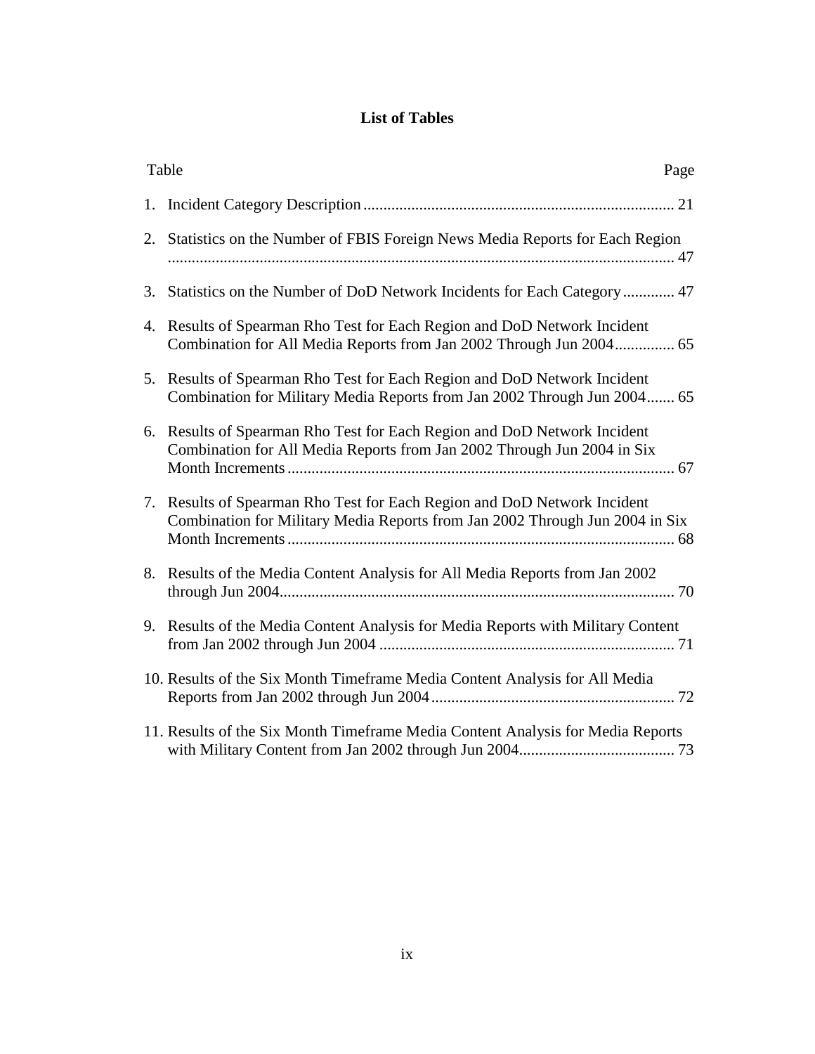# List of Tables

| Table | Page |
|---|---|
| 1. Incident Category Description | 21 |
| 2. Statistics on the Number of FBIS Foreign News Media Reports for Each Region | 47 |
| 3. Statistics on the Number of DoD Network Incidents for Each Category | 47 |
| 4. Results of Spearman Rho Test for Each Region and DoD Network Incident Combination for All Media Reports from Jan 2002 Through Jun 2004 | 65 |
| 5. Results of Spearman Rho Test for Each Region and DoD Network Incident Combination for Military Media Reports from Jan 2002 Through Jun 2004 | 65 |
| 6. Results of Spearman Rho Test for Each Region and DoD Network Incident Combination for All Media Reports from Jan 2002 Through Jun 2004 in Six Month Increments | 67 |
| 7. Results of Spearman Rho Test for Each Region and DoD Network Incident Combination for Military Media Reports from Jan 2002 Through Jun 2004 in Six Month Increments | 68 |
| 8. Results of the Media Content Analysis for All Media Reports from Jan 2002 through Jun 2004 | 70 |
| 9. Results of the Media Content Analysis for Media Reports with Military Content from Jan 2002 through Jun 2004 | 71 |
| 10. Results of the Six Month Timeframe Media Content Analysis for All Media Reports from Jan 2002 through Jun 2004 | 72 |
| 11. Results of the Six Month Timeframe Media Content Analysis for Media Reports with Military Content from Jan 2002 through Jun 2004 | 73 |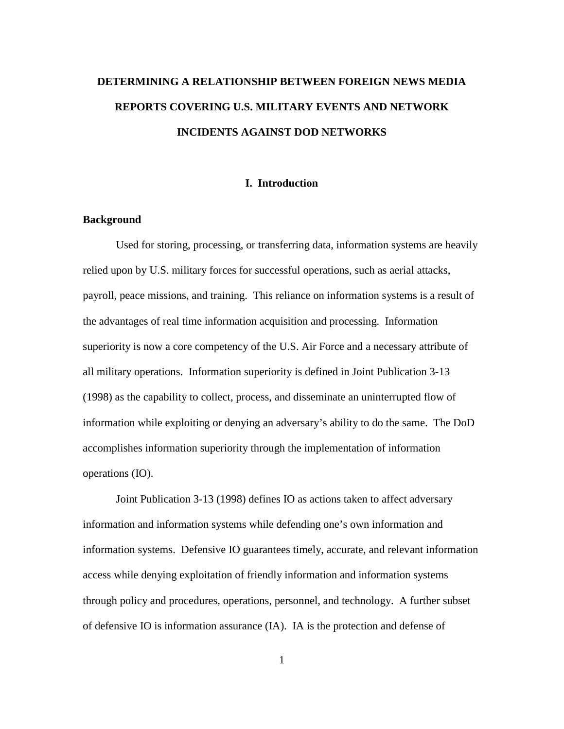# DETERMINING A RELATIONSHIP BETWEEN FOREIGN NEWS MEDIA REPORTS COVERING U.S. MILITARY EVENTS AND NETWORK INCIDENTS AGAINST DOD NETWORKS

## I. Introduction

### Background

Used for storing, processing, or transferring data, information systems are heavily relied upon by U.S. military forces for successful operations, such as aerial attacks, payroll, peace missions, and training. This reliance on information systems is a result of the advantages of real time information acquisition and processing. Information superiority is now a core competency of the U.S. Air Force and a necessary attribute of all military operations. Information superiority is defined in Joint Publication 3-13 (1998) as the capability to collect, process, and disseminate an uninterrupted flow of information while exploiting or denying an adversary's ability to do the same. The DoD accomplishes information superiority through the implementation of information operations (IO).

Joint Publication 3-13 (1998) defines IO as actions taken to affect adversary information and information systems while defending one's own information and information systems. Defensive IO guarantees timely, accurate, and relevant information access while denying exploitation of friendly information and information systems through policy and procedures, operations, personnel, and technology. A further subset of defensive IO is information assurance (IA). IA is the protection and defense of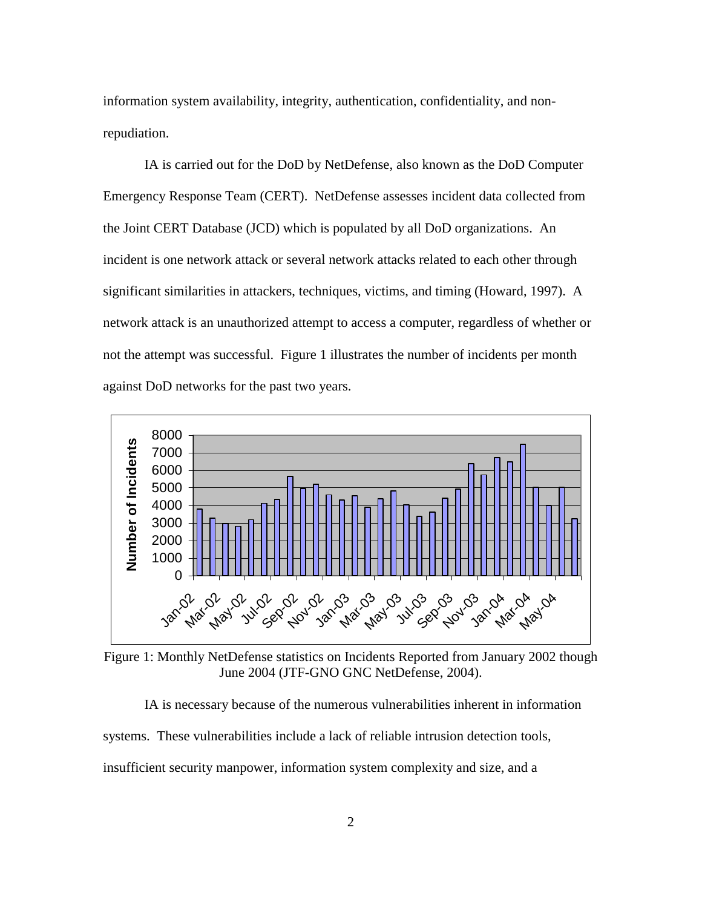information system availability, integrity, authentication, confidentiality, and non-repudiation.

IA is carried out for the DoD by NetDefense, also known as the DoD Computer Emergency Response Team (CERT). NetDefense assesses incident data collected from the Joint CERT Database (JCD) which is populated by all DoD organizations. An incident is one network attack or several network attacks related to each other through significant similarities in attackers, techniques, victims, and timing (Howard, 1997). A network attack is an unauthorized attempt to access a computer, regardless of whether or not the attempt was successful. Figure 1 illustrates the number of incidents per month against DoD networks for the past two years.

Figure 1: Monthly NetDefense statistics on Incidents Reported from January 2002 though June 2004 (JTF-GNO GNC NetDefense, 2004).

IA is necessary because of the numerous vulnerabilities inherent in information systems. These vulnerabilities include a lack of reliable intrusion detection tools, insufficient security manpower, information system complexity and size, and a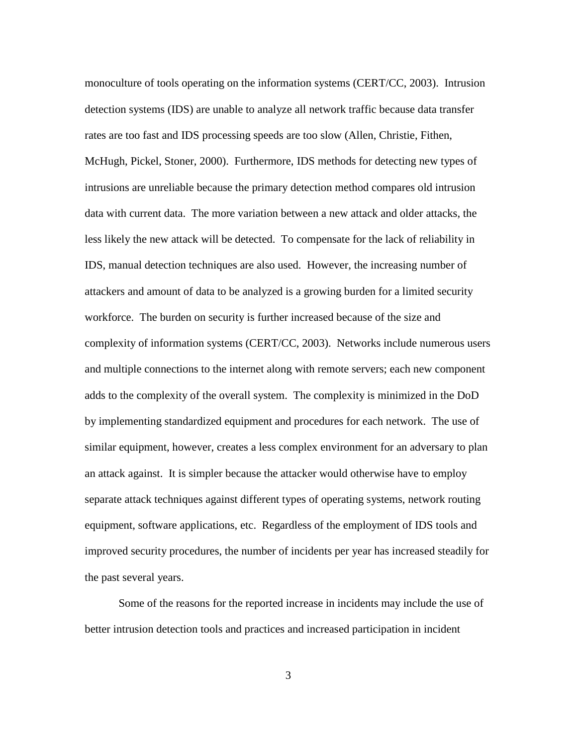monoculture of tools operating on the information systems (CERT/CC, 2003). Intrusion detection systems (IDS) are unable to analyze all network traffic because data transfer rates are too fast and IDS processing speeds are too slow (Allen, Christie, Fithen, McHugh, Pickel, Stoner, 2000). Furthermore, IDS methods for detecting new types of intrusions are unreliable because the primary detection method compares old intrusion data with current data. The more variation between a new attack and older attacks, the less likely the new attack will be detected. To compensate for the lack of reliability in IDS, manual detection techniques are also used. However, the increasing number of attackers and amount of data to be analyzed is a growing burden for a limited security workforce. The burden on security is further increased because of the size and complexity of information systems (CERT/CC, 2003). Networks include numerous users and multiple connections to the internet along with remote servers; each new component adds to the complexity of the overall system. The complexity is minimized in the DoD by implementing standardized equipment and procedures for each network. The use of similar equipment, however, creates a less complex environment for an adversary to plan an attack against. It is simpler because the attacker would otherwise have to employ separate attack techniques against different types of operating systems, network routing equipment, software applications, etc. Regardless of the employment of IDS tools and improved security procedures, the number of incidents per year has increased steadily for the past several years.

Some of the reasons for the reported increase in incidents may include the use of better intrusion detection tools and practices and increased participation in incident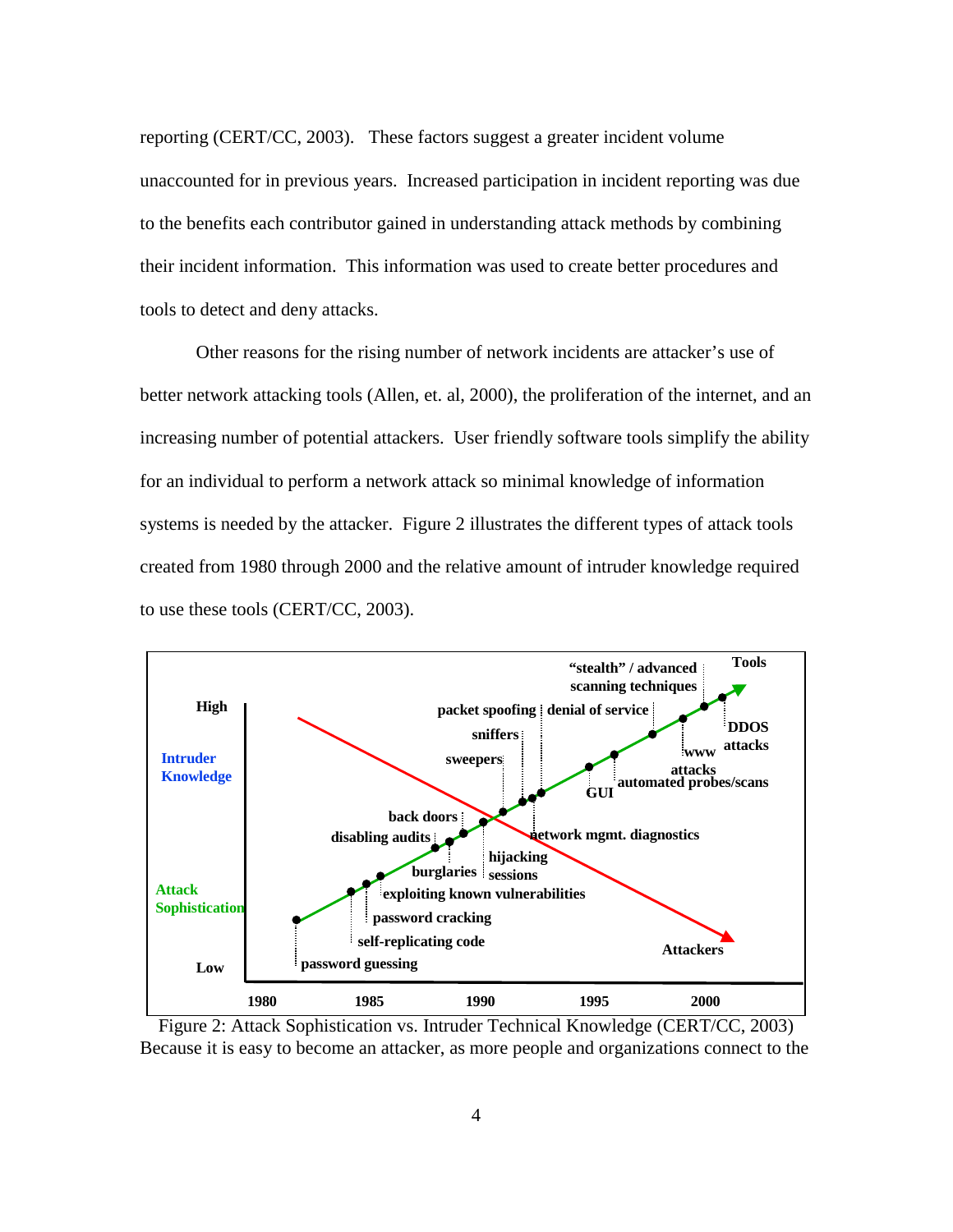reporting (CERT/CC, 2003). These factors suggest a greater incident volume unaccounted for in previous years. Increased participation in incident reporting was due to the benefits each contributor gained in understanding attack methods by combining their incident information. This information was used to create better procedures and tools to detect and deny attacks.

Other reasons for the rising number of network incidents are attacker's use of better network attacking tools (Allen, et. al, 2000), the proliferation of the internet, and an increasing number of potential attackers. User friendly software tools simplify the ability for an individual to perform a network attack so minimal knowledge of information systems is needed by the attacker. Figure 2 illustrates the different types of attack tools created from 1980 through 2000 and the relative amount of intruder knowledge required to use these tools (CERT/CC, 2003).

Figure 2: Attack Sophistication vs. Intruder Technical Knowledge (CERT/CC, 2003)

Because it is easy to become an attacker, as more people and organizations connect to the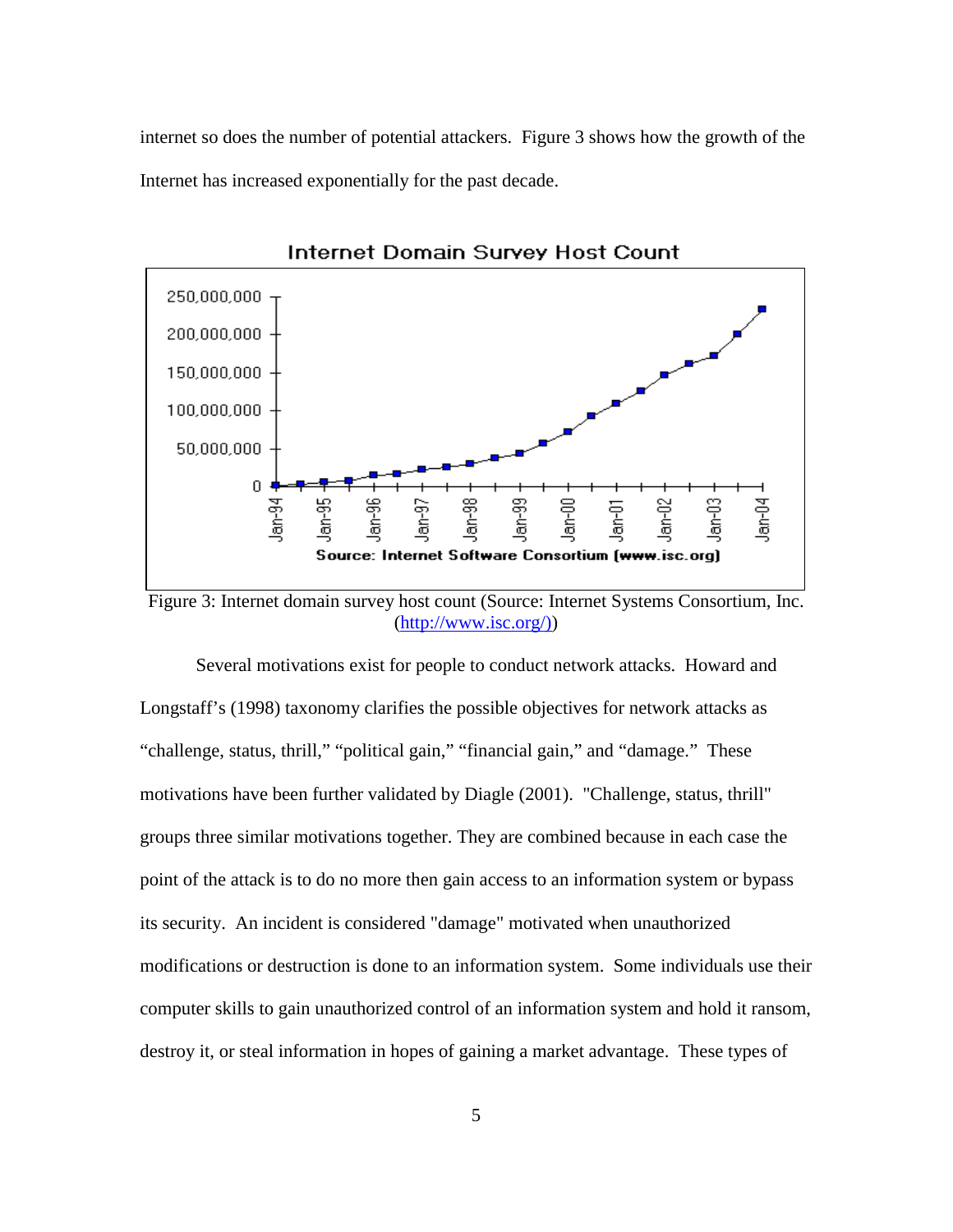internet so does the number of potential attackers. Figure 3 shows how the growth of the Internet has increased exponentially for the past decade.

Figure 3: Internet domain survey host count (Source: Internet Systems Consortium, Inc. (http://www.isc.org/))

Several motivations exist for people to conduct network attacks. Howard and Longstaff's (1998) taxonomy clarifies the possible objectives for network attacks as "challenge, status, thrill," "political gain," "financial gain," and "damage." These motivations have been further validated by Diagle (2001). "Challenge, status, thrill" groups three similar motivations together. They are combined because in each case the point of the attack is to do no more then gain access to an information system or bypass its security. An incident is considered "damage" motivated when unauthorized modifications or destruction is done to an information system. Some individuals use their computer skills to gain unauthorized control of an information system and hold it ransom, destroy it, or steal information in hopes of gaining a market advantage. These types of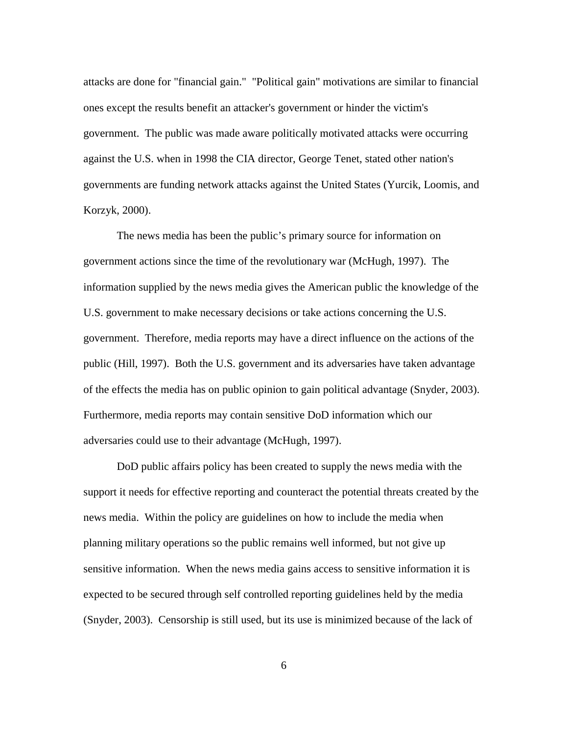attacks are done for "financial gain." "Political gain" motivations are similar to financial ones except the results benefit an attacker's government or hinder the victim's government. The public was made aware politically motivated attacks were occurring against the U.S. when in 1998 the CIA director, George Tenet, stated other nation's governments are funding network attacks against the United States (Yurcik, Loomis, and Korzyk, 2000).

The news media has been the public's primary source for information on government actions since the time of the revolutionary war (McHugh, 1997). The information supplied by the news media gives the American public the knowledge of the U.S. government to make necessary decisions or take actions concerning the U.S. government. Therefore, media reports may have a direct influence on the actions of the public (Hill, 1997). Both the U.S. government and its adversaries have taken advantage of the effects the media has on public opinion to gain political advantage (Snyder, 2003). Furthermore, media reports may contain sensitive DoD information which our adversaries could use to their advantage (McHugh, 1997).

DoD public affairs policy has been created to supply the news media with the support it needs for effective reporting and counteract the potential threats created by the news media. Within the policy are guidelines on how to include the media when planning military operations so the public remains well informed, but not give up sensitive information. When the news media gains access to sensitive information it is expected to be secured through self controlled reporting guidelines held by the media (Snyder, 2003). Censorship is still used, but its use is minimized because of the lack of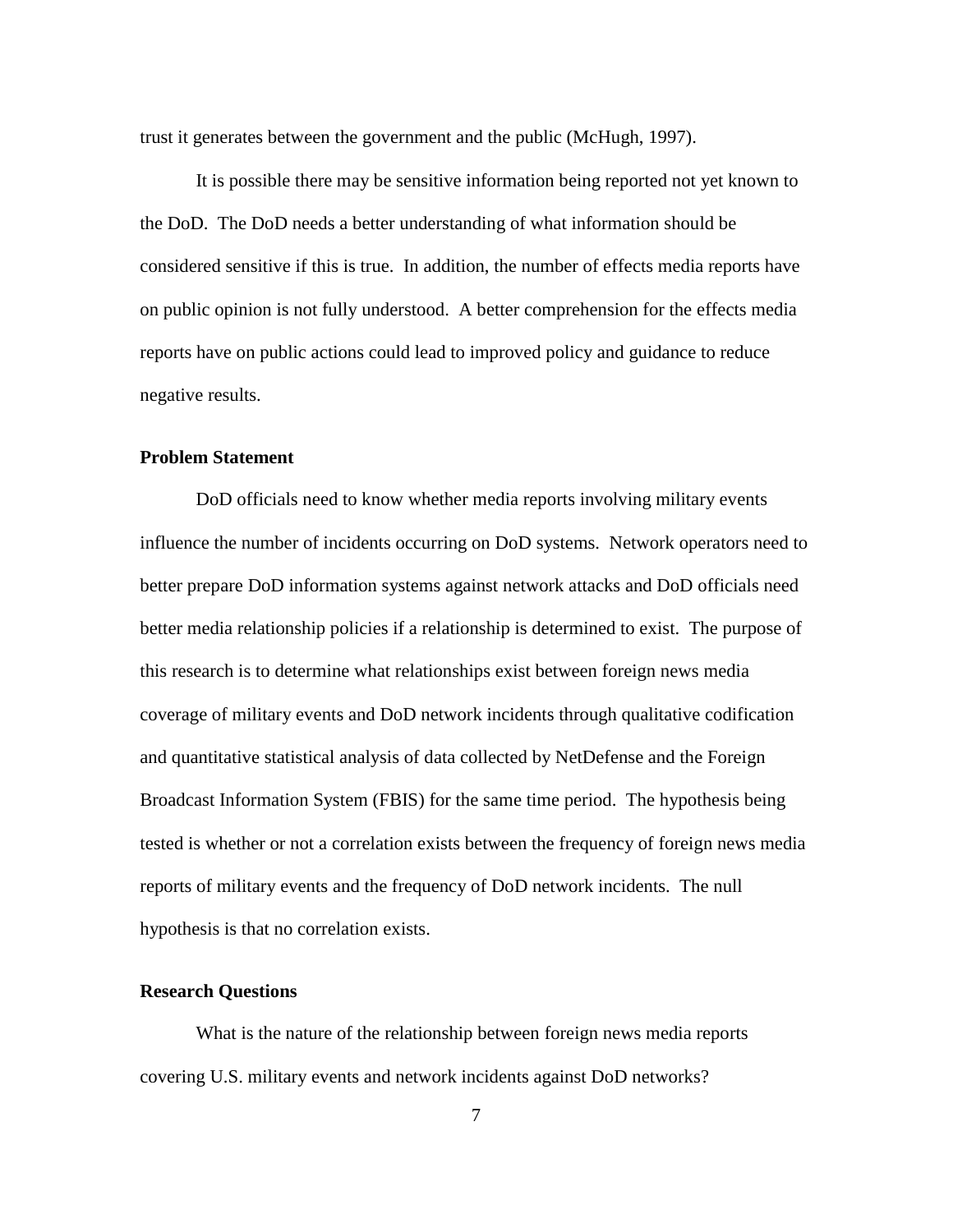trust it generates between the government and the public (McHugh, 1997).

It is possible there may be sensitive information being reported not yet known to the DoD. The DoD needs a better understanding of what information should be considered sensitive if this is true. In addition, the number of effects media reports have on public opinion is not fully understood. A better comprehension for the effects media reports have on public actions could lead to improved policy and guidance to reduce negative results.

### Problem Statement

DoD officials need to know whether media reports involving military events influence the number of incidents occurring on DoD systems. Network operators need to better prepare DoD information systems against network attacks and DoD officials need better media relationship policies if a relationship is determined to exist. The purpose of this research is to determine what relationships exist between foreign news media coverage of military events and DoD network incidents through qualitative codification and quantitative statistical analysis of data collected by NetDefense and the Foreign Broadcast Information System (FBIS) for the same time period. The hypothesis being tested is whether or not a correlation exists between the frequency of foreign news media reports of military events and the frequency of DoD network incidents. The null hypothesis is that no correlation exists.

### Research Questions

What is the nature of the relationship between foreign news media reports covering U.S. military events and network incidents against DoD networks?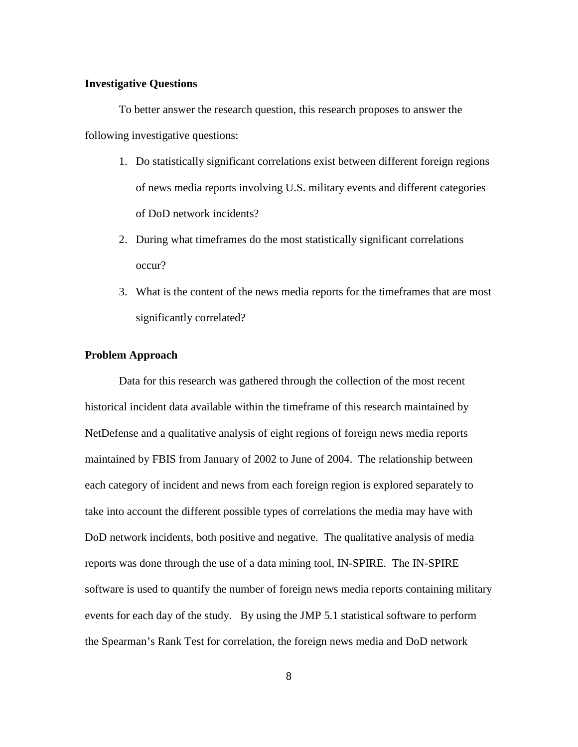### Investigative Questions

To better answer the research question, this research proposes to answer the following investigative questions:

1. Do statistically significant correlations exist between different foreign regions of news media reports involving U.S. military events and different categories of DoD network incidents?
2. During what timeframes do the most statistically significant correlations occur?
3. What is the content of the news media reports for the timeframes that are most significantly correlated?

### Problem Approach

Data for this research was gathered through the collection of the most recent historical incident data available within the timeframe of this research maintained by NetDefense and a qualitative analysis of eight regions of foreign news media reports maintained by FBIS from January of 2002 to June of 2004. The relationship between each category of incident and news from each foreign region is explored separately to take into account the different possible types of correlations the media may have with DoD network incidents, both positive and negative. The qualitative analysis of media reports was done through the use of a data mining tool, IN-SPIRE. The IN-SPIRE software is used to quantify the number of foreign news media reports containing military events for each day of the study. By using the JMP 5.1 statistical software to perform the Spearman's Rank Test for correlation, the foreign news media and DoD network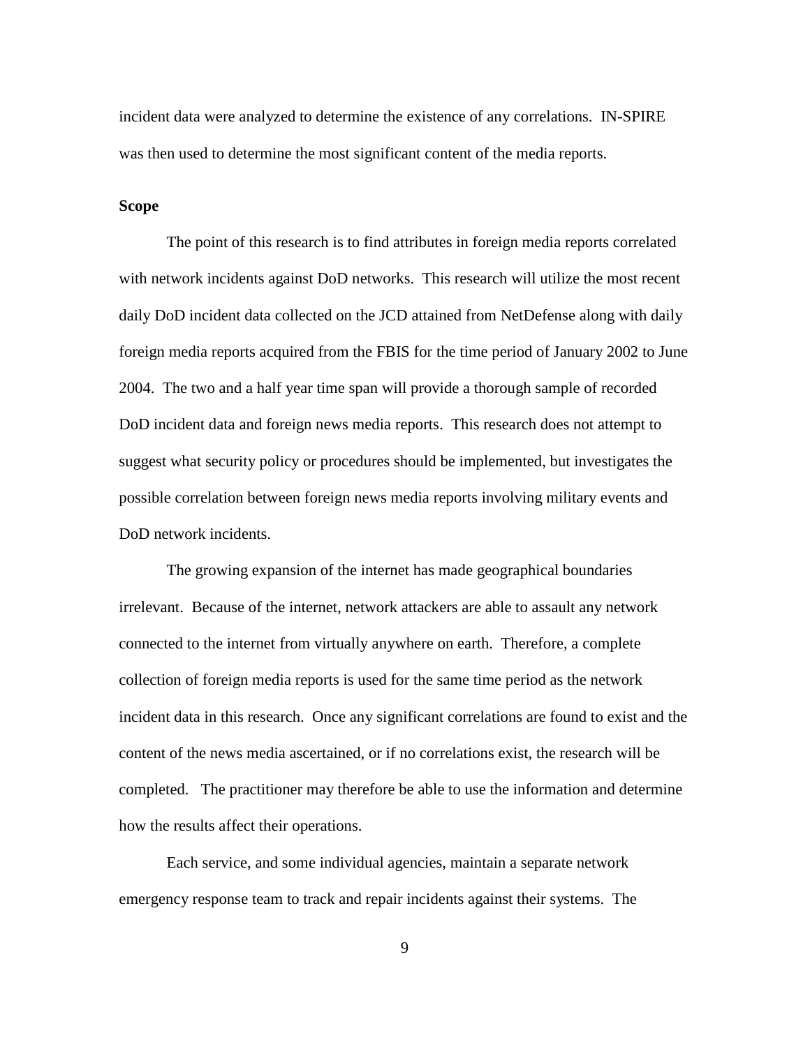incident data were analyzed to determine the existence of any correlations. IN-SPIRE was then used to determine the most significant content of the media reports.

**Scope**

The point of this research is to find attributes in foreign media reports correlated with network incidents against DoD networks. This research will utilize the most recent daily DoD incident data collected on the JCD attained from NetDefense along with daily foreign media reports acquired from the FBIS for the time period of January 2002 to June 2004. The two and a half year time span will provide a thorough sample of recorded DoD incident data and foreign news media reports. This research does not attempt to suggest what security policy or procedures should be implemented, but investigates the possible correlation between foreign news media reports involving military events and DoD network incidents.

The growing expansion of the internet has made geographical boundaries irrelevant. Because of the internet, network attackers are able to assault any network connected to the internet from virtually anywhere on earth. Therefore, a complete collection of foreign media reports is used for the same time period as the network incident data in this research. Once any significant correlations are found to exist and the content of the news media ascertained, or if no correlations exist, the research will be completed. The practitioner may therefore be able to use the information and determine how the results affect their operations.

Each service, and some individual agencies, maintain a separate network emergency response team to track and repair incidents against their systems. The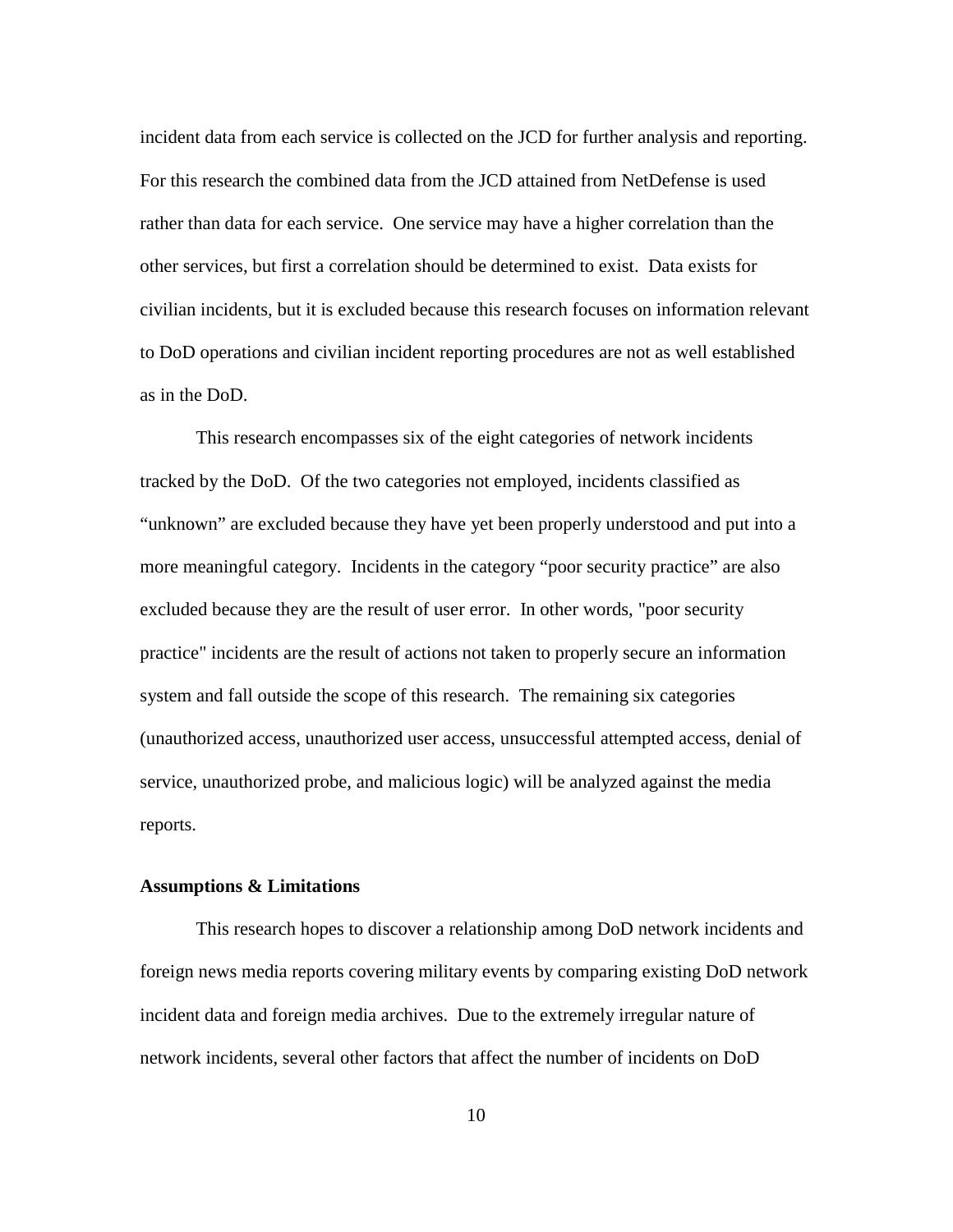incident data from each service is collected on the JCD for further analysis and reporting. For this research the combined data from the JCD attained from NetDefense is used rather than data for each service. One service may have a higher correlation than the other services, but first a correlation should be determined to exist. Data exists for civilian incidents, but it is excluded because this research focuses on information relevant to DoD operations and civilian incident reporting procedures are not as well established as in the DoD.

This research encompasses six of the eight categories of network incidents tracked by the DoD. Of the two categories not employed, incidents classified as "unknown" are excluded because they have yet been properly understood and put into a more meaningful category. Incidents in the category "poor security practice" are also excluded because they are the result of user error. In other words, "poor security practice" incidents are the result of actions not taken to properly secure an information system and fall outside the scope of this research. The remaining six categories (unauthorized access, unauthorized user access, unsuccessful attempted access, denial of service, unauthorized probe, and malicious logic) will be analyzed against the media reports.

### Assumptions & Limitations

This research hopes to discover a relationship among DoD network incidents and foreign news media reports covering military events by comparing existing DoD network incident data and foreign media archives. Due to the extremely irregular nature of network incidents, several other factors that affect the number of incidents on DoD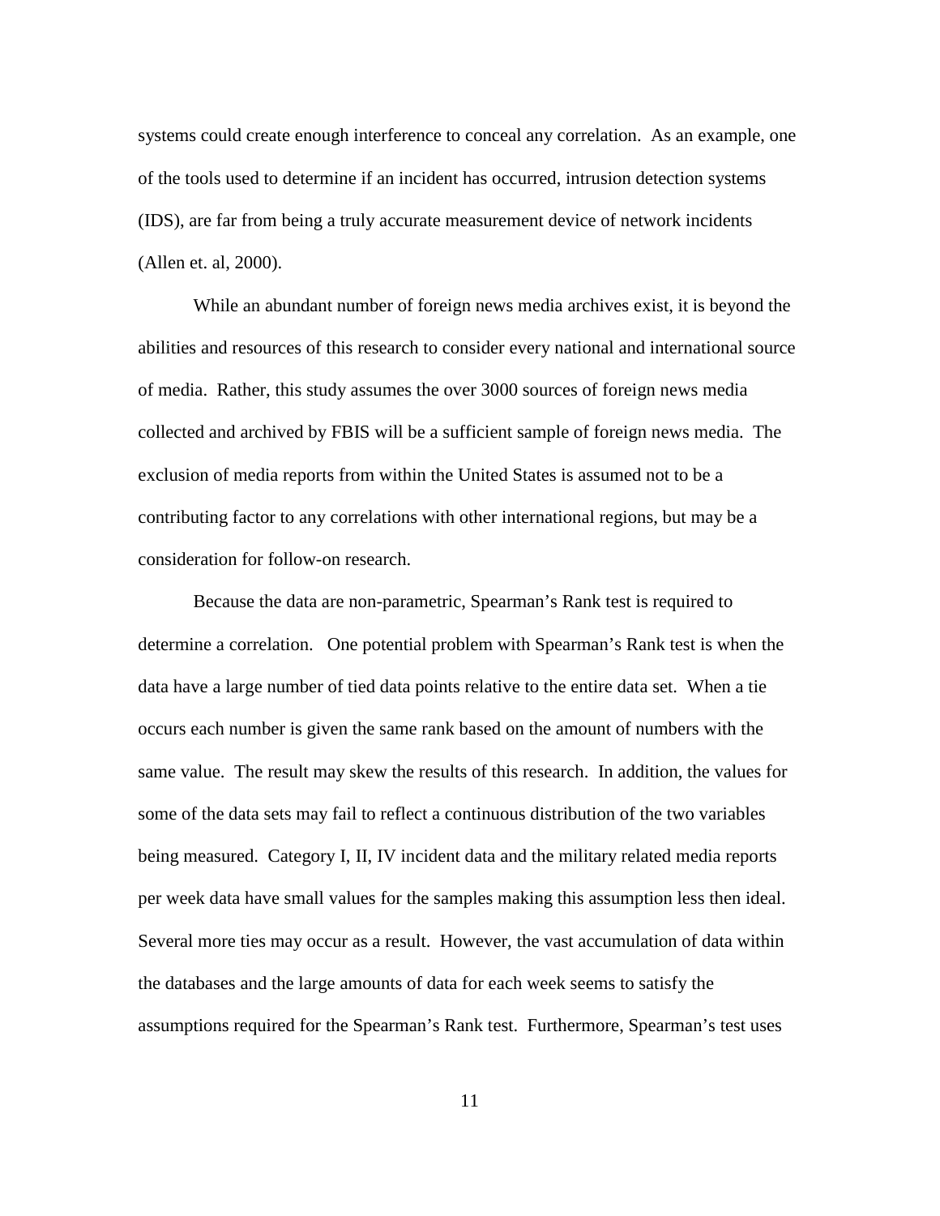systems could create enough interference to conceal any correlation. As an example, one of the tools used to determine if an incident has occurred, intrusion detection systems (IDS), are far from being a truly accurate measurement device of network incidents (Allen et. al, 2000).

While an abundant number of foreign news media archives exist, it is beyond the abilities and resources of this research to consider every national and international source of media. Rather, this study assumes the over 3000 sources of foreign news media collected and archived by FBIS will be a sufficient sample of foreign news media. The exclusion of media reports from within the United States is assumed not to be a contributing factor to any correlations with other international regions, but may be a consideration for follow-on research.

Because the data are non-parametric, Spearman's Rank test is required to determine a correlation. One potential problem with Spearman's Rank test is when the data have a large number of tied data points relative to the entire data set. When a tie occurs each number is given the same rank based on the amount of numbers with the same value. The result may skew the results of this research. In addition, the values for some of the data sets may fail to reflect a continuous distribution of the two variables being measured. Category I, II, IV incident data and the military related media reports per week data have small values for the samples making this assumption less then ideal. Several more ties may occur as a result. However, the vast accumulation of data within the databases and the large amounts of data for each week seems to satisfy the assumptions required for the Spearman's Rank test. Furthermore, Spearman's test uses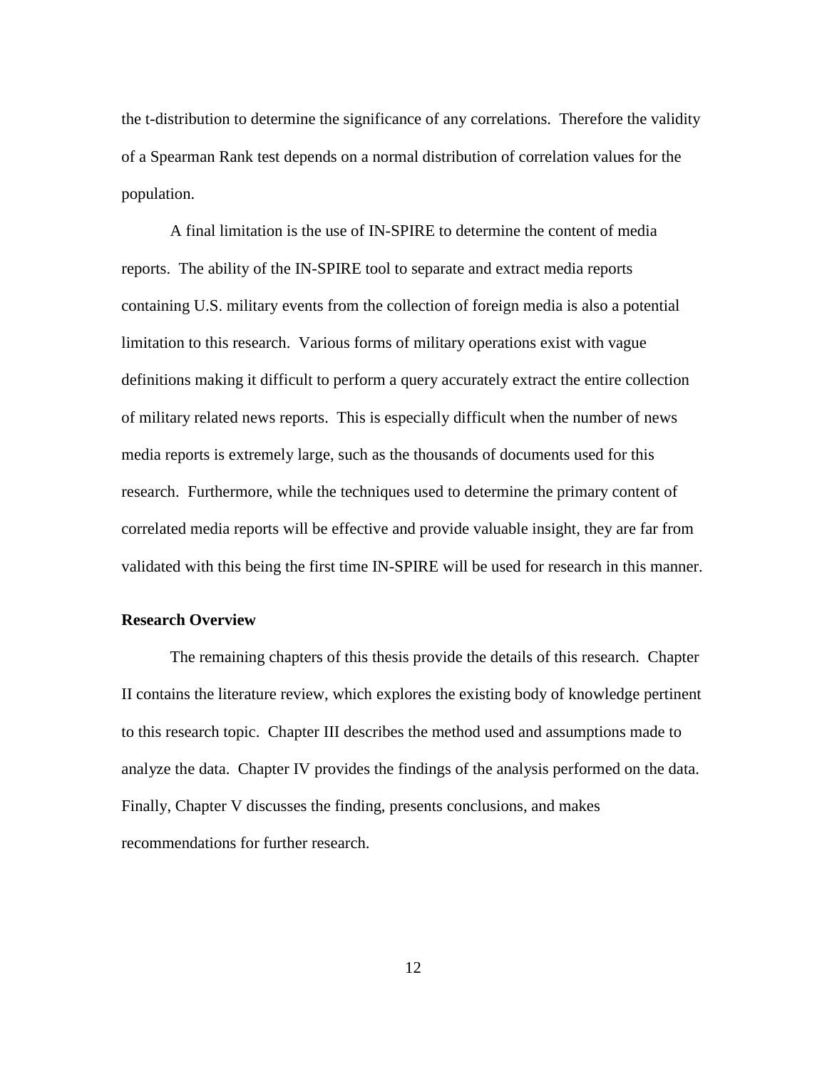the t-distribution to determine the significance of any correlations. Therefore the validity of a Spearman Rank test depends on a normal distribution of correlation values for the population.

A final limitation is the use of IN-SPIRE to determine the content of media reports. The ability of the IN-SPIRE tool to separate and extract media reports containing U.S. military events from the collection of foreign media is also a potential limitation to this research. Various forms of military operations exist with vague definitions making it difficult to perform a query accurately extract the entire collection of military related news reports. This is especially difficult when the number of news media reports is extremely large, such as the thousands of documents used for this research. Furthermore, while the techniques used to determine the primary content of correlated media reports will be effective and provide valuable insight, they are far from validated with this being the first time IN-SPIRE will be used for research in this manner.

**Research Overview**

The remaining chapters of this thesis provide the details of this research. Chapter II contains the literature review, which explores the existing body of knowledge pertinent to this research topic. Chapter III describes the method used and assumptions made to analyze the data. Chapter IV provides the findings of the analysis performed on the data. Finally, Chapter V discusses the finding, presents conclusions, and makes recommendations for further research.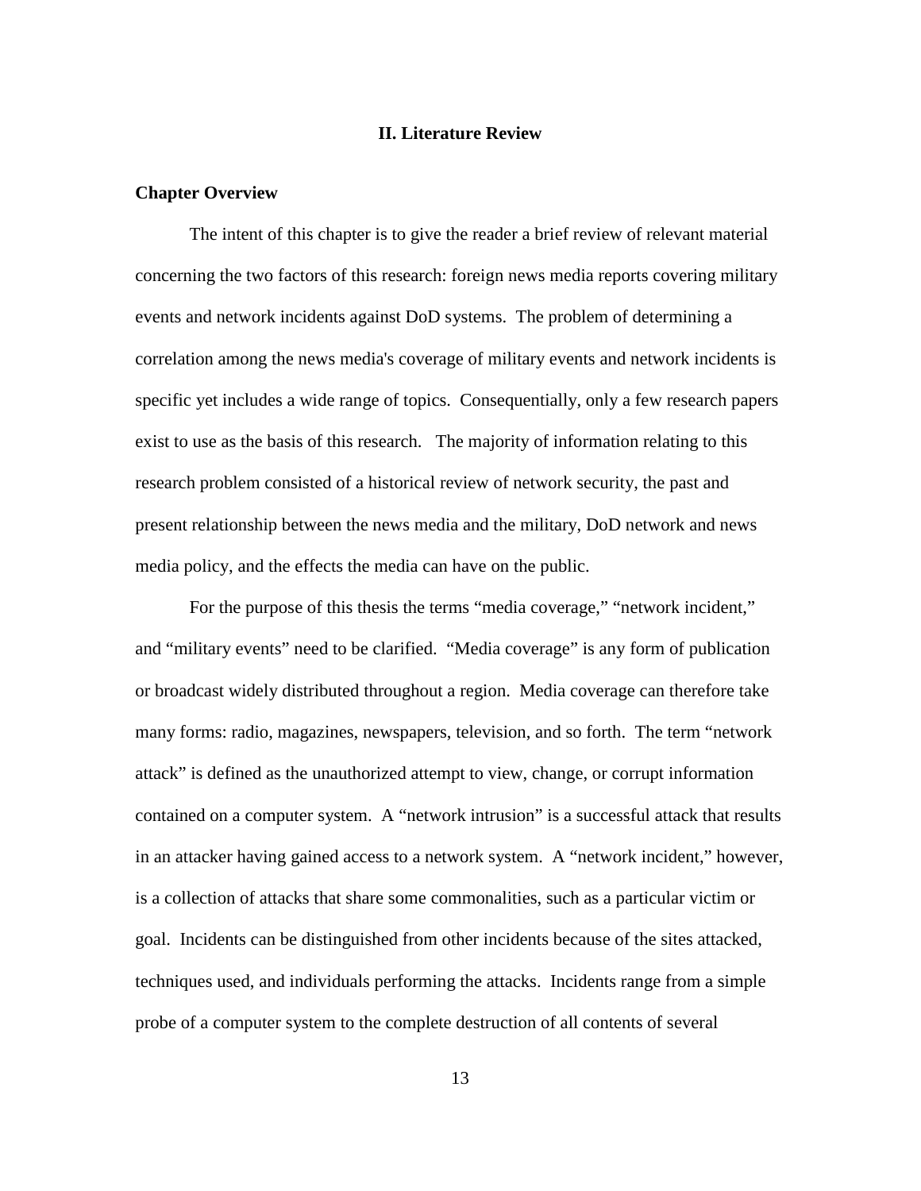## II. Literature Review

### Chapter Overview

The intent of this chapter is to give the reader a brief review of relevant material concerning the two factors of this research: foreign news media reports covering military events and network incidents against DoD systems. The problem of determining a correlation among the news media's coverage of military events and network incidents is specific yet includes a wide range of topics. Consequentially, only a few research papers exist to use as the basis of this research. The majority of information relating to this research problem consisted of a historical review of network security, the past and present relationship between the news media and the military, DoD network and news media policy, and the effects the media can have on the public.

For the purpose of this thesis the terms "media coverage," "network incident," and "military events" need to be clarified. "Media coverage" is any form of publication or broadcast widely distributed throughout a region. Media coverage can therefore take many forms: radio, magazines, newspapers, television, and so forth. The term "network attack" is defined as the unauthorized attempt to view, change, or corrupt information contained on a computer system. A "network intrusion" is a successful attack that results in an attacker having gained access to a network system. A "network incident," however, is a collection of attacks that share some commonalities, such as a particular victim or goal. Incidents can be distinguished from other incidents because of the sites attacked, techniques used, and individuals performing the attacks. Incidents range from a simple probe of a computer system to the complete destruction of all contents of several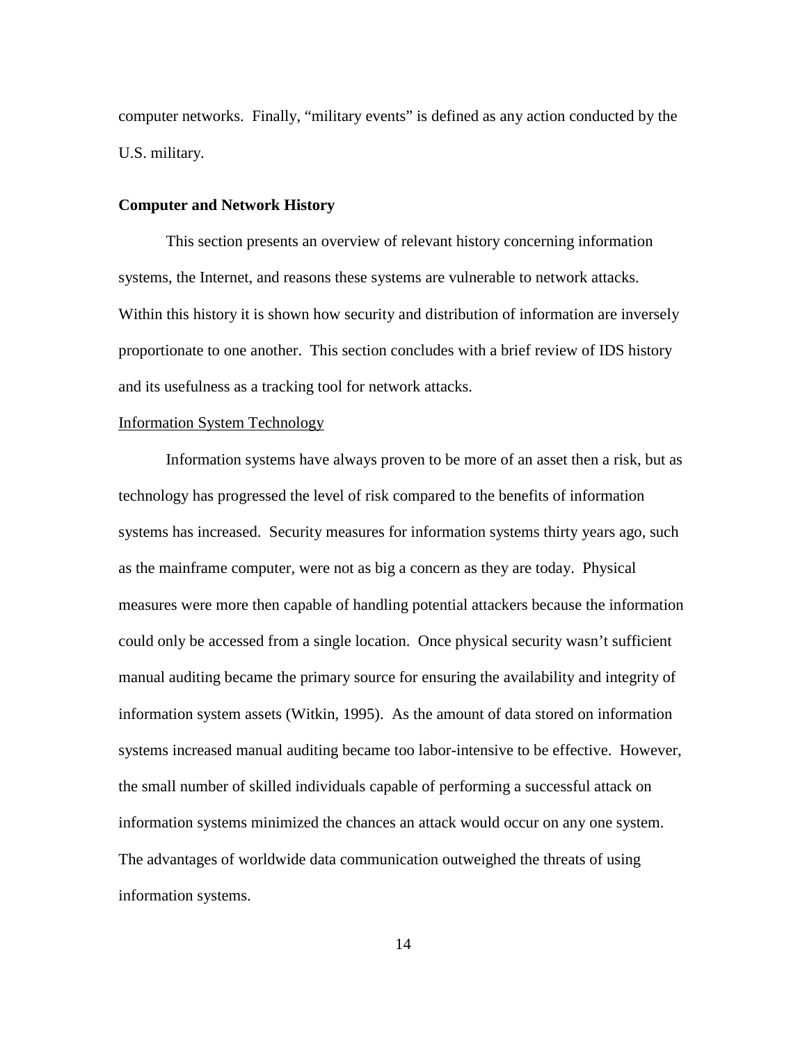computer networks. Finally, "military events" is defined as any action conducted by the U.S. military.

## Computer and Network History

This section presents an overview of relevant history concerning information systems, the Internet, and reasons these systems are vulnerable to network attacks. Within this history it is shown how security and distribution of information are inversely proportionate to one another. This section concludes with a brief review of IDS history and its usefulness as a tracking tool for network attacks.

### Information System Technology

Information systems have always proven to be more of an asset then a risk, but as technology has progressed the level of risk compared to the benefits of information systems has increased. Security measures for information systems thirty years ago, such as the mainframe computer, were not as big a concern as they are today. Physical measures were more then capable of handling potential attackers because the information could only be accessed from a single location. Once physical security wasn't sufficient manual auditing became the primary source for ensuring the availability and integrity of information system assets (Witkin, 1995). As the amount of data stored on information systems increased manual auditing became too labor-intensive to be effective. However, the small number of skilled individuals capable of performing a successful attack on information systems minimized the chances an attack would occur on any one system. The advantages of worldwide data communication outweighed the threats of using information systems.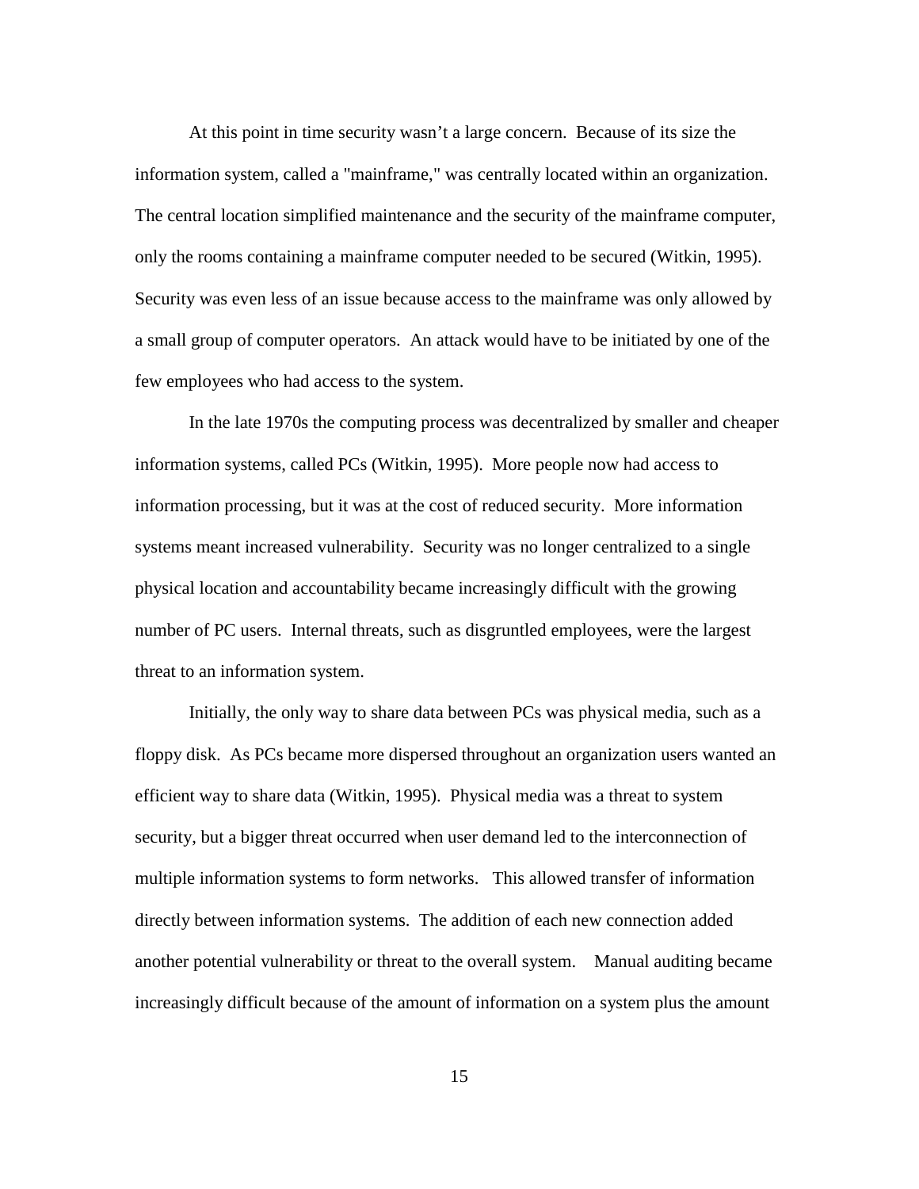At this point in time security wasn't a large concern. Because of its size the information system, called a "mainframe," was centrally located within an organization. The central location simplified maintenance and the security of the mainframe computer, only the rooms containing a mainframe computer needed to be secured (Witkin, 1995). Security was even less of an issue because access to the mainframe was only allowed by a small group of computer operators. An attack would have to be initiated by one of the few employees who had access to the system.

In the late 1970s the computing process was decentralized by smaller and cheaper information systems, called PCs (Witkin, 1995). More people now had access to information processing, but it was at the cost of reduced security. More information systems meant increased vulnerability. Security was no longer centralized to a single physical location and accountability became increasingly difficult with the growing number of PC users. Internal threats, such as disgruntled employees, were the largest threat to an information system.

Initially, the only way to share data between PCs was physical media, such as a floppy disk. As PCs became more dispersed throughout an organization users wanted an efficient way to share data (Witkin, 1995). Physical media was a threat to system security, but a bigger threat occurred when user demand led to the interconnection of multiple information systems to form networks. This allowed transfer of information directly between information systems. The addition of each new connection added another potential vulnerability or threat to the overall system. Manual auditing became increasingly difficult because of the amount of information on a system plus the amount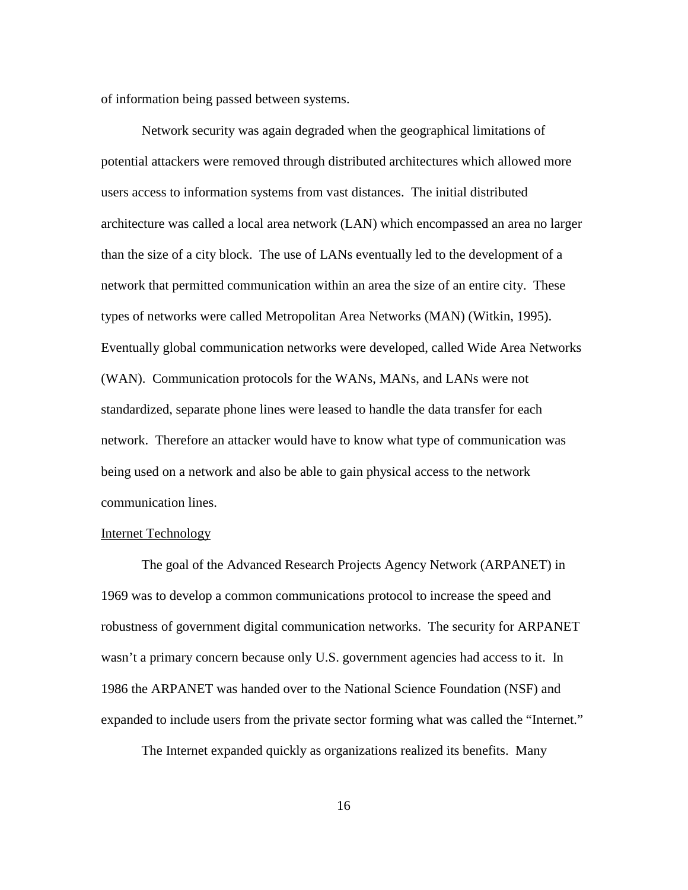of information being passed between systems.

Network security was again degraded when the geographical limitations of potential attackers were removed through distributed architectures which allowed more users access to information systems from vast distances. The initial distributed architecture was called a local area network (LAN) which encompassed an area no larger than the size of a city block. The use of LANs eventually led to the development of a network that permitted communication within an area the size of an entire city. These types of networks were called Metropolitan Area Networks (MAN) (Witkin, 1995). Eventually global communication networks were developed, called Wide Area Networks (WAN). Communication protocols for the WANs, MANs, and LANs were not standardized, separate phone lines were leased to handle the data transfer for each network. Therefore an attacker would have to know what type of communication was being used on a network and also be able to gain physical access to the network communication lines.

### Internet Technology

The goal of the Advanced Research Projects Agency Network (ARPANET) in 1969 was to develop a common communications protocol to increase the speed and robustness of government digital communication networks. The security for ARPANET wasn't a primary concern because only U.S. government agencies had access to it. In 1986 the ARPANET was handed over to the National Science Foundation (NSF) and expanded to include users from the private sector forming what was called the "Internet."

The Internet expanded quickly as organizations realized its benefits. Many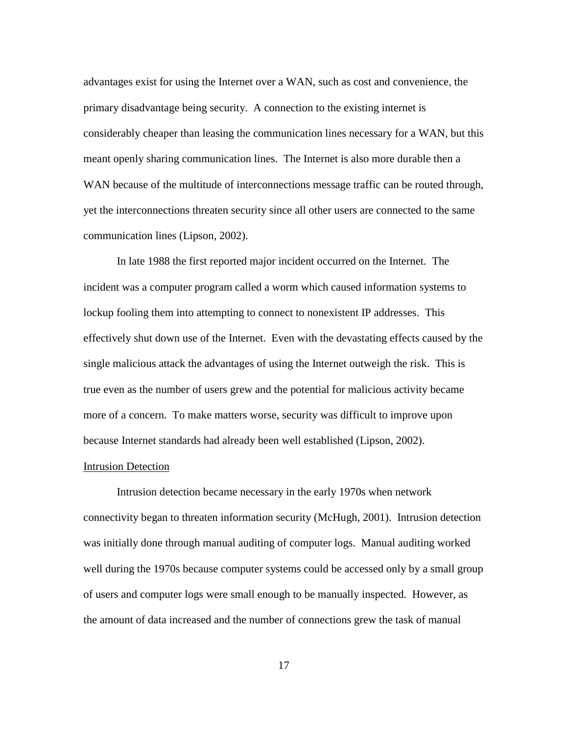advantages exist for using the Internet over a WAN, such as cost and convenience, the primary disadvantage being security. A connection to the existing internet is considerably cheaper than leasing the communication lines necessary for a WAN, but this meant openly sharing communication lines. The Internet is also more durable then a WAN because of the multitude of interconnections message traffic can be routed through, yet the interconnections threaten security since all other users are connected to the same communication lines (Lipson, 2002).

In late 1988 the first reported major incident occurred on the Internet. The incident was a computer program called a worm which caused information systems to lockup fooling them into attempting to connect to nonexistent IP addresses. This effectively shut down use of the Internet. Even with the devastating effects caused by the single malicious attack the advantages of using the Internet outweigh the risk. This is true even as the number of users grew and the potential for malicious activity became more of a concern. To make matters worse, security was difficult to improve upon because Internet standards had already been well established (Lipson, 2002).

<u>Intrusion Detection</u>

Intrusion detection became necessary in the early 1970s when network connectivity began to threaten information security (McHugh, 2001). Intrusion detection was initially done through manual auditing of computer logs. Manual auditing worked well during the 1970s because computer systems could be accessed only by a small group of users and computer logs were small enough to be manually inspected. However, as the amount of data increased and the number of connections grew the task of manual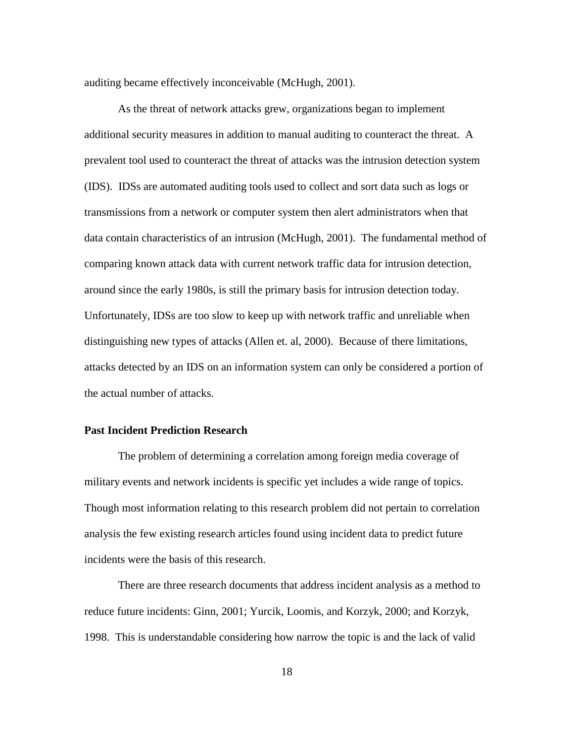auditing became effectively inconceivable (McHugh, 2001).

As the threat of network attacks grew, organizations began to implement additional security measures in addition to manual auditing to counteract the threat. A prevalent tool used to counteract the threat of attacks was the intrusion detection system (IDS). IDSs are automated auditing tools used to collect and sort data such as logs or transmissions from a network or computer system then alert administrators when that data contain characteristics of an intrusion (McHugh, 2001). The fundamental method of comparing known attack data with current network traffic data for intrusion detection, around since the early 1980s, is still the primary basis for intrusion detection today. Unfortunately, IDSs are too slow to keep up with network traffic and unreliable when distinguishing new types of attacks (Allen et. al, 2000). Because of there limitations, attacks detected by an IDS on an information system can only be considered a portion of the actual number of attacks.

### Past Incident Prediction Research

The problem of determining a correlation among foreign media coverage of military events and network incidents is specific yet includes a wide range of topics. Though most information relating to this research problem did not pertain to correlation analysis the few existing research articles found using incident data to predict future incidents were the basis of this research.

There are three research documents that address incident analysis as a method to reduce future incidents: Ginn, 2001; Yurcik, Loomis, and Korzyk, 2000; and Korzyk, 1998. This is understandable considering how narrow the topic is and the lack of valid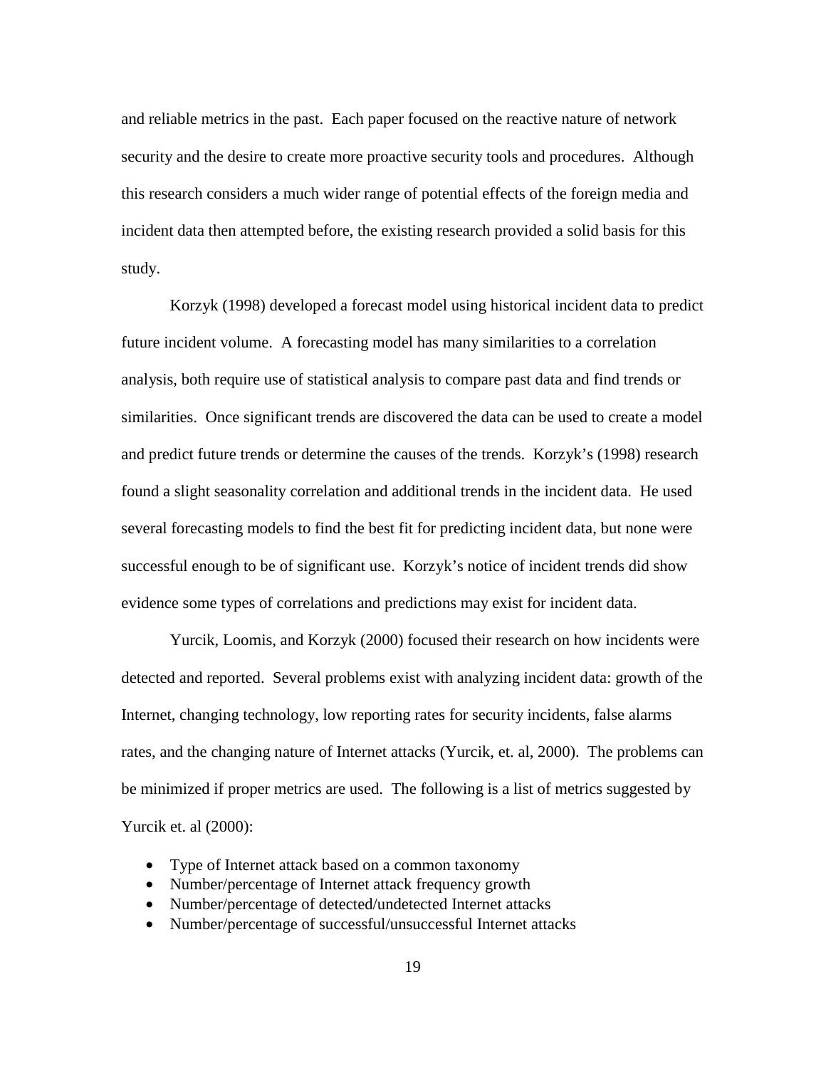and reliable metrics in the past. Each paper focused on the reactive nature of network security and the desire to create more proactive security tools and procedures. Although this research considers a much wider range of potential effects of the foreign media and incident data then attempted before, the existing research provided a solid basis for this study.

Korzyk (1998) developed a forecast model using historical incident data to predict future incident volume. A forecasting model has many similarities to a correlation analysis, both require use of statistical analysis to compare past data and find trends or similarities. Once significant trends are discovered the data can be used to create a model and predict future trends or determine the causes of the trends. Korzyk's (1998) research found a slight seasonality correlation and additional trends in the incident data. He used several forecasting models to find the best fit for predicting incident data, but none were successful enough to be of significant use. Korzyk's notice of incident trends did show evidence some types of correlations and predictions may exist for incident data.

Yurcik, Loomis, and Korzyk (2000) focused their research on how incidents were detected and reported. Several problems exist with analyzing incident data: growth of the Internet, changing technology, low reporting rates for security incidents, false alarms rates, and the changing nature of Internet attacks (Yurcik, et. al, 2000). The problems can be minimized if proper metrics are used. The following is a list of metrics suggested by Yurcik et. al (2000):

- Type of Internet attack based on a common taxonomy
- Number/percentage of Internet attack frequency growth
- Number/percentage of detected/undetected Internet attacks
- Number/percentage of successful/unsuccessful Internet attacks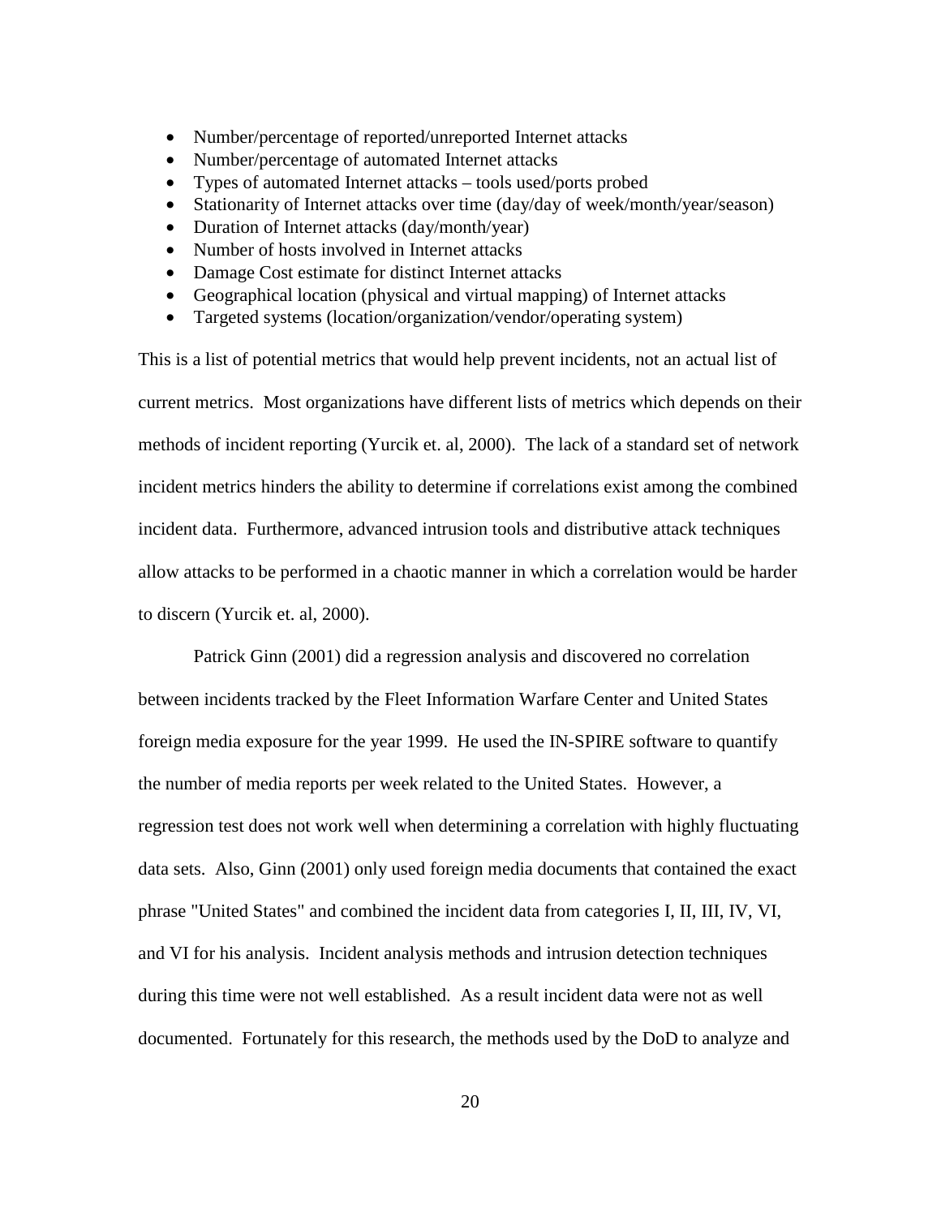- Number/percentage of reported/unreported Internet attacks
- Number/percentage of automated Internet attacks
- Types of automated Internet attacks – tools used/ports probed
- Stationarity of Internet attacks over time (day/day of week/month/year/season)
- Duration of Internet attacks (day/month/year)
- Number of hosts involved in Internet attacks
- Damage Cost estimate for distinct Internet attacks
- Geographical location (physical and virtual mapping) of Internet attacks
- Targeted systems (location/organization/vendor/operating system)

This is a list of potential metrics that would help prevent incidents, not an actual list of current metrics. Most organizations have different lists of metrics which depends on their methods of incident reporting (Yurcik et. al, 2000). The lack of a standard set of network incident metrics hinders the ability to determine if correlations exist among the combined incident data. Furthermore, advanced intrusion tools and distributive attack techniques allow attacks to be performed in a chaotic manner in which a correlation would be harder to discern (Yurcik et. al, 2000).

Patrick Ginn (2001) did a regression analysis and discovered no correlation between incidents tracked by the Fleet Information Warfare Center and United States foreign media exposure for the year 1999. He used the IN-SPIRE software to quantify the number of media reports per week related to the United States. However, a regression test does not work well when determining a correlation with highly fluctuating data sets. Also, Ginn (2001) only used foreign media documents that contained the exact phrase "United States" and combined the incident data from categories I, II, III, IV, VI, and VI for his analysis. Incident analysis methods and intrusion detection techniques during this time were not well established. As a result incident data were not as well documented. Fortunately for this research, the methods used by the DoD to analyze and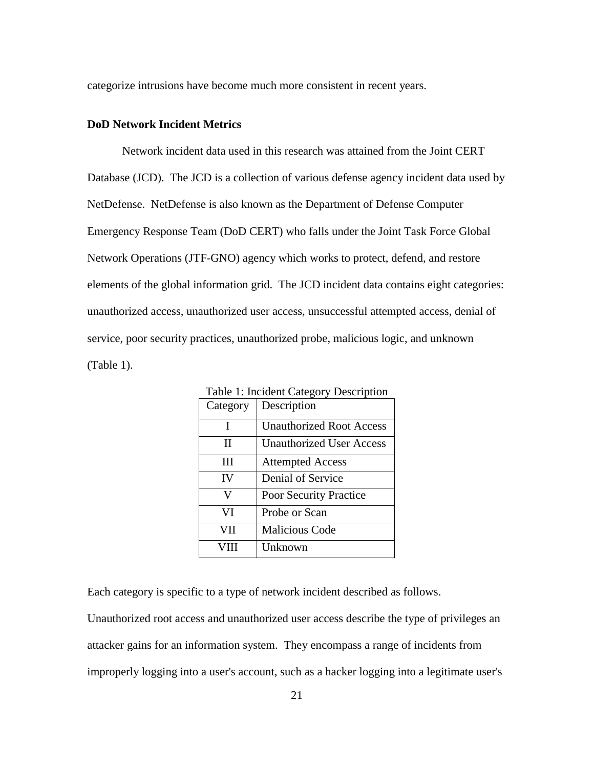categorize intrusions have become much more consistent in recent years.

### DoD Network Incident Metrics

Network incident data used in this research was attained from the Joint CERT Database (JCD). The JCD is a collection of various defense agency incident data used by NetDefense. NetDefense is also known as the Department of Defense Computer Emergency Response Team (DoD CERT) who falls under the Joint Task Force Global Network Operations (JTF-GNO) agency which works to protect, defend, and restore elements of the global information grid. The JCD incident data contains eight categories: unauthorized access, unauthorized user access, unsuccessful attempted access, denial of service, poor security practices, unauthorized probe, malicious logic, and unknown (Table 1).

Table 1: Incident Category Description

| Category | Description |
|---|---|
| I | Unauthorized Root Access |
| II | Unauthorized User Access |
| III | Attempted Access |
| IV | Denial of Service |
| V | Poor Security Practice |
| VI | Probe or Scan |
| VII | Malicious Code |
| VIII | Unknown |

Each category is specific to a type of network incident described as follows. Unauthorized root access and unauthorized user access describe the type of privileges an attacker gains for an information system. They encompass a range of incidents from improperly logging into a user's account, such as a hacker logging into a legitimate user's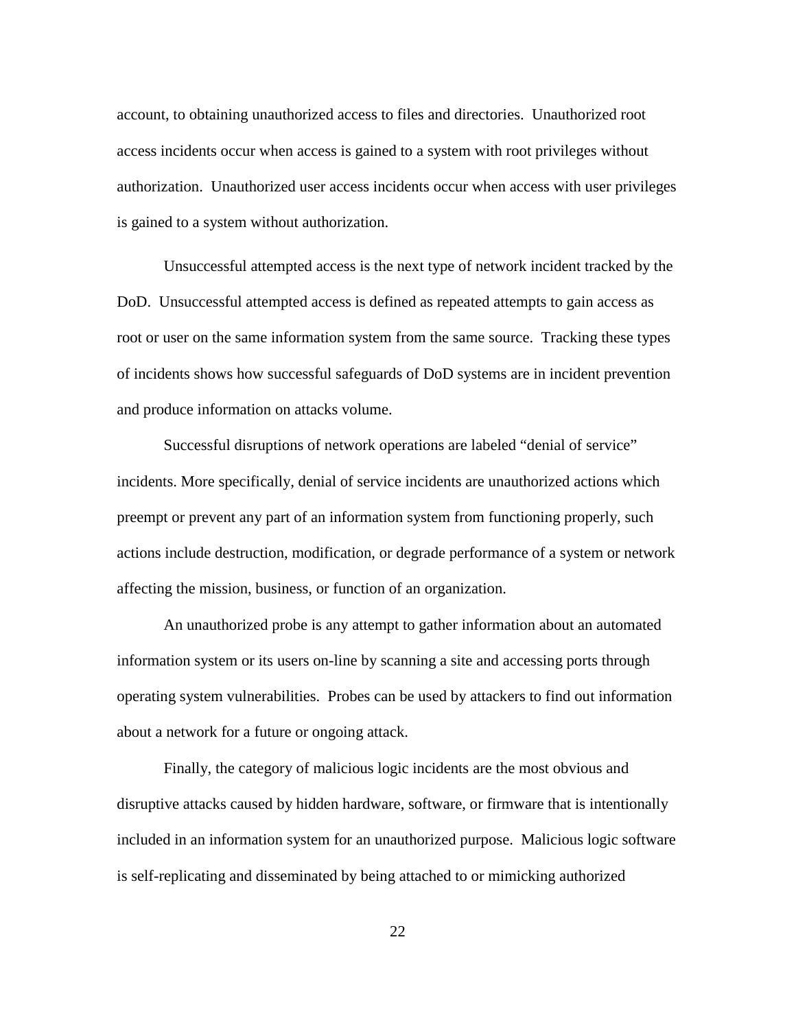account, to obtaining unauthorized access to files and directories. Unauthorized root access incidents occur when access is gained to a system with root privileges without authorization. Unauthorized user access incidents occur when access with user privileges is gained to a system without authorization.

Unsuccessful attempted access is the next type of network incident tracked by the DoD. Unsuccessful attempted access is defined as repeated attempts to gain access as root or user on the same information system from the same source. Tracking these types of incidents shows how successful safeguards of DoD systems are in incident prevention and produce information on attacks volume.

Successful disruptions of network operations are labeled "denial of service" incidents. More specifically, denial of service incidents are unauthorized actions which preempt or prevent any part of an information system from functioning properly, such actions include destruction, modification, or degrade performance of a system or network affecting the mission, business, or function of an organization.

An unauthorized probe is any attempt to gather information about an automated information system or its users on-line by scanning a site and accessing ports through operating system vulnerabilities. Probes can be used by attackers to find out information about a network for a future or ongoing attack.

Finally, the category of malicious logic incidents are the most obvious and disruptive attacks caused by hidden hardware, software, or firmware that is intentionally included in an information system for an unauthorized purpose. Malicious logic software is self-replicating and disseminated by being attached to or mimicking authorized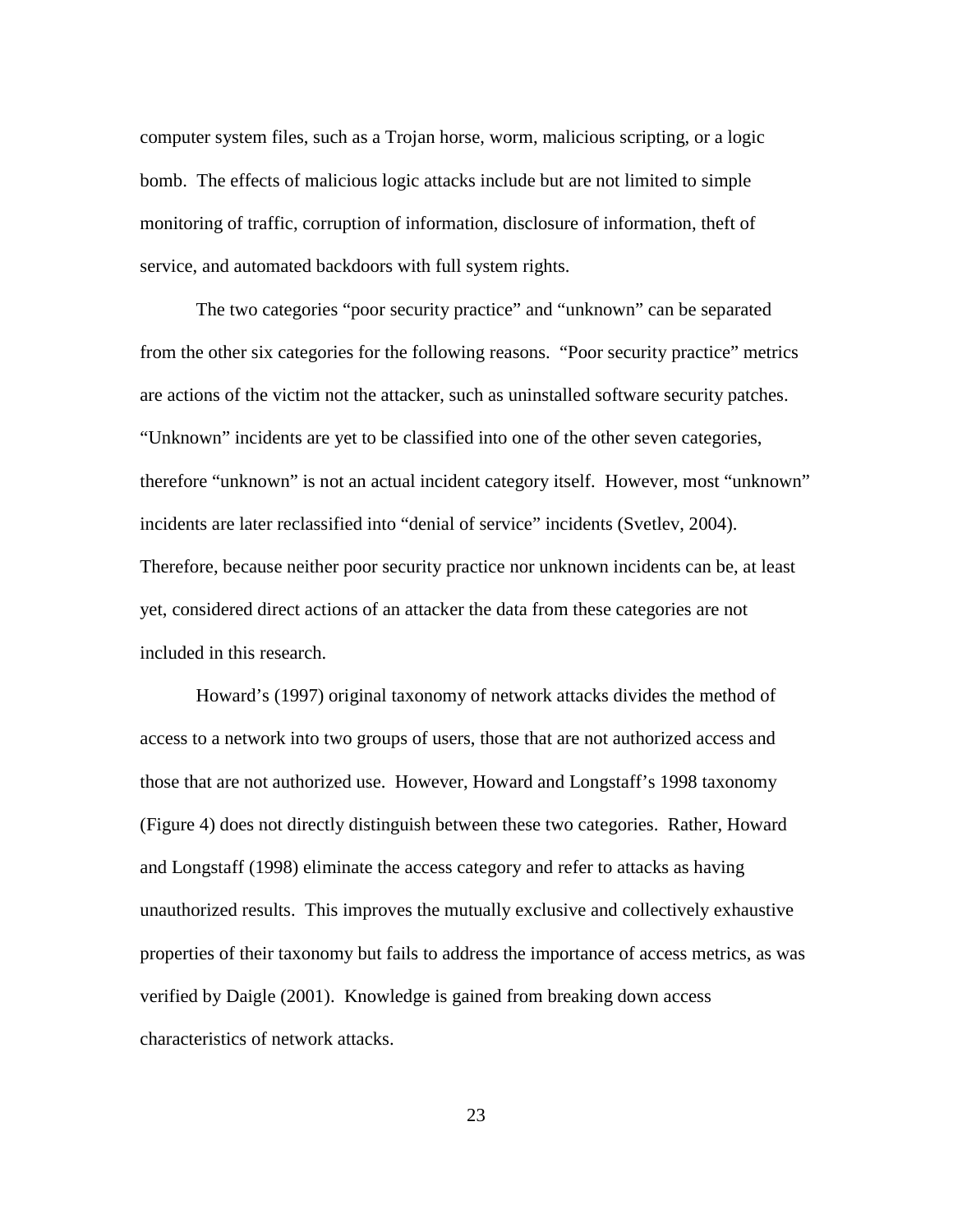computer system files, such as a Trojan horse, worm, malicious scripting, or a logic bomb. The effects of malicious logic attacks include but are not limited to simple monitoring of traffic, corruption of information, disclosure of information, theft of service, and automated backdoors with full system rights.

The two categories “poor security practice” and “unknown” can be separated from the other six categories for the following reasons. “Poor security practice” metrics are actions of the victim not the attacker, such as uninstalled software security patches. “Unknown” incidents are yet to be classified into one of the other seven categories, therefore “unknown” is not an actual incident category itself. However, most “unknown” incidents are later reclassified into “denial of service” incidents (Svetlev, 2004). Therefore, because neither poor security practice nor unknown incidents can be, at least yet, considered direct actions of an attacker the data from these categories are not included in this research.

Howard’s (1997) original taxonomy of network attacks divides the method of access to a network into two groups of users, those that are not authorized access and those that are not authorized use. However, Howard and Longstaff’s 1998 taxonomy (Figure 4) does not directly distinguish between these two categories. Rather, Howard and Longstaff (1998) eliminate the access category and refer to attacks as having unauthorized results. This improves the mutually exclusive and collectively exhaustive properties of their taxonomy but fails to address the importance of access metrics, as was verified by Daigle (2001). Knowledge is gained from breaking down access characteristics of network attacks.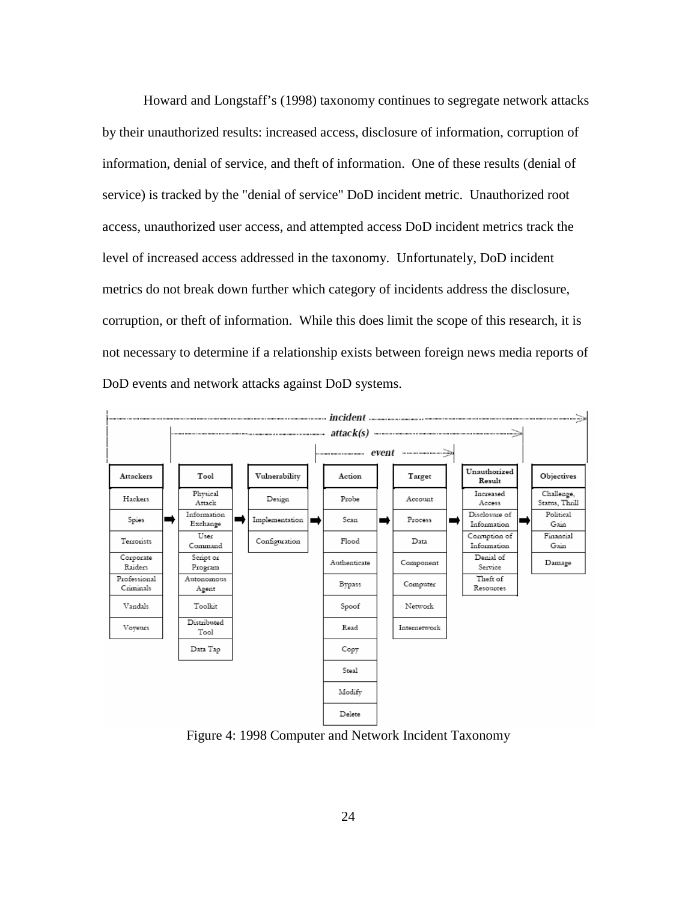Howard and Longstaff's (1998) taxonomy continues to segregate network attacks by their unauthorized results: increased access, disclosure of information, corruption of information, denial of service, and theft of information. One of these results (denial of service) is tracked by the "denial of service" DoD incident metric. Unauthorized root access, unauthorized user access, and attempted access DoD incident metrics track the level of increased access addressed in the taxonomy. Unfortunately, DoD incident metrics do not break down further which category of incidents address the disclosure, corruption, or theft of information. While this does limit the scope of this research, it is not necessary to determine if a relationship exists between foreign news media reports of DoD events and network attacks against DoD systems.

| *incident* | | | | | | |
|---|---|---|---|---|---|---|
| | *attack(s)* | | | | | |
| | | | *event* | | | |
| **Attackers** | **Tool** | **Vulnerability** | **Action** | **Target** | **Unauthorized Result** | **Objectives** |
| Hackers | Physical Attack | Design | Probe | Account | Increased Access | Challenge, Status, Thrill |
| Spies | Information Exchange | Implementation | Scan | Process | Disclosure of Information | Political Gain |
| Terrorists | User Command | Configuration | Flood | Data | Corruption of Information | Financial Gain |
| Corporate Raiders | Script or Program | | Authenticate | Component | Denial of Service | Damage |
| Professional Criminals | Autonomous Agent | | Bypass | Computer | Theft of Resources | |
| Vandals | Toolkit | | Spoof | Network | | |
| Voyeurs | Distributed Tool | | Read | Internetwork | | |
| | Data Tap | | Copy | | | |
| | | | Steal | | | |
| | | | Modify | | | |
| | | | Delete | | | |

Figure 4: 1998 Computer and Network Incident Taxonomy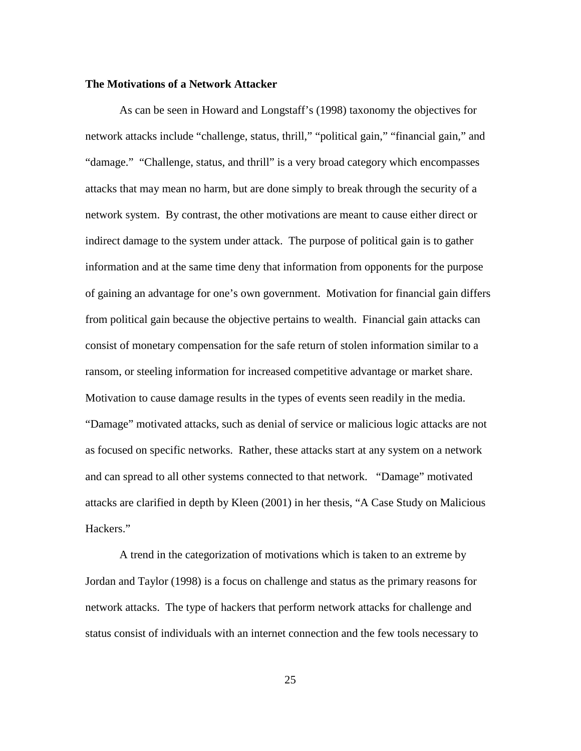**The Motivations of a Network Attacker**

As can be seen in Howard and Longstaff's (1998) taxonomy the objectives for network attacks include "challenge, status, thrill," "political gain," "financial gain," and "damage." "Challenge, status, and thrill" is a very broad category which encompasses attacks that may mean no harm, but are done simply to break through the security of a network system. By contrast, the other motivations are meant to cause either direct or indirect damage to the system under attack. The purpose of political gain is to gather information and at the same time deny that information from opponents for the purpose of gaining an advantage for one's own government. Motivation for financial gain differs from political gain because the objective pertains to wealth. Financial gain attacks can consist of monetary compensation for the safe return of stolen information similar to a ransom, or steeling information for increased competitive advantage or market share. Motivation to cause damage results in the types of events seen readily in the media. "Damage" motivated attacks, such as denial of service or malicious logic attacks are not as focused on specific networks. Rather, these attacks start at any system on a network and can spread to all other systems connected to that network. "Damage" motivated attacks are clarified in depth by Kleen (2001) in her thesis, "A Case Study on Malicious Hackers."

A trend in the categorization of motivations which is taken to an extreme by Jordan and Taylor (1998) is a focus on challenge and status as the primary reasons for network attacks. The type of hackers that perform network attacks for challenge and status consist of individuals with an internet connection and the few tools necessary to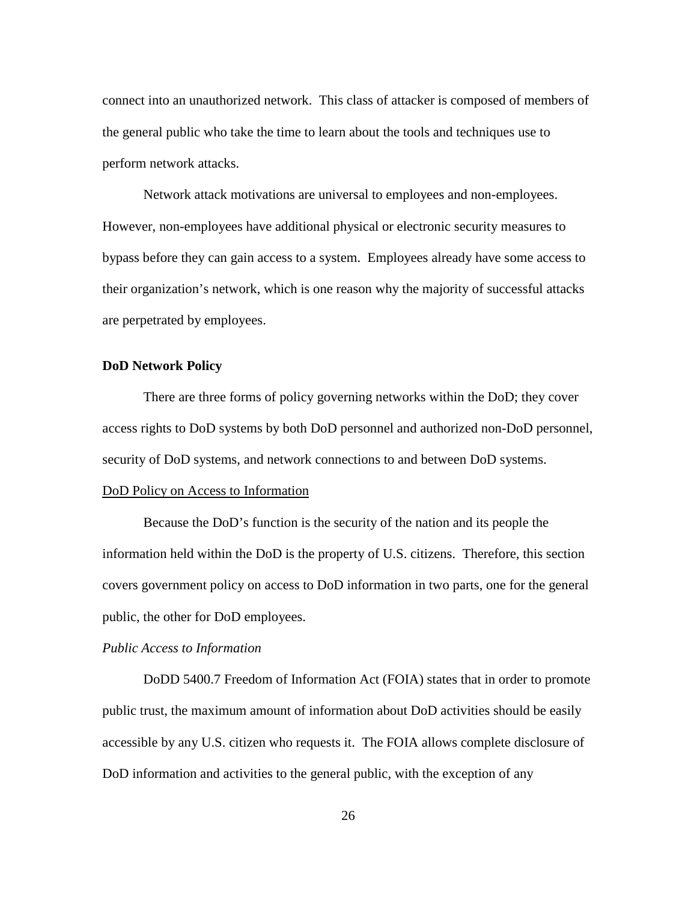connect into an unauthorized network. This class of attacker is composed of members of the general public who take the time to learn about the tools and techniques use to perform network attacks.

Network attack motivations are universal to employees and non-employees. However, non-employees have additional physical or electronic security measures to bypass before they can gain access to a system. Employees already have some access to their organization's network, which is one reason why the majority of successful attacks are perpetrated by employees.

**DoD Network Policy**

There are three forms of policy governing networks within the DoD; they cover access rights to DoD systems by both DoD personnel and authorized non-DoD personnel, security of DoD systems, and network connections to and between DoD systems.

<u>DoD Policy on Access to Information</u>

Because the DoD's function is the security of the nation and its people the information held within the DoD is the property of U.S. citizens. Therefore, this section covers government policy on access to DoD information in two parts, one for the general public, the other for DoD employees.

*Public Access to Information*

DoDD 5400.7 Freedom of Information Act (FOIA) states that in order to promote public trust, the maximum amount of information about DoD activities should be easily accessible by any U.S. citizen who requests it. The FOIA allows complete disclosure of DoD information and activities to the general public, with the exception of any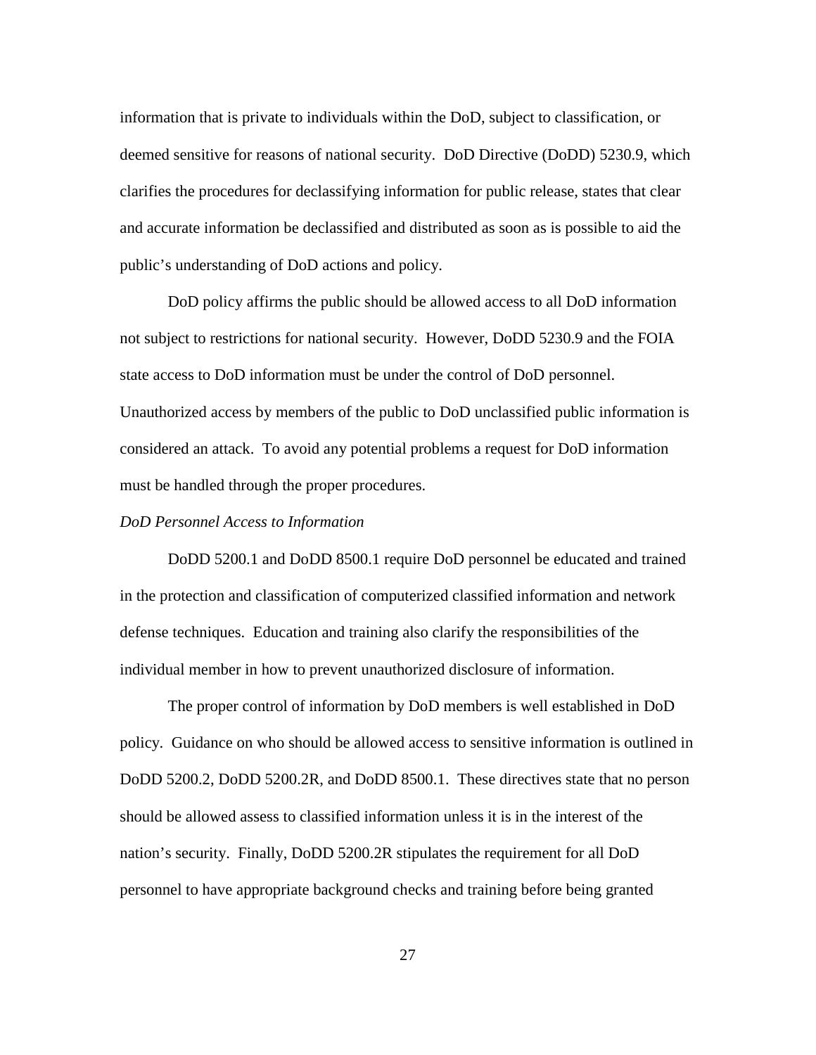information that is private to individuals within the DoD, subject to classification, or deemed sensitive for reasons of national security. DoD Directive (DoDD) 5230.9, which clarifies the procedures for declassifying information for public release, states that clear and accurate information be declassified and distributed as soon as is possible to aid the public's understanding of DoD actions and policy.

DoD policy affirms the public should be allowed access to all DoD information not subject to restrictions for national security. However, DoDD 5230.9 and the FOIA state access to DoD information must be under the control of DoD personnel. Unauthorized access by members of the public to DoD unclassified public information is considered an attack. To avoid any potential problems a request for DoD information must be handled through the proper procedures.

*DoD Personnel Access to Information*

DoDD 5200.1 and DoDD 8500.1 require DoD personnel be educated and trained in the protection and classification of computerized classified information and network defense techniques. Education and training also clarify the responsibilities of the individual member in how to prevent unauthorized disclosure of information.

The proper control of information by DoD members is well established in DoD policy. Guidance on who should be allowed access to sensitive information is outlined in DoDD 5200.2, DoDD 5200.2R, and DoDD 8500.1. These directives state that no person should be allowed assess to classified information unless it is in the interest of the nation's security. Finally, DoDD 5200.2R stipulates the requirement for all DoD personnel to have appropriate background checks and training before being granted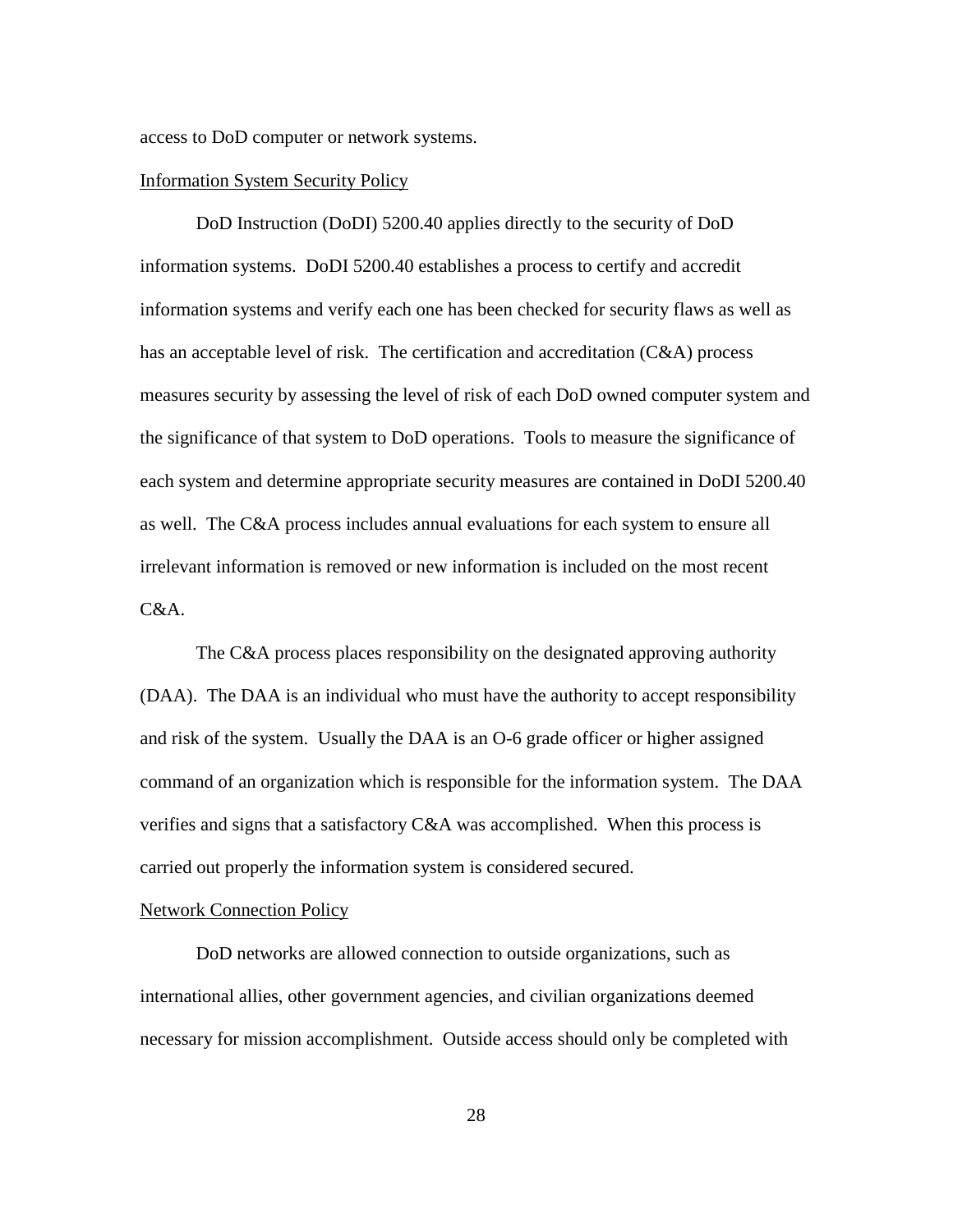access to DoD computer or network systems.

Information System Security Policy

DoD Instruction (DoDI) 5200.40 applies directly to the security of DoD information systems. DoDI 5200.40 establishes a process to certify and accredit information systems and verify each one has been checked for security flaws as well as has an acceptable level of risk. The certification and accreditation (C&A) process measures security by assessing the level of risk of each DoD owned computer system and the significance of that system to DoD operations. Tools to measure the significance of each system and determine appropriate security measures are contained in DoDI 5200.40 as well. The C&A process includes annual evaluations for each system to ensure all irrelevant information is removed or new information is included on the most recent C&A.

The C&A process places responsibility on the designated approving authority (DAA). The DAA is an individual who must have the authority to accept responsibility and risk of the system. Usually the DAA is an O-6 grade officer or higher assigned command of an organization which is responsible for the information system. The DAA verifies and signs that a satisfactory C&A was accomplished. When this process is carried out properly the information system is considered secured.

Network Connection Policy

DoD networks are allowed connection to outside organizations, such as international allies, other government agencies, and civilian organizations deemed necessary for mission accomplishment. Outside access should only be completed with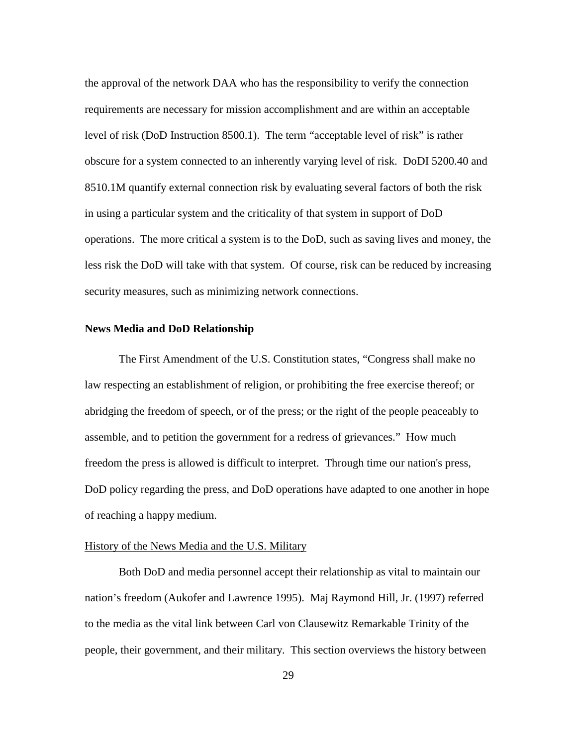the approval of the network DAA who has the responsibility to verify the connection requirements are necessary for mission accomplishment and are within an acceptable level of risk (DoD Instruction 8500.1). The term "acceptable level of risk" is rather obscure for a system connected to an inherently varying level of risk. DoDI 5200.40 and 8510.1M quantify external connection risk by evaluating several factors of both the risk in using a particular system and the criticality of that system in support of DoD operations. The more critical a system is to the DoD, such as saving lives and money, the less risk the DoD will take with that system. Of course, risk can be reduced by increasing security measures, such as minimizing network connections.

## News Media and DoD Relationship

The First Amendment of the U.S. Constitution states, "Congress shall make no law respecting an establishment of religion, or prohibiting the free exercise thereof; or abridging the freedom of speech, or of the press; or the right of the people peaceably to assemble, and to petition the government for a redress of grievances." How much freedom the press is allowed is difficult to interpret. Through time our nation's press, DoD policy regarding the press, and DoD operations have adapted to one another in hope of reaching a happy medium.

### History of the News Media and the U.S. Military

Both DoD and media personnel accept their relationship as vital to maintain our nation's freedom (Aukofer and Lawrence 1995). Maj Raymond Hill, Jr. (1997) referred to the media as the vital link between Carl von Clausewitz Remarkable Trinity of the people, their government, and their military. This section overviews the history between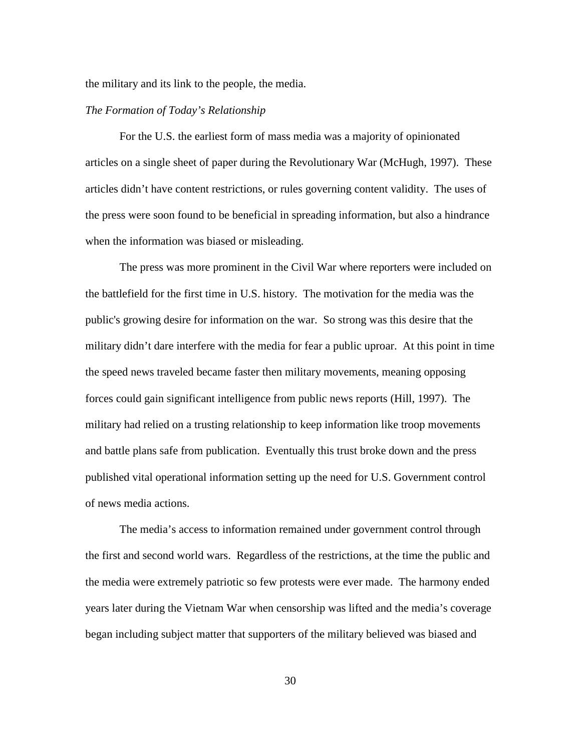the military and its link to the people, the media.

*The Formation of Today's Relationship*

For the U.S. the earliest form of mass media was a majority of opinionated articles on a single sheet of paper during the Revolutionary War (McHugh, 1997). These articles didn't have content restrictions, or rules governing content validity. The uses of the press were soon found to be beneficial in spreading information, but also a hindrance when the information was biased or misleading.

The press was more prominent in the Civil War where reporters were included on the battlefield for the first time in U.S. history. The motivation for the media was the public's growing desire for information on the war. So strong was this desire that the military didn't dare interfere with the media for fear a public uproar. At this point in time the speed news traveled became faster then military movements, meaning opposing forces could gain significant intelligence from public news reports (Hill, 1997). The military had relied on a trusting relationship to keep information like troop movements and battle plans safe from publication. Eventually this trust broke down and the press published vital operational information setting up the need for U.S. Government control of news media actions.

The media's access to information remained under government control through the first and second world wars. Regardless of the restrictions, at the time the public and the media were extremely patriotic so few protests were ever made. The harmony ended years later during the Vietnam War when censorship was lifted and the media's coverage began including subject matter that supporters of the military believed was biased and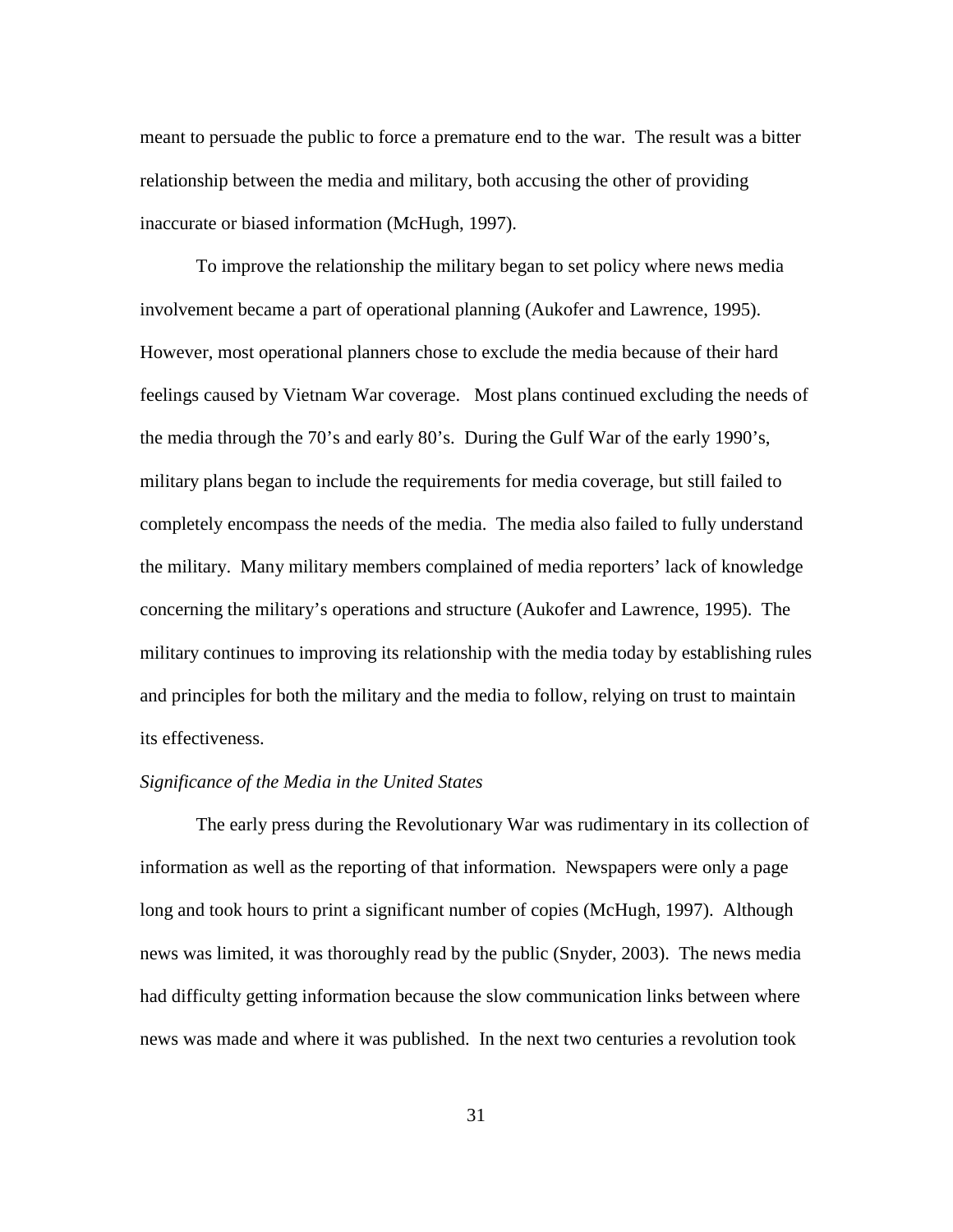meant to persuade the public to force a premature end to the war. The result was a bitter relationship between the media and military, both accusing the other of providing inaccurate or biased information (McHugh, 1997).

To improve the relationship the military began to set policy where news media involvement became a part of operational planning (Aukofer and Lawrence, 1995). However, most operational planners chose to exclude the media because of their hard feelings caused by Vietnam War coverage. Most plans continued excluding the needs of the media through the 70's and early 80's. During the Gulf War of the early 1990's, military plans began to include the requirements for media coverage, but still failed to completely encompass the needs of the media. The media also failed to fully understand the military. Many military members complained of media reporters' lack of knowledge concerning the military's operations and structure (Aukofer and Lawrence, 1995). The military continues to improving its relationship with the media today by establishing rules and principles for both the military and the media to follow, relying on trust to maintain its effectiveness.

*Significance of the Media in the United States*

The early press during the Revolutionary War was rudimentary in its collection of information as well as the reporting of that information. Newspapers were only a page long and took hours to print a significant number of copies (McHugh, 1997). Although news was limited, it was thoroughly read by the public (Snyder, 2003). The news media had difficulty getting information because the slow communication links between where news was made and where it was published. In the next two centuries a revolution took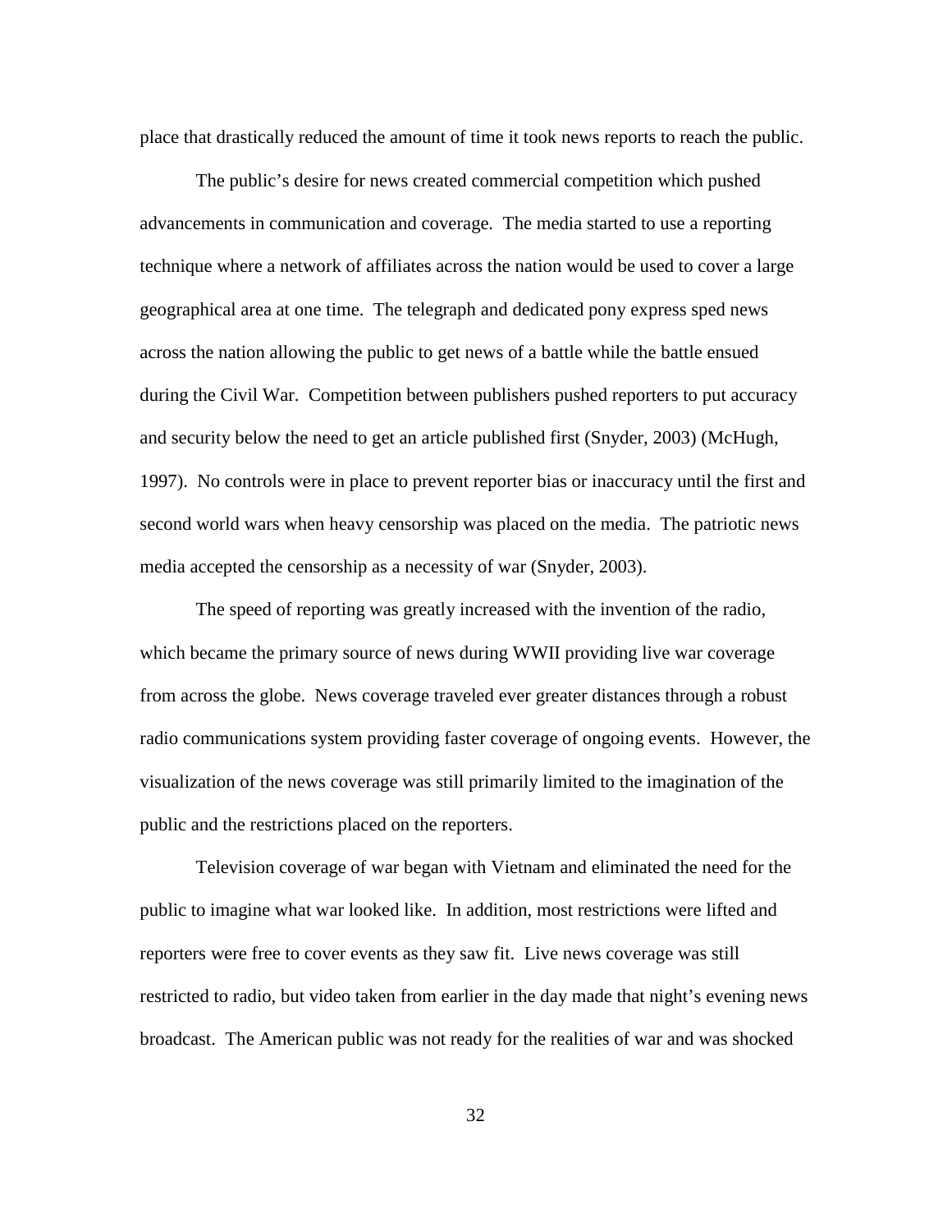place that drastically reduced the amount of time it took news reports to reach the public.

The public's desire for news created commercial competition which pushed advancements in communication and coverage. The media started to use a reporting technique where a network of affiliates across the nation would be used to cover a large geographical area at one time. The telegraph and dedicated pony express sped news across the nation allowing the public to get news of a battle while the battle ensued during the Civil War. Competition between publishers pushed reporters to put accuracy and security below the need to get an article published first (Snyder, 2003) (McHugh, 1997). No controls were in place to prevent reporter bias or inaccuracy until the first and second world wars when heavy censorship was placed on the media. The patriotic news media accepted the censorship as a necessity of war (Snyder, 2003).

The speed of reporting was greatly increased with the invention of the radio, which became the primary source of news during WWII providing live war coverage from across the globe. News coverage traveled ever greater distances through a robust radio communications system providing faster coverage of ongoing events. However, the visualization of the news coverage was still primarily limited to the imagination of the public and the restrictions placed on the reporters.

Television coverage of war began with Vietnam and eliminated the need for the public to imagine what war looked like. In addition, most restrictions were lifted and reporters were free to cover events as they saw fit. Live news coverage was still restricted to radio, but video taken from earlier in the day made that night's evening news broadcast. The American public was not ready for the realities of war and was shocked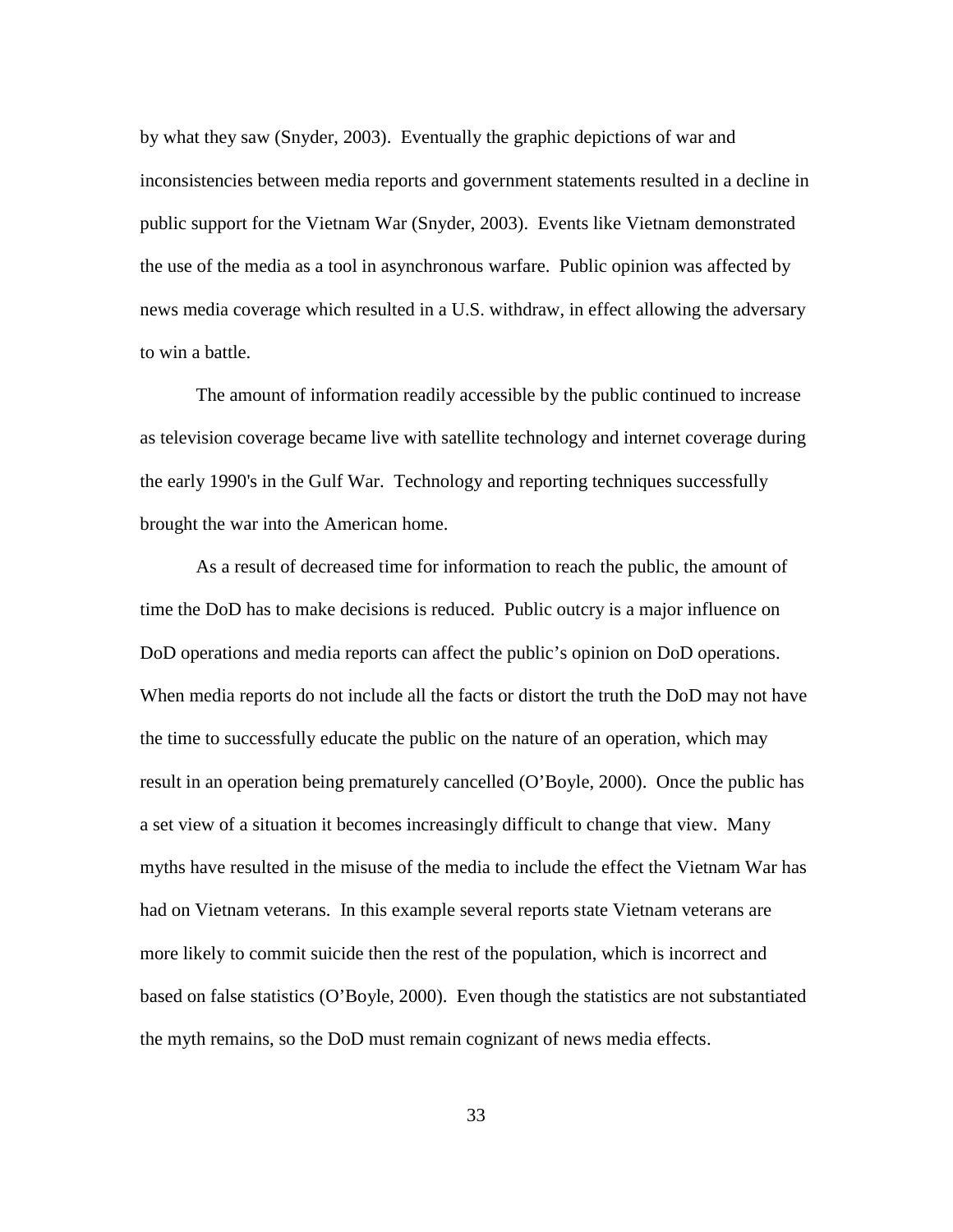by what they saw (Snyder, 2003). Eventually the graphic depictions of war and inconsistencies between media reports and government statements resulted in a decline in public support for the Vietnam War (Snyder, 2003). Events like Vietnam demonstrated the use of the media as a tool in asynchronous warfare. Public opinion was affected by news media coverage which resulted in a U.S. withdraw, in effect allowing the adversary to win a battle.

The amount of information readily accessible by the public continued to increase as television coverage became live with satellite technology and internet coverage during the early 1990's in the Gulf War. Technology and reporting techniques successfully brought the war into the American home.

As a result of decreased time for information to reach the public, the amount of time the DoD has to make decisions is reduced. Public outcry is a major influence on DoD operations and media reports can affect the public's opinion on DoD operations. When media reports do not include all the facts or distort the truth the DoD may not have the time to successfully educate the public on the nature of an operation, which may result in an operation being prematurely cancelled (O'Boyle, 2000). Once the public has a set view of a situation it becomes increasingly difficult to change that view. Many myths have resulted in the misuse of the media to include the effect the Vietnam War has had on Vietnam veterans. In this example several reports state Vietnam veterans are more likely to commit suicide then the rest of the population, which is incorrect and based on false statistics (O'Boyle, 2000). Even though the statistics are not substantiated the myth remains, so the DoD must remain cognizant of news media effects.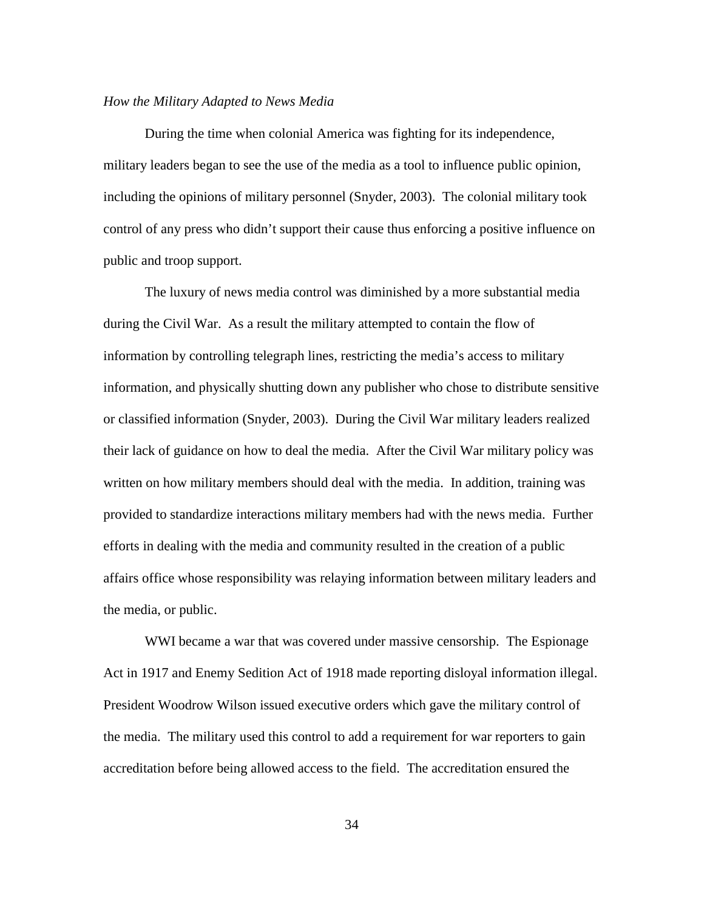*How the Military Adapted to News Media*

During the time when colonial America was fighting for its independence, military leaders began to see the use of the media as a tool to influence public opinion, including the opinions of military personnel (Snyder, 2003). The colonial military took control of any press who didn't support their cause thus enforcing a positive influence on public and troop support.

The luxury of news media control was diminished by a more substantial media during the Civil War. As a result the military attempted to contain the flow of information by controlling telegraph lines, restricting the media's access to military information, and physically shutting down any publisher who chose to distribute sensitive or classified information (Snyder, 2003). During the Civil War military leaders realized their lack of guidance on how to deal the media. After the Civil War military policy was written on how military members should deal with the media. In addition, training was provided to standardize interactions military members had with the news media. Further efforts in dealing with the media and community resulted in the creation of a public affairs office whose responsibility was relaying information between military leaders and the media, or public.

WWI became a war that was covered under massive censorship. The Espionage Act in 1917 and Enemy Sedition Act of 1918 made reporting disloyal information illegal. President Woodrow Wilson issued executive orders which gave the military control of the media. The military used this control to add a requirement for war reporters to gain accreditation before being allowed access to the field. The accreditation ensured the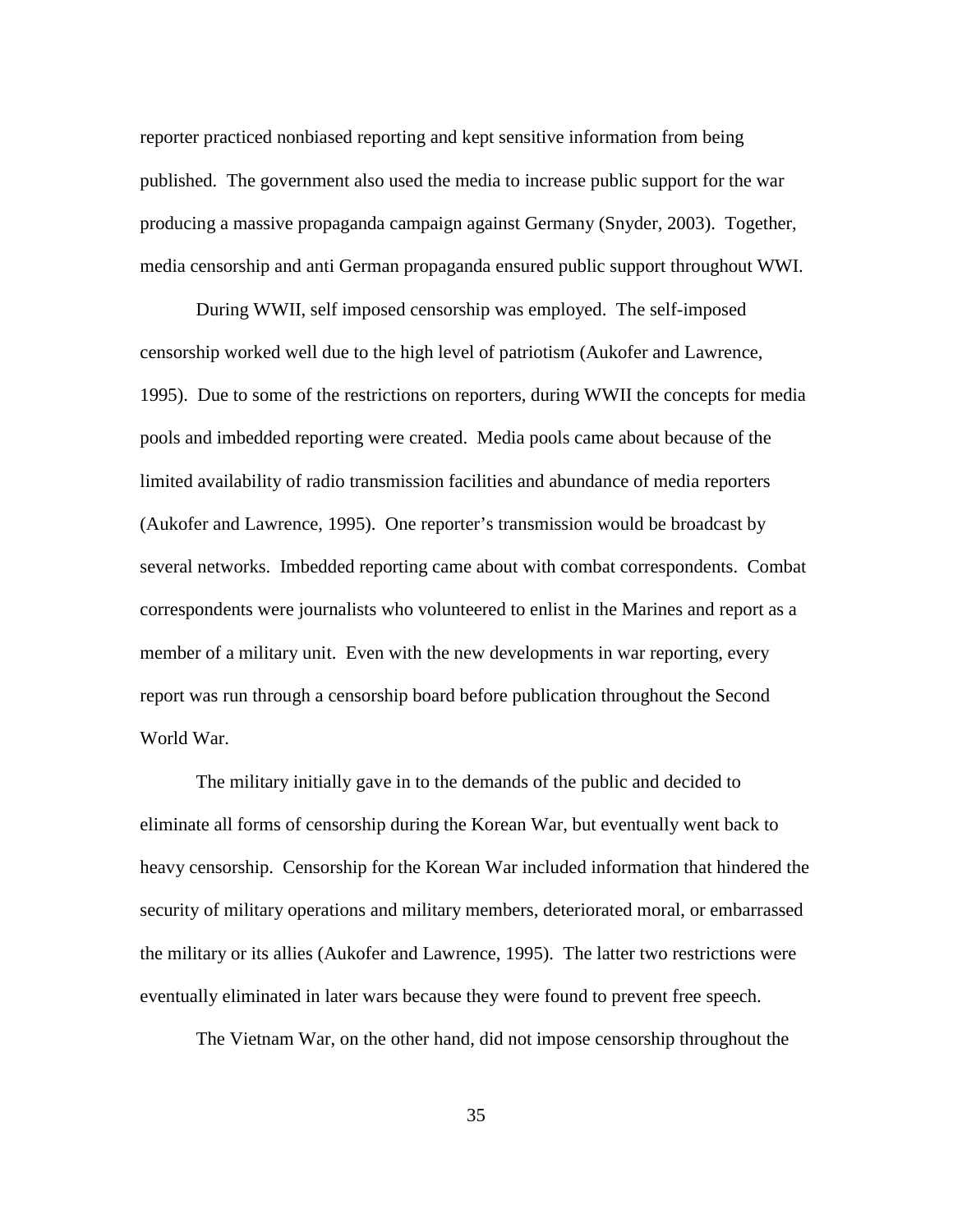reporter practiced nonbiased reporting and kept sensitive information from being published. The government also used the media to increase public support for the war producing a massive propaganda campaign against Germany (Snyder, 2003). Together, media censorship and anti German propaganda ensured public support throughout WWI.

During WWII, self imposed censorship was employed. The self-imposed censorship worked well due to the high level of patriotism (Aukofer and Lawrence, 1995). Due to some of the restrictions on reporters, during WWII the concepts for media pools and imbedded reporting were created. Media pools came about because of the limited availability of radio transmission facilities and abundance of media reporters (Aukofer and Lawrence, 1995). One reporter's transmission would be broadcast by several networks. Imbedded reporting came about with combat correspondents. Combat correspondents were journalists who volunteered to enlist in the Marines and report as a member of a military unit. Even with the new developments in war reporting, every report was run through a censorship board before publication throughout the Second World War.

The military initially gave in to the demands of the public and decided to eliminate all forms of censorship during the Korean War, but eventually went back to heavy censorship. Censorship for the Korean War included information that hindered the security of military operations and military members, deteriorated moral, or embarrassed the military or its allies (Aukofer and Lawrence, 1995). The latter two restrictions were eventually eliminated in later wars because they were found to prevent free speech.

The Vietnam War, on the other hand, did not impose censorship throughout the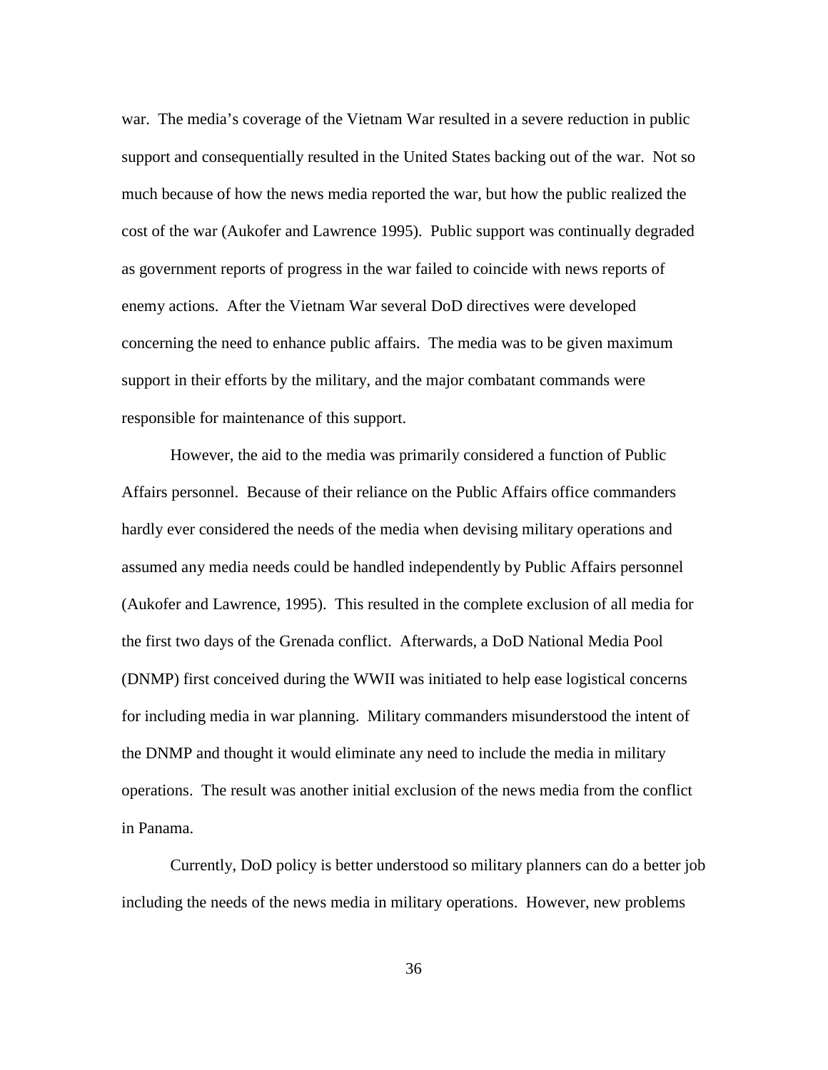war. The media's coverage of the Vietnam War resulted in a severe reduction in public support and consequentially resulted in the United States backing out of the war. Not so much because of how the news media reported the war, but how the public realized the cost of the war (Aukofer and Lawrence 1995). Public support was continually degraded as government reports of progress in the war failed to coincide with news reports of enemy actions. After the Vietnam War several DoD directives were developed concerning the need to enhance public affairs. The media was to be given maximum support in their efforts by the military, and the major combatant commands were responsible for maintenance of this support.

However, the aid to the media was primarily considered a function of Public Affairs personnel. Because of their reliance on the Public Affairs office commanders hardly ever considered the needs of the media when devising military operations and assumed any media needs could be handled independently by Public Affairs personnel (Aukofer and Lawrence, 1995). This resulted in the complete exclusion of all media for the first two days of the Grenada conflict. Afterwards, a DoD National Media Pool (DNMP) first conceived during the WWII was initiated to help ease logistical concerns for including media in war planning. Military commanders misunderstood the intent of the DNMP and thought it would eliminate any need to include the media in military operations. The result was another initial exclusion of the news media from the conflict in Panama.

Currently, DoD policy is better understood so military planners can do a better job including the needs of the news media in military operations. However, new problems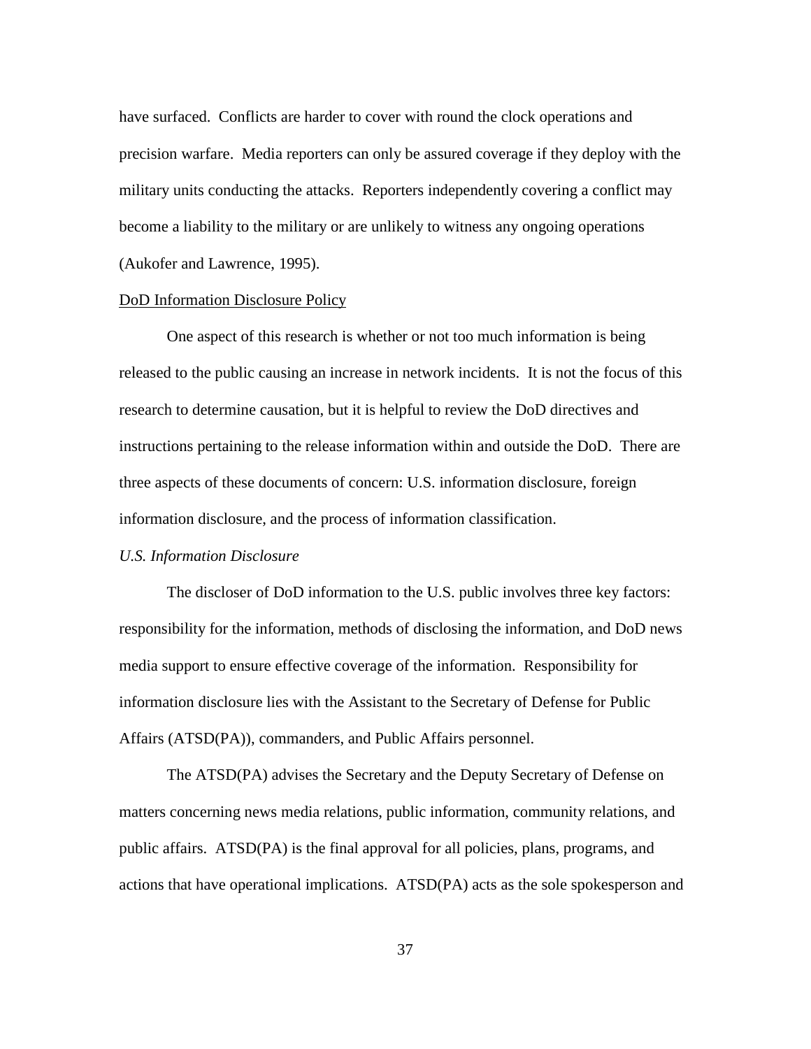have surfaced. Conflicts are harder to cover with round the clock operations and precision warfare. Media reporters can only be assured coverage if they deploy with the military units conducting the attacks. Reporters independently covering a conflict may become a liability to the military or are unlikely to witness any ongoing operations (Aukofer and Lawrence, 1995).

### DoD Information Disclosure Policy

One aspect of this research is whether or not too much information is being released to the public causing an increase in network incidents. It is not the focus of this research to determine causation, but it is helpful to review the DoD directives and instructions pertaining to the release information within and outside the DoD. There are three aspects of these documents of concern: U.S. information disclosure, foreign information disclosure, and the process of information classification.

#### *U.S. Information Disclosure*

The discloser of DoD information to the U.S. public involves three key factors: responsibility for the information, methods of disclosing the information, and DoD news media support to ensure effective coverage of the information. Responsibility for information disclosure lies with the Assistant to the Secretary of Defense for Public Affairs (ATSD(PA)), commanders, and Public Affairs personnel.

The ATSD(PA) advises the Secretary and the Deputy Secretary of Defense on matters concerning news media relations, public information, community relations, and public affairs. ATSD(PA) is the final approval for all policies, plans, programs, and actions that have operational implications. ATSD(PA) acts as the sole spokesperson and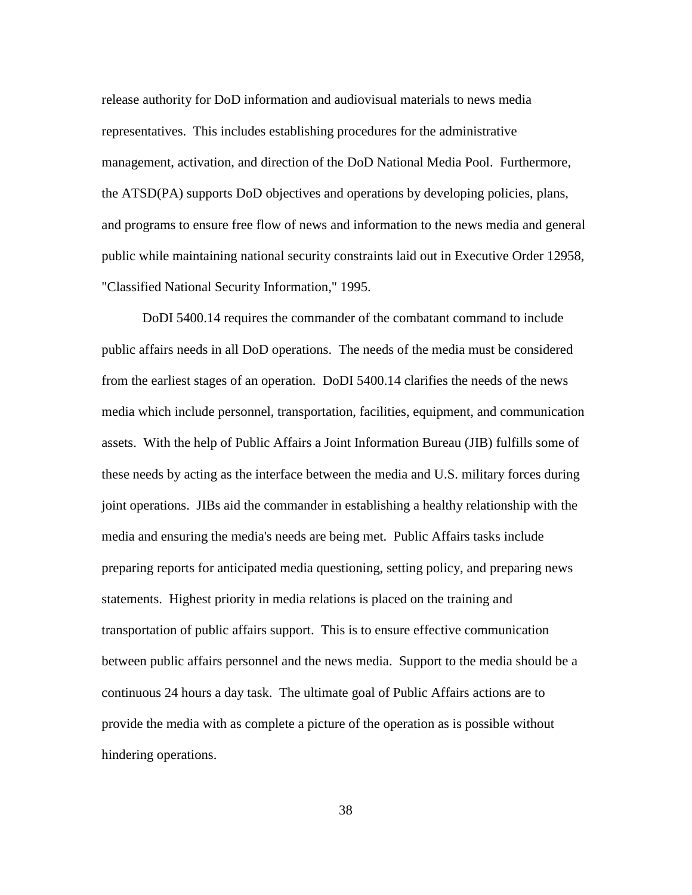release authority for DoD information and audiovisual materials to news media representatives. This includes establishing procedures for the administrative management, activation, and direction of the DoD National Media Pool. Furthermore, the ATSD(PA) supports DoD objectives and operations by developing policies, plans, and programs to ensure free flow of news and information to the news media and general public while maintaining national security constraints laid out in Executive Order 12958, "Classified National Security Information," 1995.

DoDI 5400.14 requires the commander of the combatant command to include public affairs needs in all DoD operations. The needs of the media must be considered from the earliest stages of an operation. DoDI 5400.14 clarifies the needs of the news media which include personnel, transportation, facilities, equipment, and communication assets. With the help of Public Affairs a Joint Information Bureau (JIB) fulfills some of these needs by acting as the interface between the media and U.S. military forces during joint operations. JIBs aid the commander in establishing a healthy relationship with the media and ensuring the media's needs are being met. Public Affairs tasks include preparing reports for anticipated media questioning, setting policy, and preparing news statements. Highest priority in media relations is placed on the training and transportation of public affairs support. This is to ensure effective communication between public affairs personnel and the news media. Support to the media should be a continuous 24 hours a day task. The ultimate goal of Public Affairs actions are to provide the media with as complete a picture of the operation as is possible without hindering operations.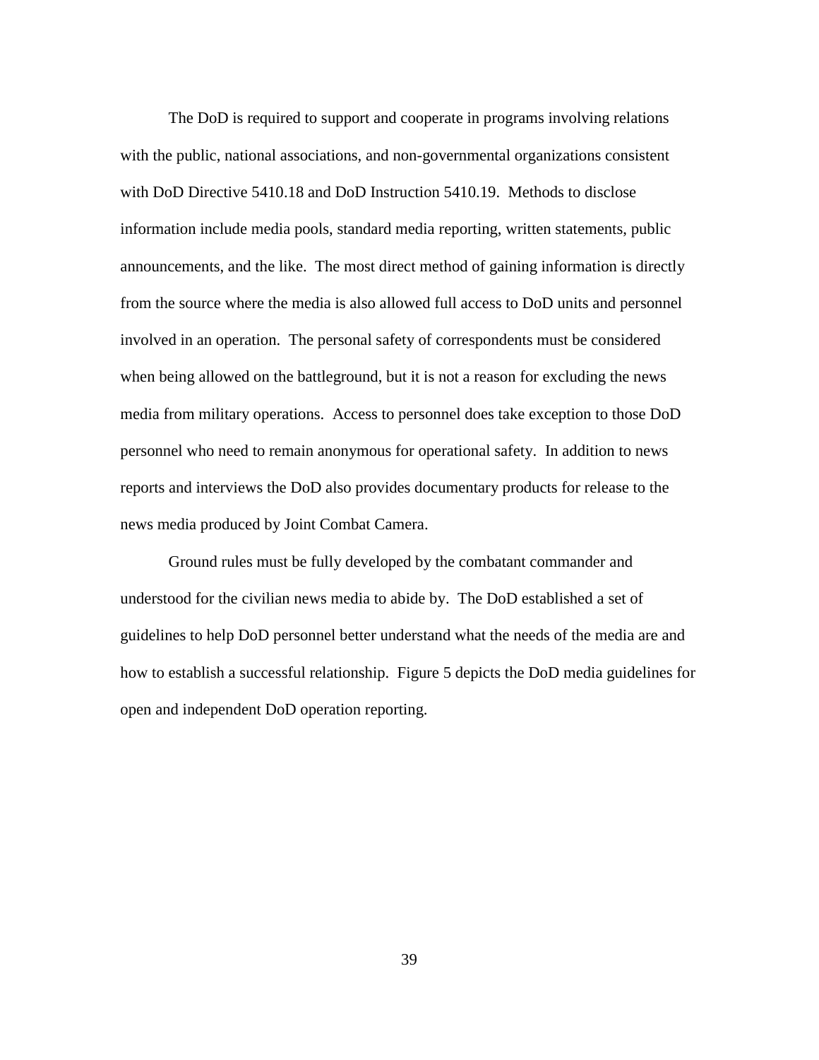The DoD is required to support and cooperate in programs involving relations with the public, national associations, and non-governmental organizations consistent with DoD Directive 5410.18 and DoD Instruction 5410.19. Methods to disclose information include media pools, standard media reporting, written statements, public announcements, and the like. The most direct method of gaining information is directly from the source where the media is also allowed full access to DoD units and personnel involved in an operation. The personal safety of correspondents must be considered when being allowed on the battleground, but it is not a reason for excluding the news media from military operations. Access to personnel does take exception to those DoD personnel who need to remain anonymous for operational safety. In addition to news reports and interviews the DoD also provides documentary products for release to the news media produced by Joint Combat Camera.

Ground rules must be fully developed by the combatant commander and understood for the civilian news media to abide by. The DoD established a set of guidelines to help DoD personnel better understand what the needs of the media are and how to establish a successful relationship. Figure 5 depicts the DoD media guidelines for open and independent DoD operation reporting.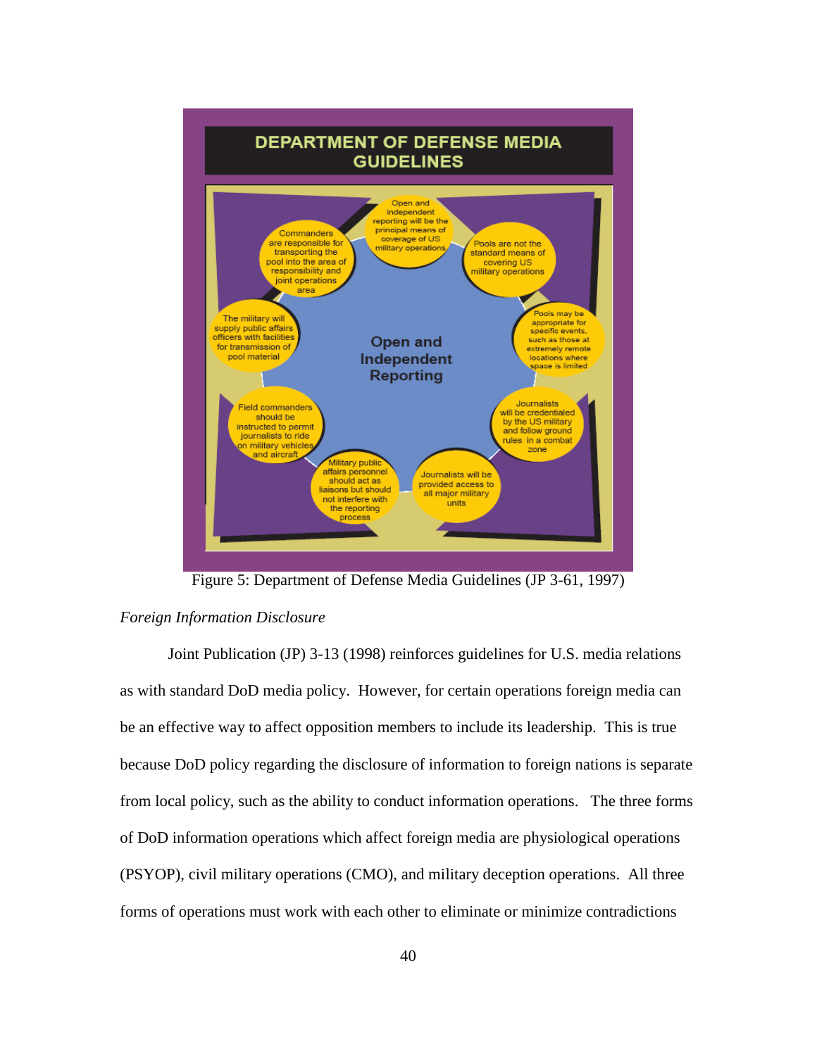**DEPARTMENT OF DEFENSE MEDIA GUIDELINES**

**Open and Independent Reporting**

- Open and independent reporting will be the principal means of coverage of US military operations
- Pools are not the standard means of covering US military operations
- Pools may be appropriate for specific events, such as those at extremely remote locations where space is limited
- Journalists will be credentialed by the US military and follow ground rules in a combat zone
- Journalists will be provided access to all major military units
- Military public affairs personnel should act as liaisons but should not interfere with the reporting process
- Field commanders should be instructed to permit journalists to ride on military vehicles and aircraft
- The military will supply public affairs officers with facilities for transmission of pool material
- Commanders are responsible for transporting the pool into the area of responsibility and joint operations area

Figure 5: Department of Defense Media Guidelines (JP 3-61, 1997)

*Foreign Information Disclosure*

Joint Publication (JP) 3-13 (1998) reinforces guidelines for U.S. media relations as with standard DoD media policy. However, for certain operations foreign media can be an effective way to affect opposition members to include its leadership. This is true because DoD policy regarding the disclosure of information to foreign nations is separate from local policy, such as the ability to conduct information operations. The three forms of DoD information operations which affect foreign media are physiological operations (PSYOP), civil military operations (CMO), and military deception operations. All three forms of operations must work with each other to eliminate or minimize contradictions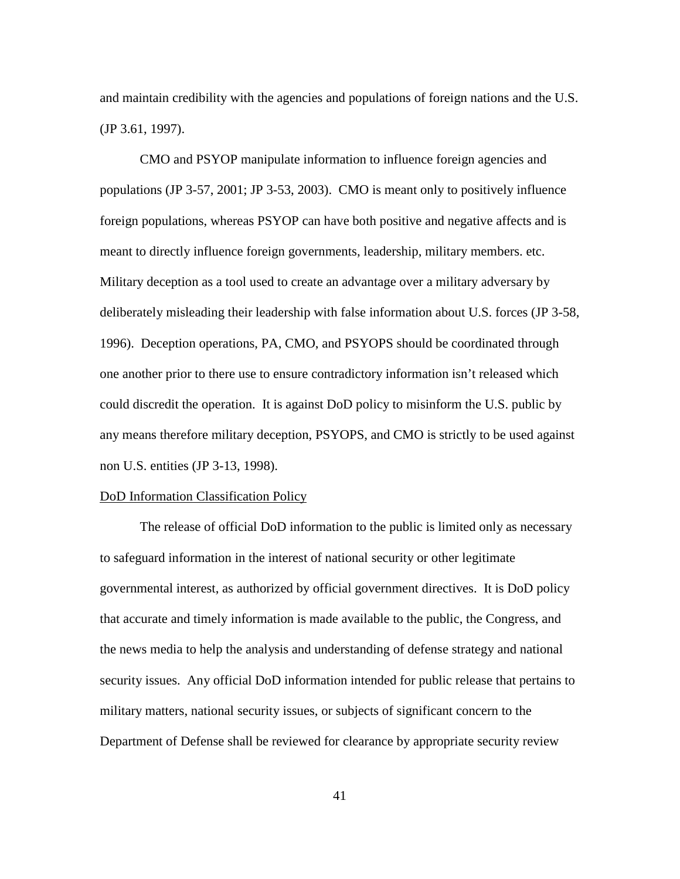and maintain credibility with the agencies and populations of foreign nations and the U.S. (JP 3.61, 1997).

CMO and PSYOP manipulate information to influence foreign agencies and populations (JP 3-57, 2001; JP 3-53, 2003). CMO is meant only to positively influence foreign populations, whereas PSYOP can have both positive and negative affects and is meant to directly influence foreign governments, leadership, military members. etc. Military deception as a tool used to create an advantage over a military adversary by deliberately misleading their leadership with false information about U.S. forces (JP 3-58, 1996). Deception operations, PA, CMO, and PSYOPS should be coordinated through one another prior to there use to ensure contradictory information isn't released which could discredit the operation. It is against DoD policy to misinform the U.S. public by any means therefore military deception, PSYOPS, and CMO is strictly to be used against non U.S. entities (JP 3-13, 1998).

<u>DoD Information Classification Policy</u>

The release of official DoD information to the public is limited only as necessary to safeguard information in the interest of national security or other legitimate governmental interest, as authorized by official government directives. It is DoD policy that accurate and timely information is made available to the public, the Congress, and the news media to help the analysis and understanding of defense strategy and national security issues. Any official DoD information intended for public release that pertains to military matters, national security issues, or subjects of significant concern to the Department of Defense shall be reviewed for clearance by appropriate security review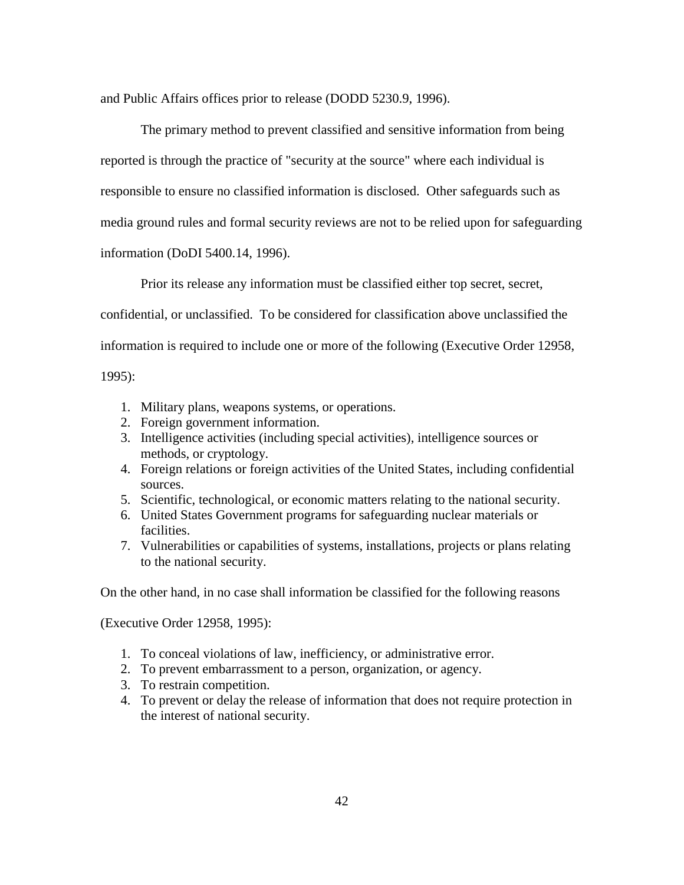and Public Affairs offices prior to release (DODD 5230.9, 1996).

The primary method to prevent classified and sensitive information from being reported is through the practice of "security at the source" where each individual is responsible to ensure no classified information is disclosed. Other safeguards such as media ground rules and formal security reviews are not to be relied upon for safeguarding information (DoDI 5400.14, 1996).

Prior its release any information must be classified either top secret, secret, confidential, or unclassified. To be considered for classification above unclassified the information is required to include one or more of the following (Executive Order 12958, 1995):

1. Military plans, weapons systems, or operations.
2. Foreign government information.
3. Intelligence activities (including special activities), intelligence sources or methods, or cryptology.
4. Foreign relations or foreign activities of the United States, including confidential sources.
5. Scientific, technological, or economic matters relating to the national security.
6. United States Government programs for safeguarding nuclear materials or facilities.
7. Vulnerabilities or capabilities of systems, installations, projects or plans relating to the national security.

On the other hand, in no case shall information be classified for the following reasons (Executive Order 12958, 1995):

1. To conceal violations of law, inefficiency, or administrative error.
2. To prevent embarrassment to a person, organization, or agency.
3. To restrain competition.
4. To prevent or delay the release of information that does not require protection in the interest of national security.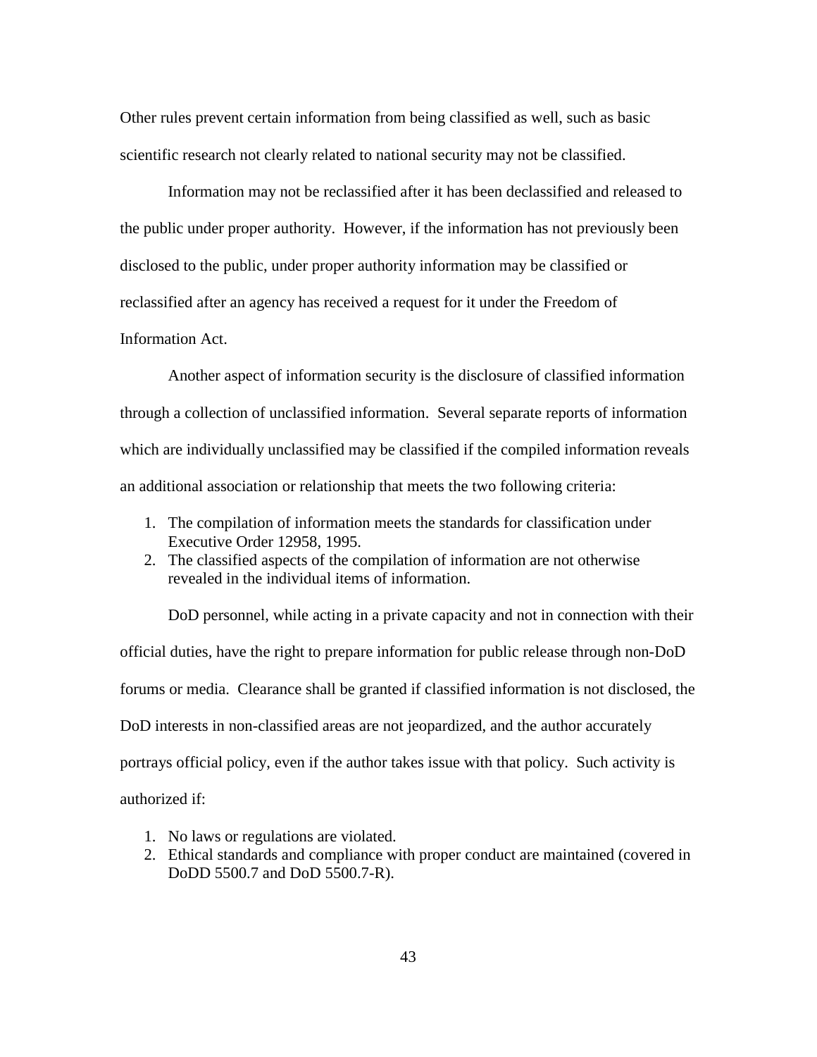Other rules prevent certain information from being classified as well, such as basic scientific research not clearly related to national security may not be classified.

Information may not be reclassified after it has been declassified and released to the public under proper authority. However, if the information has not previously been disclosed to the public, under proper authority information may be classified or reclassified after an agency has received a request for it under the Freedom of Information Act.

Another aspect of information security is the disclosure of classified information through a collection of unclassified information. Several separate reports of information which are individually unclassified may be classified if the compiled information reveals an additional association or relationship that meets the two following criteria:

1. The compilation of information meets the standards for classification under Executive Order 12958, 1995.
2. The classified aspects of the compilation of information are not otherwise revealed in the individual items of information.

DoD personnel, while acting in a private capacity and not in connection with their official duties, have the right to prepare information for public release through non-DoD forums or media. Clearance shall be granted if classified information is not disclosed, the DoD interests in non-classified areas are not jeopardized, and the author accurately portrays official policy, even if the author takes issue with that policy. Such activity is authorized if:

1. No laws or regulations are violated.
2. Ethical standards and compliance with proper conduct are maintained (covered in DoDD 5500.7 and DoD 5500.7-R).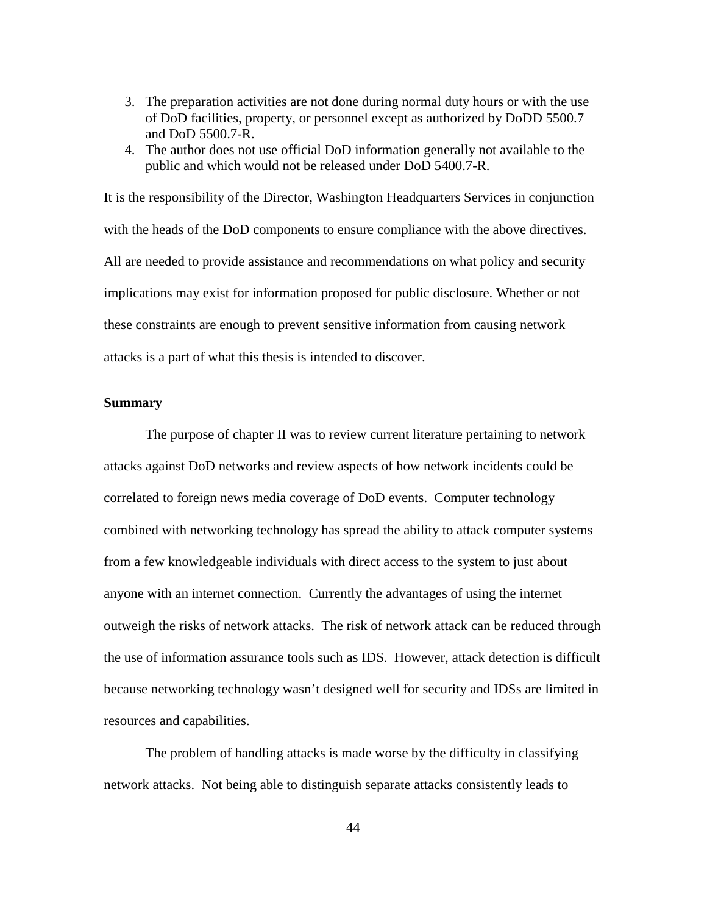3. The preparation activities are not done during normal duty hours or with the use of DoD facilities, property, or personnel except as authorized by DoDD 5500.7 and DoD 5500.7-R.
4. The author does not use official DoD information generally not available to the public and which would not be released under DoD 5400.7-R.

It is the responsibility of the Director, Washington Headquarters Services in conjunction with the heads of the DoD components to ensure compliance with the above directives. All are needed to provide assistance and recommendations on what policy and security implications may exist for information proposed for public disclosure. Whether or not these constraints are enough to prevent sensitive information from causing network attacks is a part of what this thesis is intended to discover.

**Summary**

The purpose of chapter II was to review current literature pertaining to network attacks against DoD networks and review aspects of how network incidents could be correlated to foreign news media coverage of DoD events. Computer technology combined with networking technology has spread the ability to attack computer systems from a few knowledgeable individuals with direct access to the system to just about anyone with an internet connection. Currently the advantages of using the internet outweigh the risks of network attacks. The risk of network attack can be reduced through the use of information assurance tools such as IDS. However, attack detection is difficult because networking technology wasn't designed well for security and IDSs are limited in resources and capabilities.

The problem of handling attacks is made worse by the difficulty in classifying network attacks. Not being able to distinguish separate attacks consistently leads to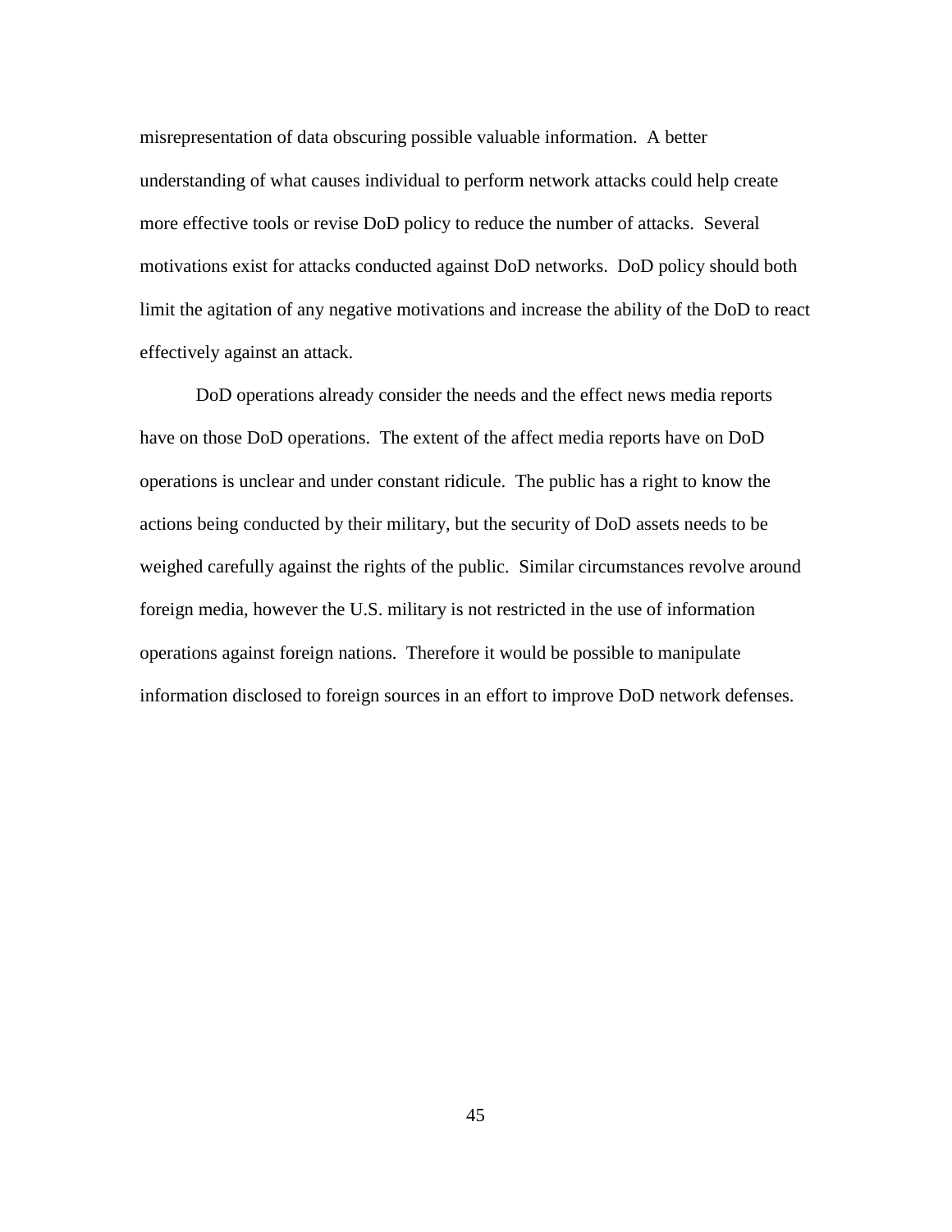misrepresentation of data obscuring possible valuable information. A better understanding of what causes individual to perform network attacks could help create more effective tools or revise DoD policy to reduce the number of attacks. Several motivations exist for attacks conducted against DoD networks. DoD policy should both limit the agitation of any negative motivations and increase the ability of the DoD to react effectively against an attack.

DoD operations already consider the needs and the effect news media reports have on those DoD operations. The extent of the affect media reports have on DoD operations is unclear and under constant ridicule. The public has a right to know the actions being conducted by their military, but the security of DoD assets needs to be weighed carefully against the rights of the public. Similar circumstances revolve around foreign media, however the U.S. military is not restricted in the use of information operations against foreign nations. Therefore it would be possible to manipulate information disclosed to foreign sources in an effort to improve DoD network defenses.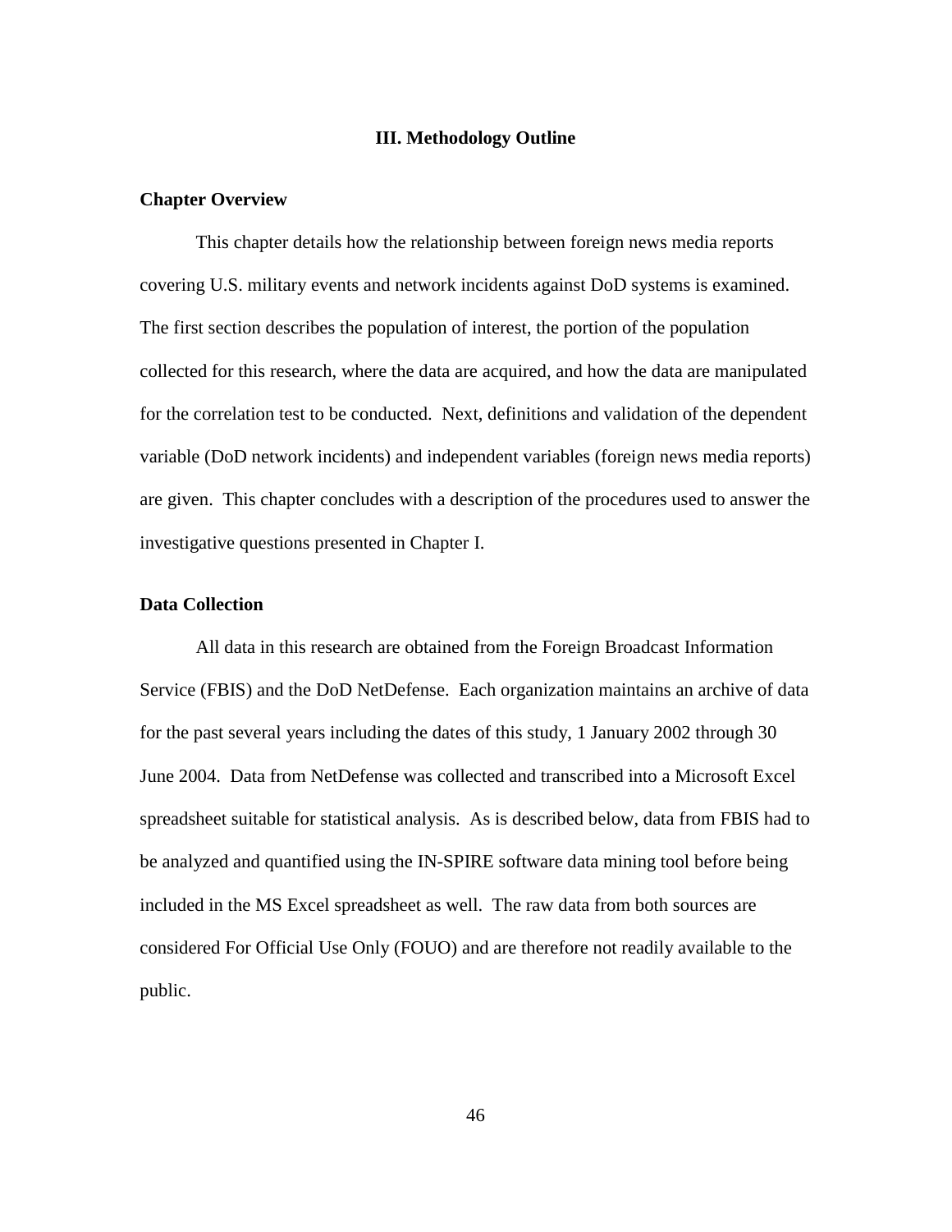## III. Methodology Outline

### Chapter Overview

This chapter details how the relationship between foreign news media reports covering U.S. military events and network incidents against DoD systems is examined. The first section describes the population of interest, the portion of the population collected for this research, where the data are acquired, and how the data are manipulated for the correlation test to be conducted. Next, definitions and validation of the dependent variable (DoD network incidents) and independent variables (foreign news media reports) are given. This chapter concludes with a description of the procedures used to answer the investigative questions presented in Chapter I.

### Data Collection

All data in this research are obtained from the Foreign Broadcast Information Service (FBIS) and the DoD NetDefense. Each organization maintains an archive of data for the past several years including the dates of this study, 1 January 2002 through 30 June 2004. Data from NetDefense was collected and transcribed into a Microsoft Excel spreadsheet suitable for statistical analysis. As is described below, data from FBIS had to be analyzed and quantified using the IN-SPIRE software data mining tool before being included in the MS Excel spreadsheet as well. The raw data from both sources are considered For Official Use Only (FOUO) and are therefore not readily available to the public.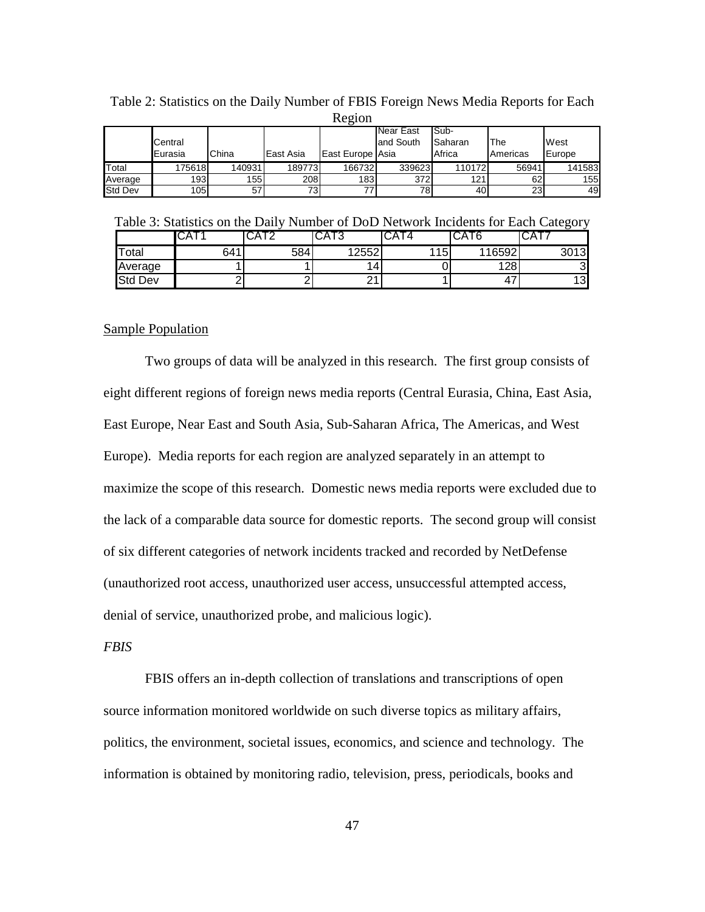Table 2: Statistics on the Daily Number of FBIS Foreign News Media Reports for Each Region

| | Central Eurasia | China | East Asia | East Europe | Near East and South Asia | Sub-Saharan Africa | The Americas | West Europe |
|---|---|---|---|---|---|---|---|---|
| Total | 175618 | 140931 | 189773 | 166732 | 339623 | 110172 | 56941 | 141583 |
| Average | 193 | 155 | 208 | 183 | 372 | 121 | 62 | 155 |
| Std Dev | 105 | 57 | 73 | 77 | 78 | 40 | 23 | 49 |

Table 3: Statistics on the Daily Number of DoD Network Incidents for Each Category

| | CAT1 | CAT2 | CAT3 | CAT4 | CAT6 | CAT7 |
|---|---|---|---|---|---|---|
| Total | 641 | 584 | 12552 | 115 | 116592 | 3013 |
| Average | 1 | 1 | 14 | 0 | 128 | 3 |
| Std Dev | 2 | 2 | 21 | 1 | 47 | 13 |

Sample Population

Two groups of data will be analyzed in this research. The first group consists of eight different regions of foreign news media reports (Central Eurasia, China, East Asia, East Europe, Near East and South Asia, Sub-Saharan Africa, The Americas, and West Europe). Media reports for each region are analyzed separately in an attempt to maximize the scope of this research. Domestic news media reports were excluded due to the lack of a comparable data source for domestic reports. The second group will consist of six different categories of network incidents tracked and recorded by NetDefense (unauthorized root access, unauthorized user access, unsuccessful attempted access, denial of service, unauthorized probe, and malicious logic).

*FBIS*

FBIS offers an in-depth collection of translations and transcriptions of open source information monitored worldwide on such diverse topics as military affairs, politics, the environment, societal issues, economics, and science and technology. The information is obtained by monitoring radio, television, press, periodicals, books and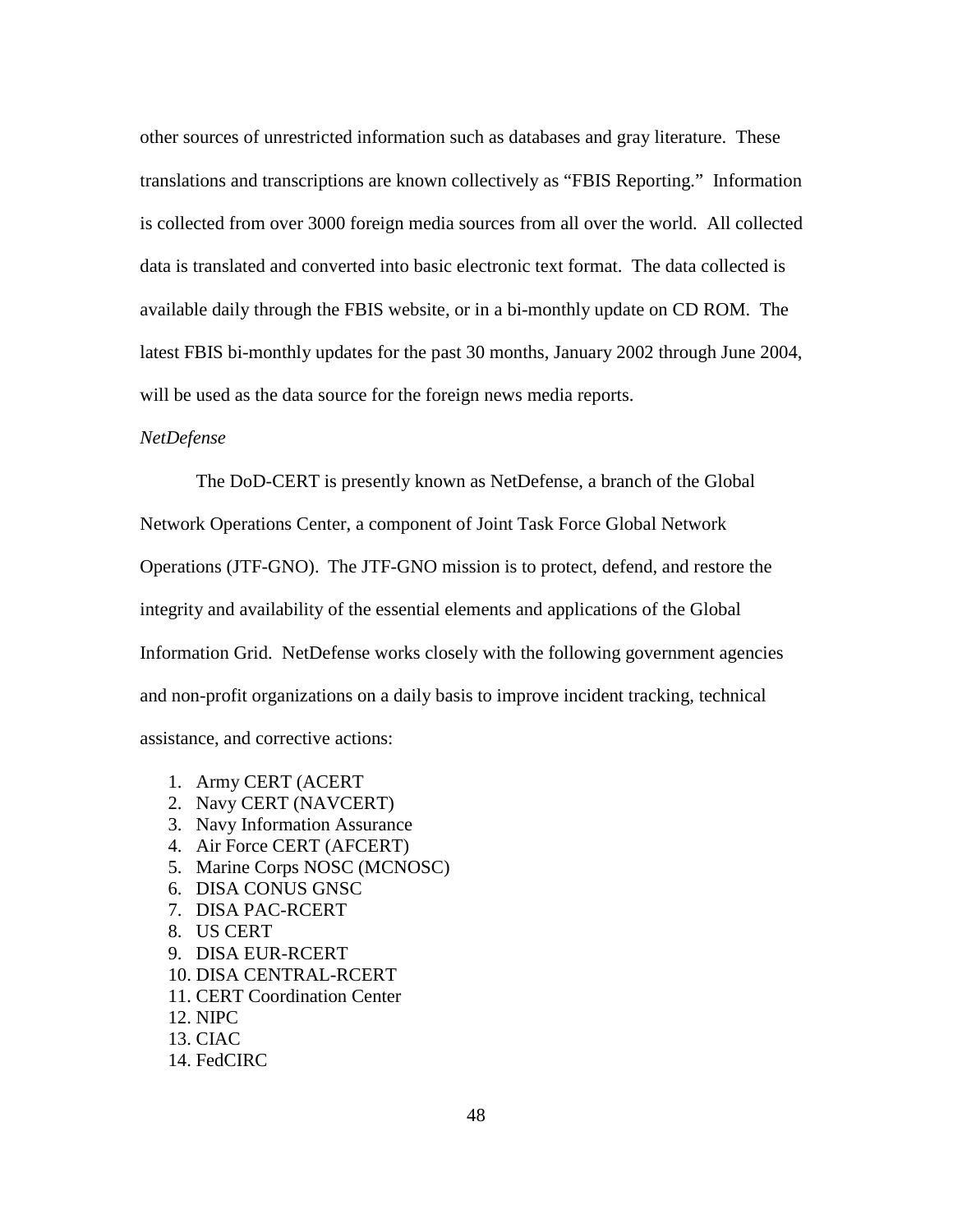other sources of unrestricted information such as databases and gray literature. These translations and transcriptions are known collectively as “FBIS Reporting.” Information is collected from over 3000 foreign media sources from all over the world. All collected data is translated and converted into basic electronic text format. The data collected is available daily through the FBIS website, or in a bi-monthly update on CD ROM. The latest FBIS bi-monthly updates for the past 30 months, January 2002 through June 2004, will be used as the data source for the foreign news media reports.

*NetDefense*

The DoD-CERT is presently known as NetDefense, a branch of the Global Network Operations Center, a component of Joint Task Force Global Network Operations (JTF-GNO). The JTF-GNO mission is to protect, defend, and restore the integrity and availability of the essential elements and applications of the Global Information Grid. NetDefense works closely with the following government agencies and non-profit organizations on a daily basis to improve incident tracking, technical assistance, and corrective actions:

1. Army CERT (ACERT
2. Navy CERT (NAVCERT)
3. Navy Information Assurance
4. Air Force CERT (AFCERT)
5. Marine Corps NOSC (MCNOSC)
6. DISA CONUS GNSC
7. DISA PAC-RCERT
8. US CERT
9. DISA EUR-RCERT
10. DISA CENTRAL-RCERT
11. CERT Coordination Center
12. NIPC
13. CIAC
14. FedCIRC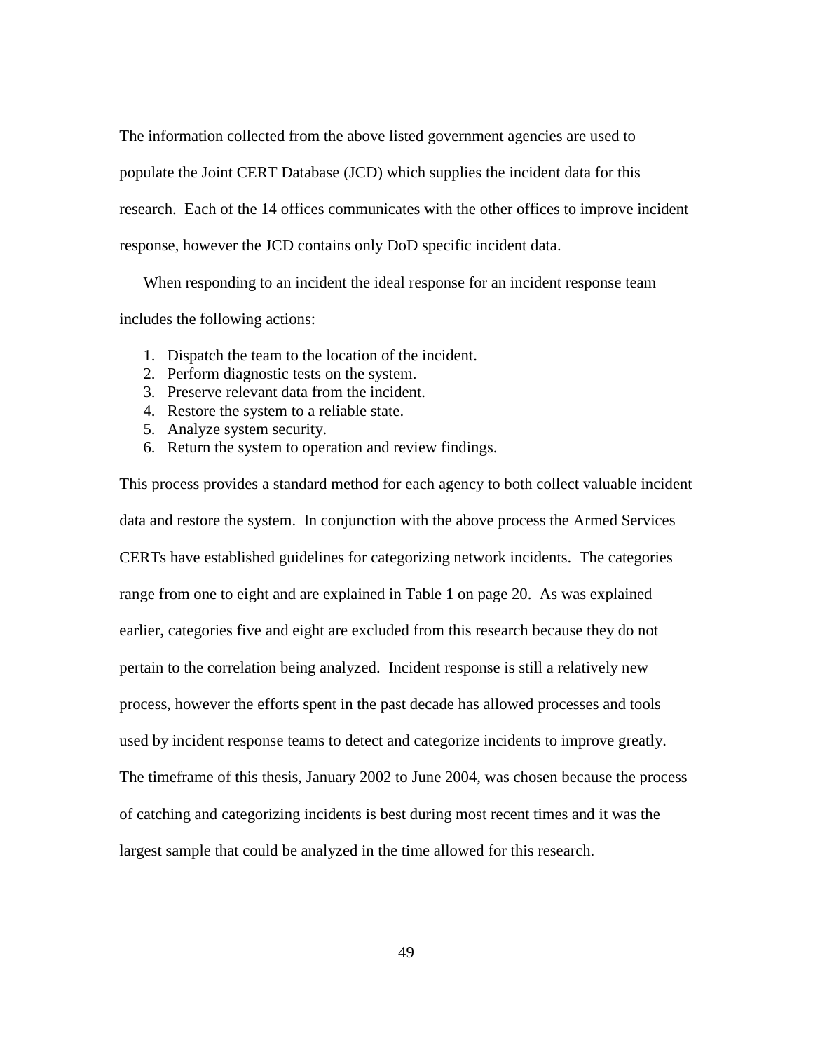The information collected from the above listed government agencies are used to populate the Joint CERT Database (JCD) which supplies the incident data for this research. Each of the 14 offices communicates with the other offices to improve incident response, however the JCD contains only DoD specific incident data.

When responding to an incident the ideal response for an incident response team includes the following actions:

1. Dispatch the team to the location of the incident.
2. Perform diagnostic tests on the system.
3. Preserve relevant data from the incident.
4. Restore the system to a reliable state.
5. Analyze system security.
6. Return the system to operation and review findings.

This process provides a standard method for each agency to both collect valuable incident data and restore the system. In conjunction with the above process the Armed Services CERTs have established guidelines for categorizing network incidents. The categories range from one to eight and are explained in Table 1 on page 20. As was explained earlier, categories five and eight are excluded from this research because they do not pertain to the correlation being analyzed. Incident response is still a relatively new process, however the efforts spent in the past decade has allowed processes and tools used by incident response teams to detect and categorize incidents to improve greatly. The timeframe of this thesis, January 2002 to June 2004, was chosen because the process of catching and categorizing incidents is best during most recent times and it was the largest sample that could be analyzed in the time allowed for this research.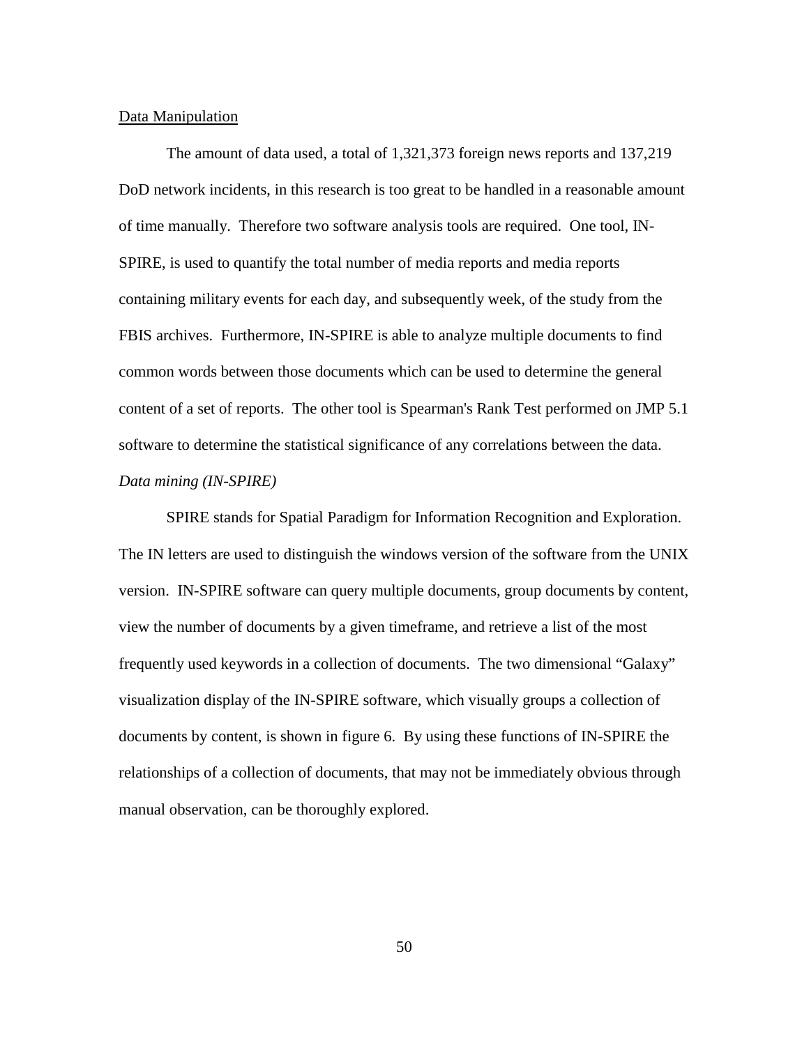<u>Data Manipulation</u>

The amount of data used, a total of 1,321,373 foreign news reports and 137,219 DoD network incidents, in this research is too great to be handled in a reasonable amount of time manually. Therefore two software analysis tools are required. One tool, IN-SPIRE, is used to quantify the total number of media reports and media reports containing military events for each day, and subsequently week, of the study from the FBIS archives. Furthermore, IN-SPIRE is able to analyze multiple documents to find common words between those documents which can be used to determine the general content of a set of reports. The other tool is Spearman's Rank Test performed on JMP 5.1 software to determine the statistical significance of any correlations between the data.

*Data mining (IN-SPIRE)*

SPIRE stands for Spatial Paradigm for Information Recognition and Exploration. The IN letters are used to distinguish the windows version of the software from the UNIX version. IN-SPIRE software can query multiple documents, group documents by content, view the number of documents by a given timeframe, and retrieve a list of the most frequently used keywords in a collection of documents. The two dimensional "Galaxy" visualization display of the IN-SPIRE software, which visually groups a collection of documents by content, is shown in figure 6. By using these functions of IN-SPIRE the relationships of a collection of documents, that may not be immediately obvious through manual observation, can be thoroughly explored.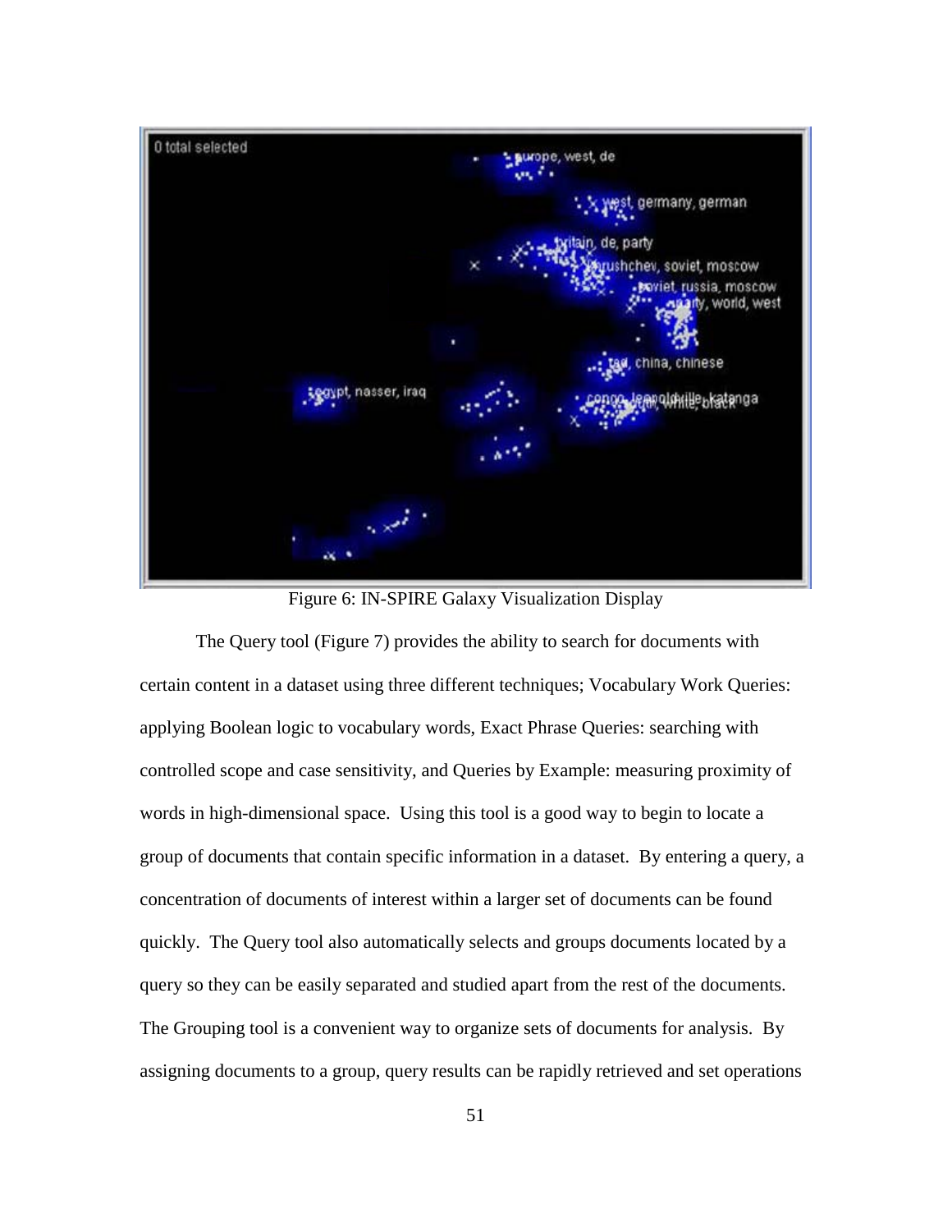Figure 6: IN-SPIRE Galaxy Visualization Display

The Query tool (Figure 7) provides the ability to search for documents with certain content in a dataset using three different techniques; Vocabulary Work Queries: applying Boolean logic to vocabulary words, Exact Phrase Queries: searching with controlled scope and case sensitivity, and Queries by Example: measuring proximity of words in high-dimensional space. Using this tool is a good way to begin to locate a group of documents that contain specific information in a dataset. By entering a query, a concentration of documents of interest within a larger set of documents can be found quickly. The Query tool also automatically selects and groups documents located by a query so they can be easily separated and studied apart from the rest of the documents. The Grouping tool is a convenient way to organize sets of documents for analysis. By assigning documents to a group, query results can be rapidly retrieved and set operations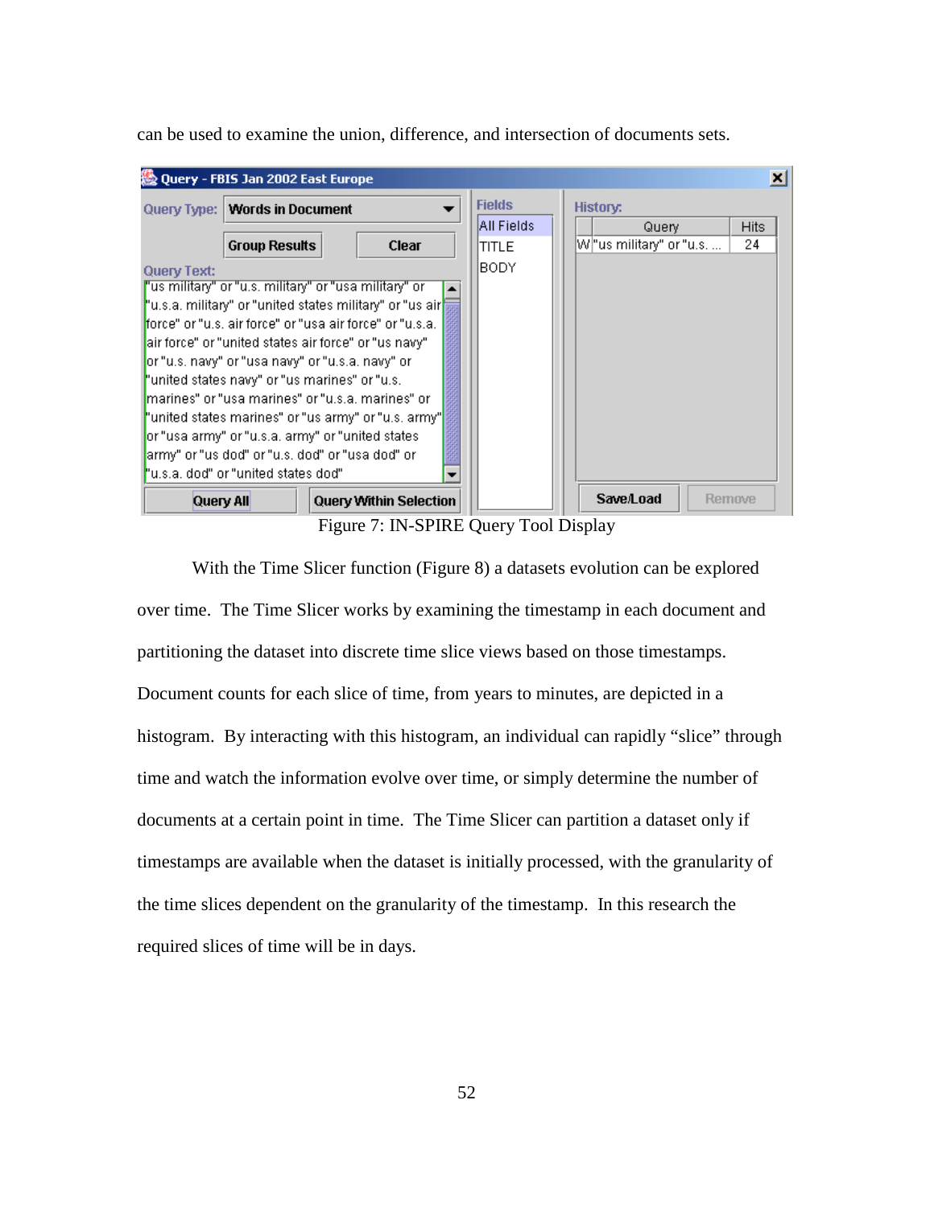can be used to examine the union, difference, and intersection of documents sets.

Figure 7: IN-SPIRE Query Tool Display

With the Time Slicer function (Figure 8) a datasets evolution can be explored over time. The Time Slicer works by examining the timestamp in each document and partitioning the dataset into discrete time slice views based on those timestamps. Document counts for each slice of time, from years to minutes, are depicted in a histogram. By interacting with this histogram, an individual can rapidly "slice" through time and watch the information evolve over time, or simply determine the number of documents at a certain point in time. The Time Slicer can partition a dataset only if timestamps are available when the dataset is initially processed, with the granularity of the time slices dependent on the granularity of the timestamp. In this research the required slices of time will be in days.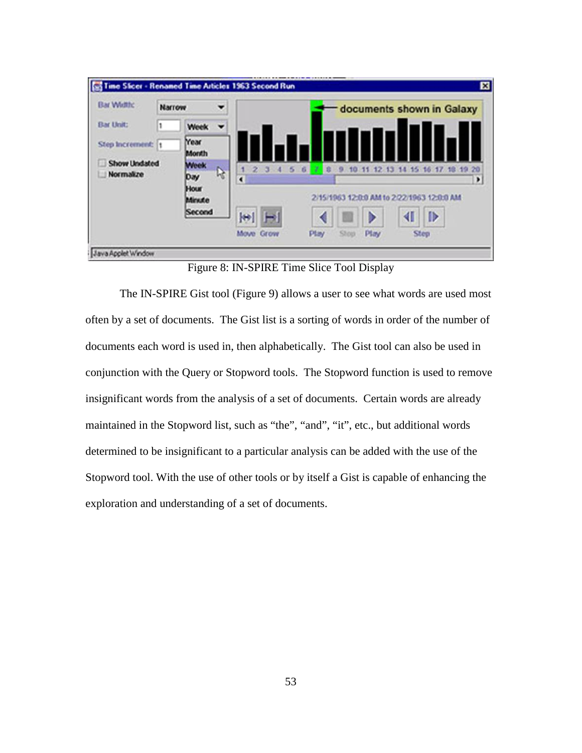Figure 8: IN-SPIRE Time Slice Tool Display

The IN-SPIRE Gist tool (Figure 9) allows a user to see what words are used most often by a set of documents. The Gist list is a sorting of words in order of the number of documents each word is used in, then alphabetically. The Gist tool can also be used in conjunction with the Query or Stopword tools. The Stopword function is used to remove insignificant words from the analysis of a set of documents. Certain words are already maintained in the Stopword list, such as "the", "and", "it", etc., but additional words determined to be insignificant to a particular analysis can be added with the use of the Stopword tool. With the use of other tools or by itself a Gist is capable of enhancing the exploration and understanding of a set of documents.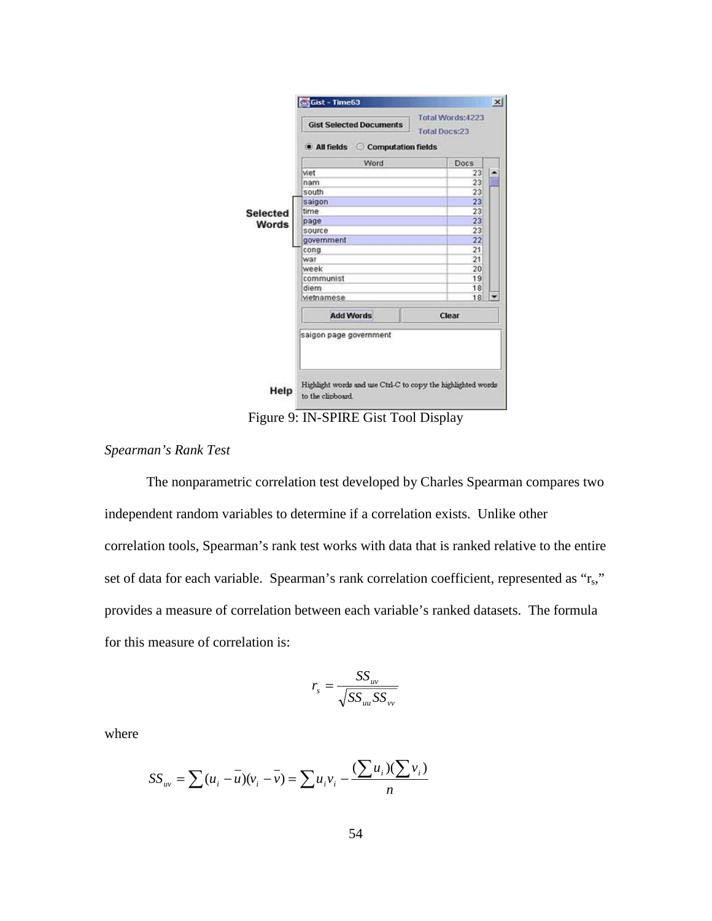Figure 9: IN-SPIRE Gist Tool Display

*Spearman's Rank Test*

The nonparametric correlation test developed by Charles Spearman compares two independent random variables to determine if a correlation exists. Unlike other correlation tools, Spearman's rank test works with data that is ranked relative to the entire set of data for each variable. Spearman's rank correlation coefficient, represented as "$r_s$," provides a measure of correlation between each variable's ranked datasets. The formula for this measure of correlation is:

$$r_s = \frac{SS_{uv}}{\sqrt{SS_{uu}SS_{vv}}}$$

where

$$SS_{uv} = \sum (u_i - \bar{u})(v_i - \bar{v}) = \sum u_i v_i - \frac{(\sum u_i)(\sum v_i)}{n}$$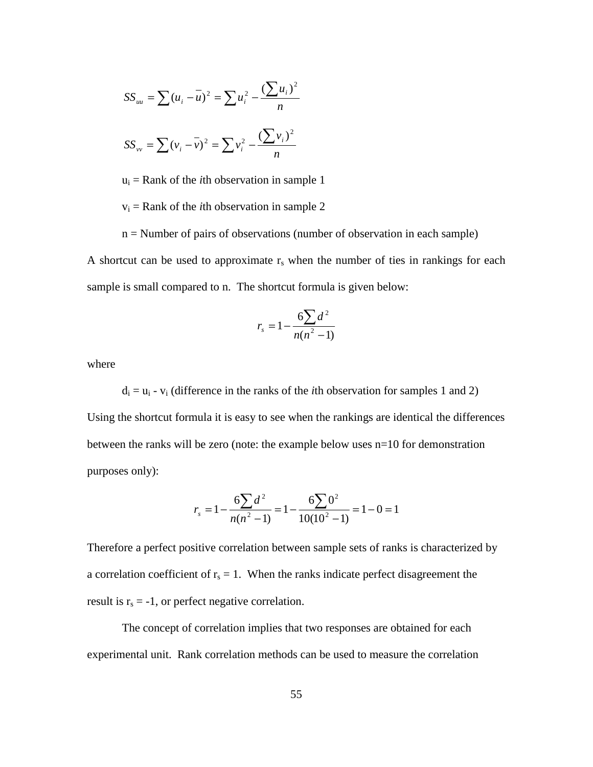$$SS_{uu} = \sum (u_i - \bar{u})^2 = \sum u_i^2 - \frac{(\sum u_i)^2}{n}$$

$$SS_{vv} = \sum (v_i - \bar{v})^2 = \sum v_i^2 - \frac{(\sum v_i)^2}{n}$$

$u_i$ = Rank of the *i*th observation in sample 1

$v_i$ = Rank of the *i*th observation in sample 2

n = Number of pairs of observations (number of observation in each sample)

A shortcut can be used to approximate $r_s$ when the number of ties in rankings for each sample is small compared to n. The shortcut formula is given below:

$$r_s = 1 - \frac{6\sum d^2}{n(n^2 - 1)}$$

where

$d_i = u_i - v_i$ (difference in the ranks of the *i*th observation for samples 1 and 2)

Using the shortcut formula it is easy to see when the rankings are identical the differences between the ranks will be zero (note: the example below uses n=10 for demonstration purposes only):

$$r_s = 1 - \frac{6\sum d^2}{n(n^2 - 1)} = 1 - \frac{6\sum 0^2}{10(10^2 - 1)} = 1 - 0 = 1$$

Therefore a perfect positive correlation between sample sets of ranks is characterized by a correlation coefficient of $r_s = 1$. When the ranks indicate perfect disagreement the result is $r_s = -1$, or perfect negative correlation.

The concept of correlation implies that two responses are obtained for each experimental unit. Rank correlation methods can be used to measure the correlation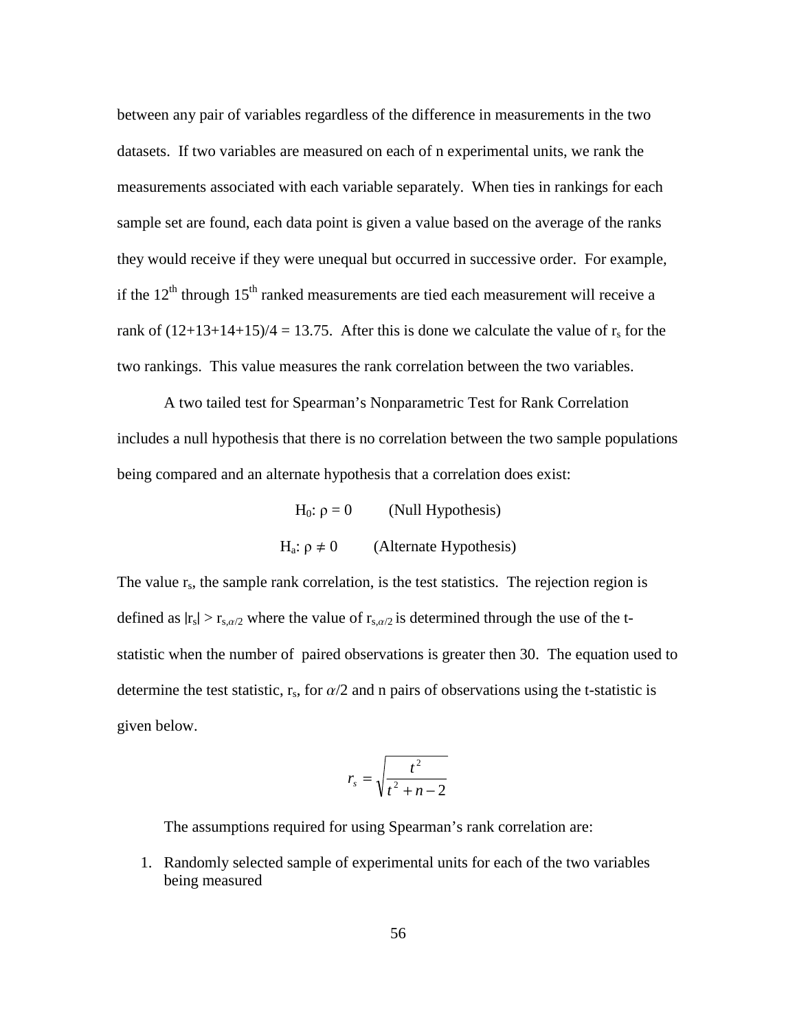between any pair of variables regardless of the difference in measurements in the two datasets. If two variables are measured on each of n experimental units, we rank the measurements associated with each variable separately. When ties in rankings for each sample set are found, each data point is given a value based on the average of the ranks they would receive if they were unequal but occurred in successive order. For example, if the $12^{th}$ through $15^{th}$ ranked measurements are tied each measurement will receive a rank of $(12+13+14+15)/4 = 13.75$. After this is done we calculate the value of $r_s$ for the two rankings. This value measures the rank correlation between the two variables.

A two tailed test for Spearman's Nonparametric Test for Rank Correlation includes a null hypothesis that there is no correlation between the two sample populations being compared and an alternate hypothesis that a correlation does exist:

$$H_0: \rho = 0 \qquad \text{(Null Hypothesis)}$$

$$H_a: \rho \neq 0 \qquad \text{(Alternate Hypothesis)}$$

The value $r_s$, the sample rank correlation, is the test statistics. The rejection region is defined as $|r_s| > r_{s,\alpha/2}$ where the value of $r_{s,\alpha/2}$ is determined through the use of the t-statistic when the number of paired observations is greater then 30. The equation used to determine the test statistic, $r_s$, for $\alpha/2$ and n pairs of observations using the t-statistic is given below.

$$r_s = \sqrt{\frac{t^2}{t^2 + n - 2}}$$

The assumptions required for using Spearman's rank correlation are:

1. Randomly selected sample of experimental units for each of the two variables being measured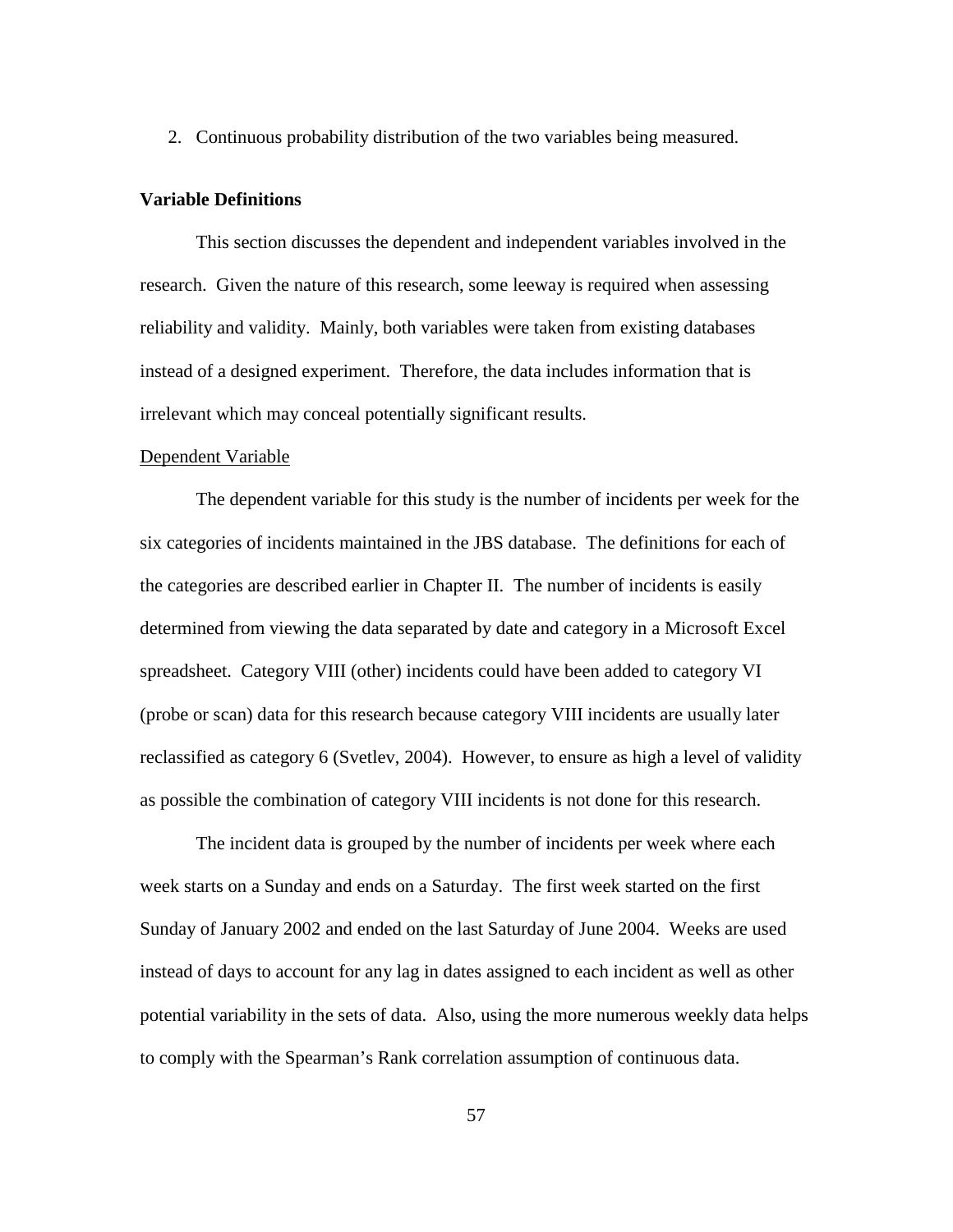2. Continuous probability distribution of the two variables being measured.

## Variable Definitions

This section discusses the dependent and independent variables involved in the research. Given the nature of this research, some leeway is required when assessing reliability and validity. Mainly, both variables were taken from existing databases instead of a designed experiment. Therefore, the data includes information that is irrelevant which may conceal potentially significant results.

### Dependent Variable

The dependent variable for this study is the number of incidents per week for the six categories of incidents maintained in the JBS database. The definitions for each of the categories are described earlier in Chapter II. The number of incidents is easily determined from viewing the data separated by date and category in a Microsoft Excel spreadsheet. Category VIII (other) incidents could have been added to category VI (probe or scan) data for this research because category VIII incidents are usually later reclassified as category 6 (Svetlev, 2004). However, to ensure as high a level of validity as possible the combination of category VIII incidents is not done for this research.

The incident data is grouped by the number of incidents per week where each week starts on a Sunday and ends on a Saturday. The first week started on the first Sunday of January 2002 and ended on the last Saturday of June 2004. Weeks are used instead of days to account for any lag in dates assigned to each incident as well as other potential variability in the sets of data. Also, using the more numerous weekly data helps to comply with the Spearman's Rank correlation assumption of continuous data.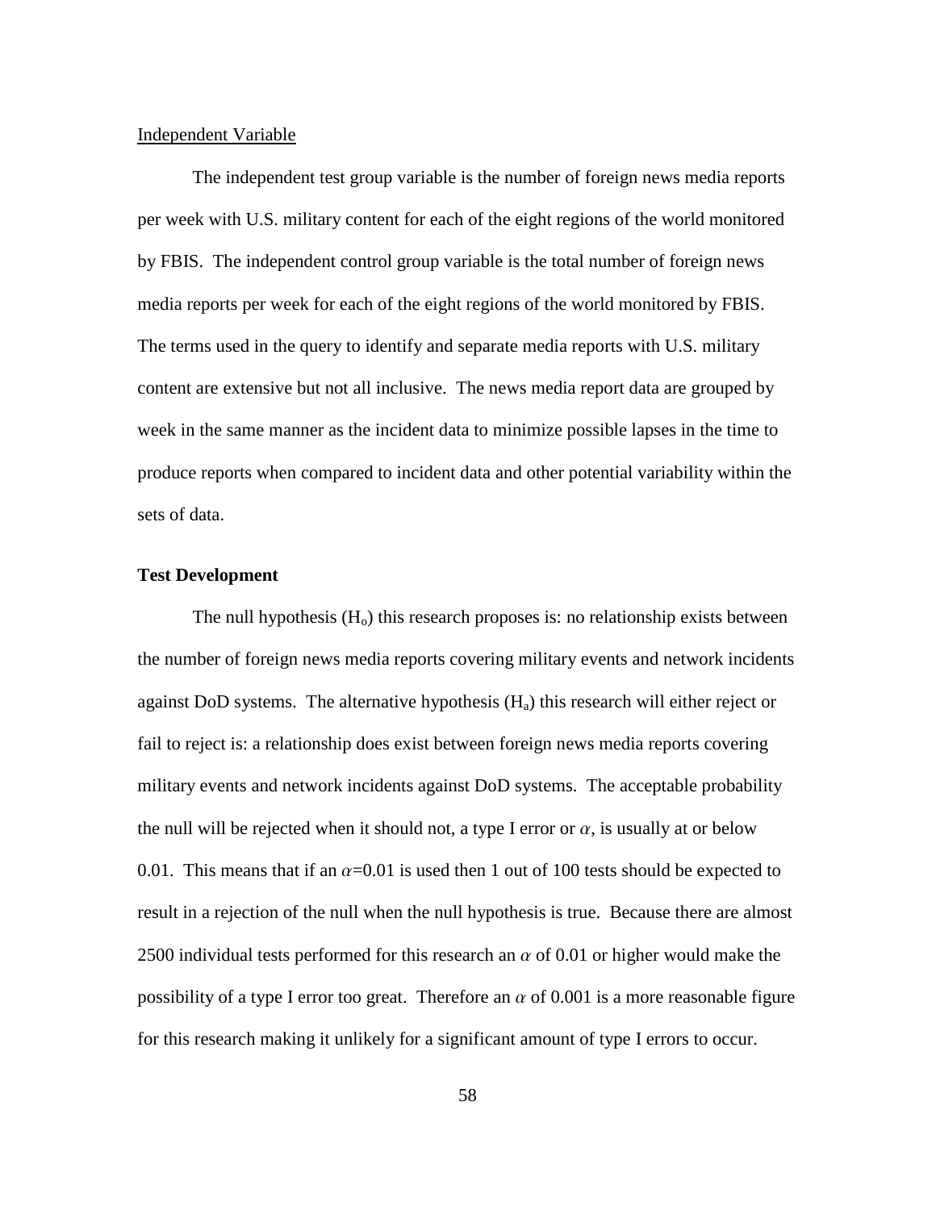Independent Variable

The independent test group variable is the number of foreign news media reports per week with U.S. military content for each of the eight regions of the world monitored by FBIS. The independent control group variable is the total number of foreign news media reports per week for each of the eight regions of the world monitored by FBIS. The terms used in the query to identify and separate media reports with U.S. military content are extensive but not all inclusive. The news media report data are grouped by week in the same manner as the incident data to minimize possible lapses in the time to produce reports when compared to incident data and other potential variability within the sets of data.

**Test Development**

The null hypothesis ($H_o$) this research proposes is: no relationship exists between the number of foreign news media reports covering military events and network incidents against DoD systems. The alternative hypothesis ($H_a$) this research will either reject or fail to reject is: a relationship does exist between foreign news media reports covering military events and network incidents against DoD systems. The acceptable probability the null will be rejected when it should not, a type I error or $\alpha$, is usually at or below 0.01. This means that if an $\alpha$=0.01 is used then 1 out of 100 tests should be expected to result in a rejection of the null when the null hypothesis is true. Because there are almost 2500 individual tests performed for this research an $\alpha$ of 0.01 or higher would make the possibility of a type I error too great. Therefore an $\alpha$ of 0.001 is a more reasonable figure for this research making it unlikely for a significant amount of type I errors to occur.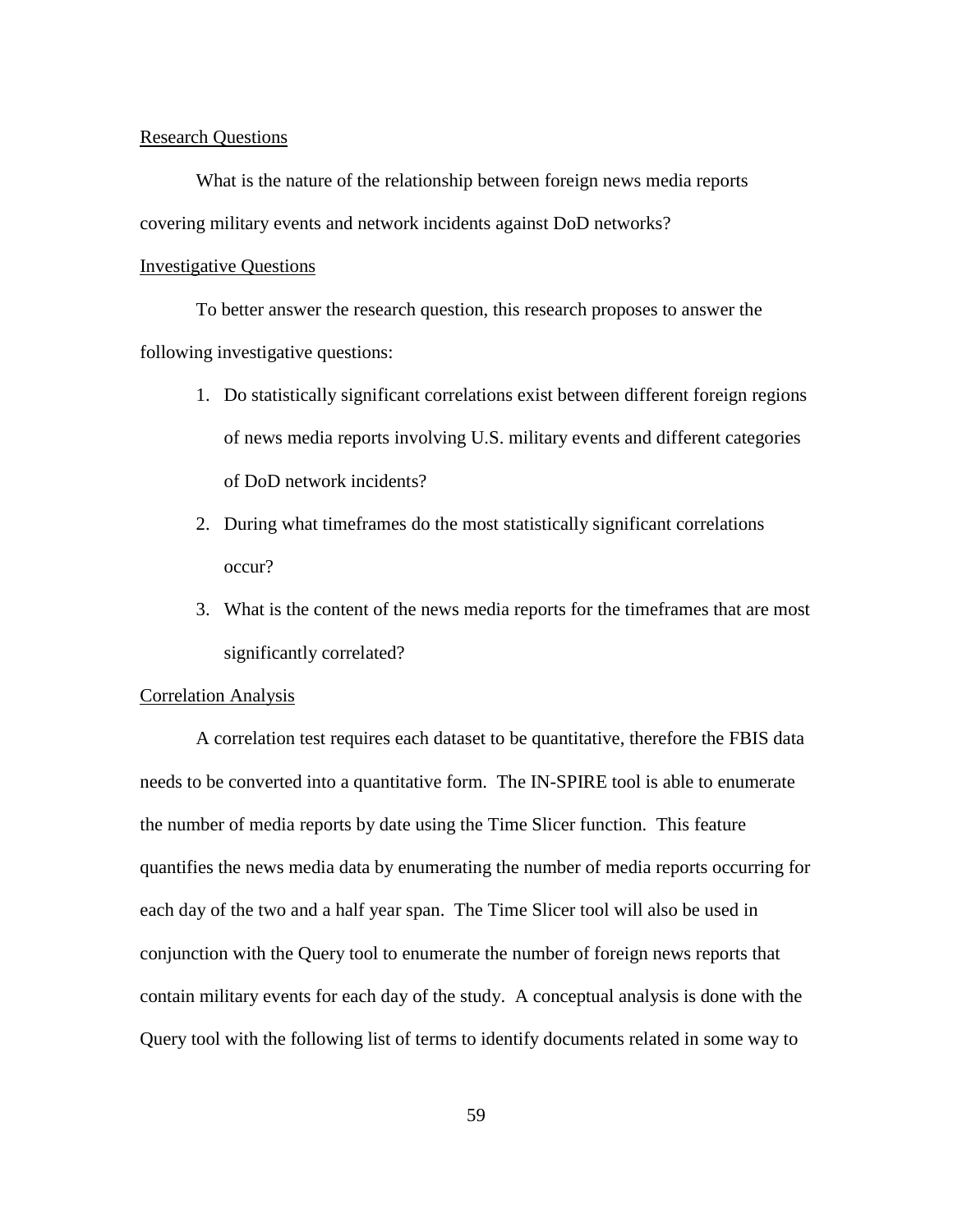## Research Questions

What is the nature of the relationship between foreign news media reports covering military events and network incidents against DoD networks?

## Investigative Questions

To better answer the research question, this research proposes to answer the following investigative questions:

1. Do statistically significant correlations exist between different foreign regions of news media reports involving U.S. military events and different categories of DoD network incidents?
2. During what timeframes do the most statistically significant correlations occur?
3. What is the content of the news media reports for the timeframes that are most significantly correlated?

## Correlation Analysis

A correlation test requires each dataset to be quantitative, therefore the FBIS data needs to be converted into a quantitative form. The IN-SPIRE tool is able to enumerate the number of media reports by date using the Time Slicer function. This feature quantifies the news media data by enumerating the number of media reports occurring for each day of the two and a half year span. The Time Slicer tool will also be used in conjunction with the Query tool to enumerate the number of foreign news reports that contain military events for each day of the study. A conceptual analysis is done with the Query tool with the following list of terms to identify documents related in some way to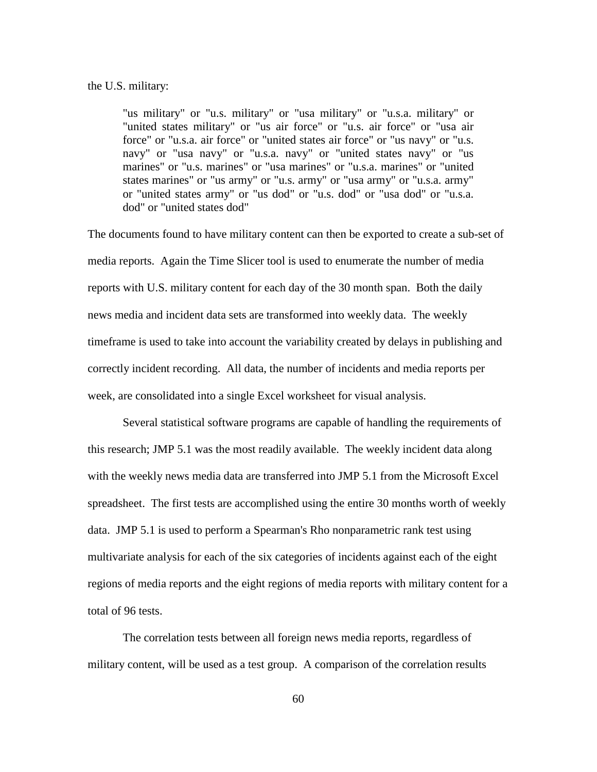the U.S. military:

> "us military" or "u.s. military" or "usa military" or "u.s.a. military" or "united states military" or "us air force" or "u.s. air force" or "usa air force" or "u.s.a. air force" or "united states air force" or "us navy" or "u.s. navy" or "usa navy" or "u.s.a. navy" or "united states navy" or "us marines" or "u.s. marines" or "usa marines" or "u.s.a. marines" or "united states marines" or "us army" or "u.s. army" or "usa army" or "u.s.a. army" or "united states army" or "us dod" or "u.s. dod" or "usa dod" or "u.s.a. dod" or "united states dod"

The documents found to have military content can then be exported to create a sub-set of media reports. Again the Time Slicer tool is used to enumerate the number of media reports with U.S. military content for each day of the 30 month span. Both the daily news media and incident data sets are transformed into weekly data. The weekly timeframe is used to take into account the variability created by delays in publishing and correctly incident recording. All data, the number of incidents and media reports per week, are consolidated into a single Excel worksheet for visual analysis.

Several statistical software programs are capable of handling the requirements of this research; JMP 5.1 was the most readily available. The weekly incident data along with the weekly news media data are transferred into JMP 5.1 from the Microsoft Excel spreadsheet. The first tests are accomplished using the entire 30 months worth of weekly data. JMP 5.1 is used to perform a Spearman's Rho nonparametric rank test using multivariate analysis for each of the six categories of incidents against each of the eight regions of media reports and the eight regions of media reports with military content for a total of 96 tests.

The correlation tests between all foreign news media reports, regardless of military content, will be used as a test group. A comparison of the correlation results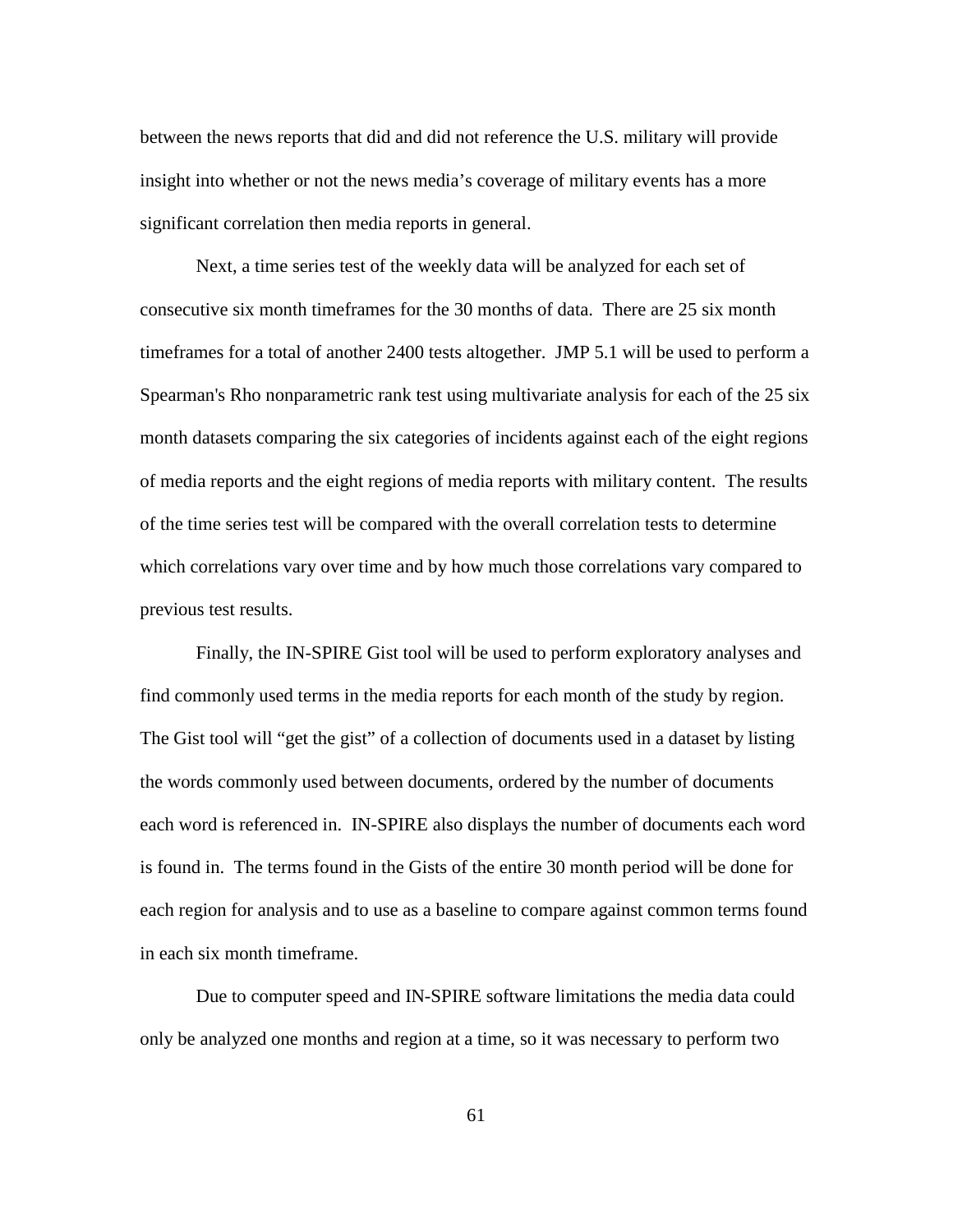between the news reports that did and did not reference the U.S. military will provide insight into whether or not the news media's coverage of military events has a more significant correlation then media reports in general.

Next, a time series test of the weekly data will be analyzed for each set of consecutive six month timeframes for the 30 months of data. There are 25 six month timeframes for a total of another 2400 tests altogether. JMP 5.1 will be used to perform a Spearman's Rho nonparametric rank test using multivariate analysis for each of the 25 six month datasets comparing the six categories of incidents against each of the eight regions of media reports and the eight regions of media reports with military content. The results of the time series test will be compared with the overall correlation tests to determine which correlations vary over time and by how much those correlations vary compared to previous test results.

Finally, the IN-SPIRE Gist tool will be used to perform exploratory analyses and find commonly used terms in the media reports for each month of the study by region. The Gist tool will "get the gist" of a collection of documents used in a dataset by listing the words commonly used between documents, ordered by the number of documents each word is referenced in. IN-SPIRE also displays the number of documents each word is found in. The terms found in the Gists of the entire 30 month period will be done for each region for analysis and to use as a baseline to compare against common terms found in each six month timeframe.

Due to computer speed and IN-SPIRE software limitations the media data could only be analyzed one months and region at a time, so it was necessary to perform two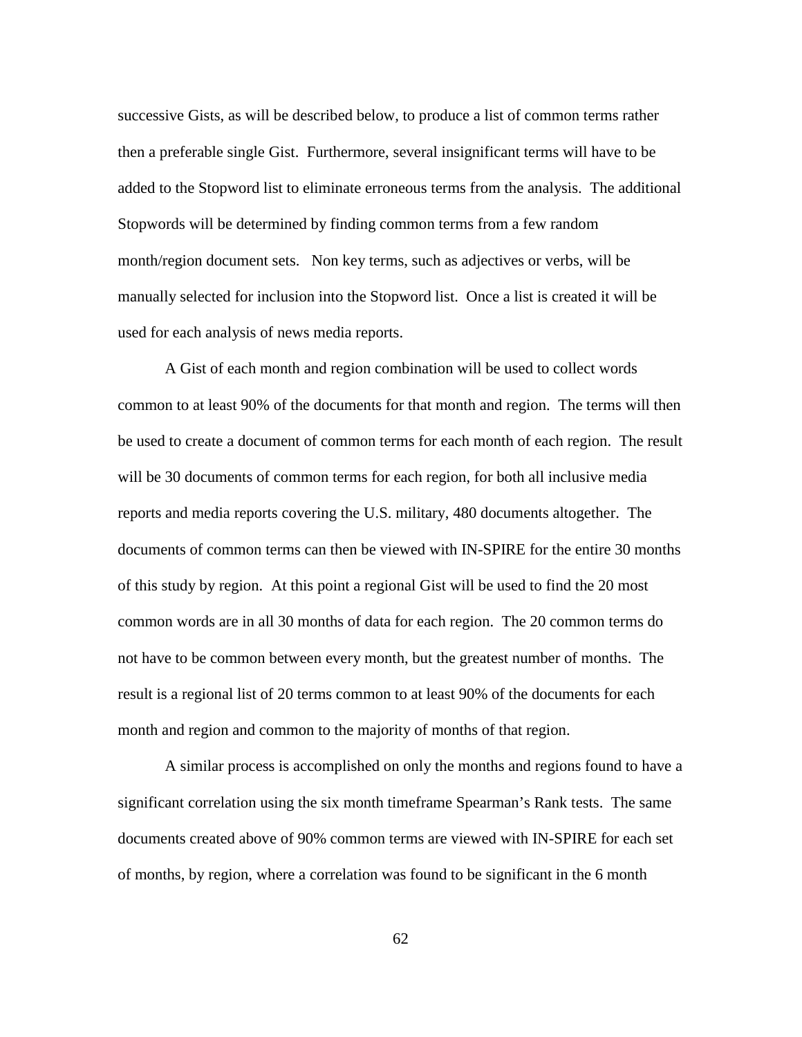successive Gists, as will be described below, to produce a list of common terms rather then a preferable single Gist. Furthermore, several insignificant terms will have to be added to the Stopword list to eliminate erroneous terms from the analysis. The additional Stopwords will be determined by finding common terms from a few random month/region document sets. Non key terms, such as adjectives or verbs, will be manually selected for inclusion into the Stopword list. Once a list is created it will be used for each analysis of news media reports.

A Gist of each month and region combination will be used to collect words common to at least 90% of the documents for that month and region. The terms will then be used to create a document of common terms for each month of each region. The result will be 30 documents of common terms for each region, for both all inclusive media reports and media reports covering the U.S. military, 480 documents altogether. The documents of common terms can then be viewed with IN-SPIRE for the entire 30 months of this study by region. At this point a regional Gist will be used to find the 20 most common words are in all 30 months of data for each region. The 20 common terms do not have to be common between every month, but the greatest number of months. The result is a regional list of 20 terms common to at least 90% of the documents for each month and region and common to the majority of months of that region.

A similar process is accomplished on only the months and regions found to have a significant correlation using the six month timeframe Spearman's Rank tests. The same documents created above of 90% common terms are viewed with IN-SPIRE for each set of months, by region, where a correlation was found to be significant in the 6 month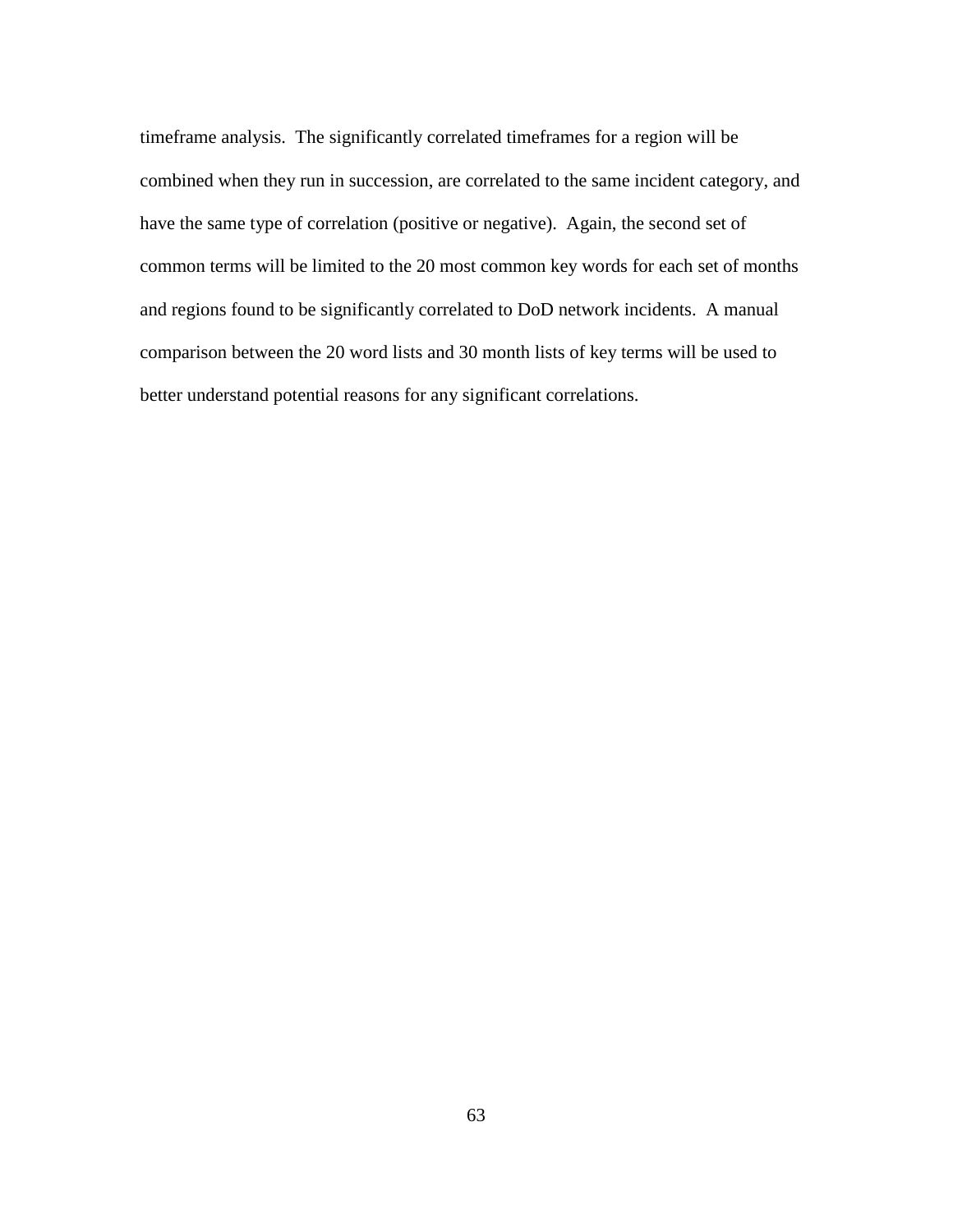timeframe analysis. The significantly correlated timeframes for a region will be combined when they run in succession, are correlated to the same incident category, and have the same type of correlation (positive or negative). Again, the second set of common terms will be limited to the 20 most common key words for each set of months and regions found to be significantly correlated to DoD network incidents. A manual comparison between the 20 word lists and 30 month lists of key terms will be used to better understand potential reasons for any significant correlations.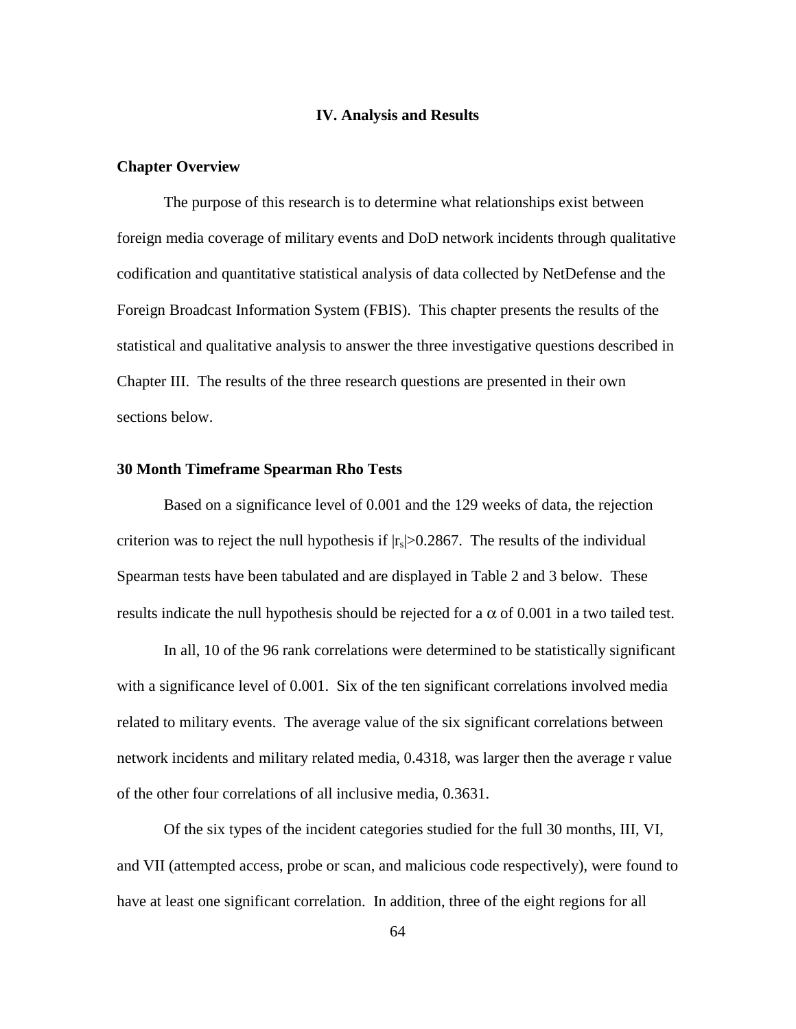# IV. Analysis and Results

## Chapter Overview

The purpose of this research is to determine what relationships exist between foreign media coverage of military events and DoD network incidents through qualitative codification and quantitative statistical analysis of data collected by NetDefense and the Foreign Broadcast Information System (FBIS). This chapter presents the results of the statistical and qualitative analysis to answer the three investigative questions described in Chapter III. The results of the three research questions are presented in their own sections below.

## 30 Month Timeframe Spearman Rho Tests

Based on a significance level of 0.001 and the 129 weeks of data, the rejection criterion was to reject the null hypothesis if $|r_s|>0.2867$. The results of the individual Spearman tests have been tabulated and are displayed in Table 2 and 3 below. These results indicate the null hypothesis should be rejected for a $\alpha$ of 0.001 in a two tailed test.

In all, 10 of the 96 rank correlations were determined to be statistically significant with a significance level of 0.001. Six of the ten significant correlations involved media related to military events. The average value of the six significant correlations between network incidents and military related media, 0.4318, was larger then the average r value of the other four correlations of all inclusive media, 0.3631.

Of the six types of the incident categories studied for the full 30 months, III, VI, and VII (attempted access, probe or scan, and malicious code respectively), were found to have at least one significant correlation. In addition, three of the eight regions for all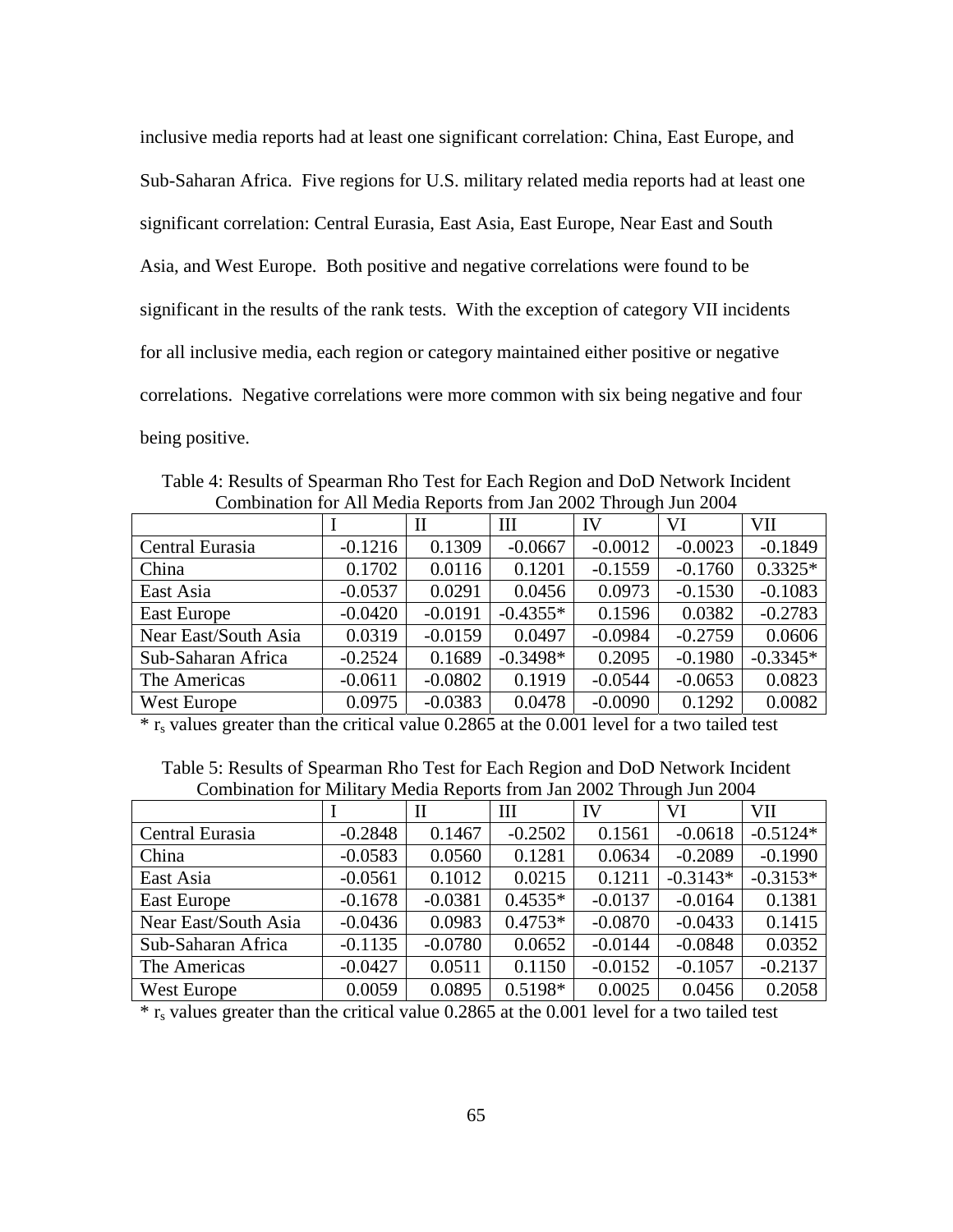inclusive media reports had at least one significant correlation: China, East Europe, and Sub-Saharan Africa. Five regions for U.S. military related media reports had at least one significant correlation: Central Eurasia, East Asia, East Europe, Near East and South Asia, and West Europe. Both positive and negative correlations were found to be significant in the results of the rank tests. With the exception of category VII incidents for all inclusive media, each region or category maintained either positive or negative correlations. Negative correlations were more common with six being negative and four being positive.

Table 4: Results of Spearman Rho Test for Each Region and DoD Network Incident Combination for All Media Reports from Jan 2002 Through Jun 2004

| | I | II | III | IV | VI | VII |
|---|---|---|---|---|---|---|
| Central Eurasia | -0.1216 | 0.1309 | -0.0667 | -0.0012 | -0.0023 | -0.1849 |
| China | 0.1702 | 0.0116 | 0.1201 | -0.1559 | -0.1760 | 0.3325* |
| East Asia | -0.0537 | 0.0291 | 0.0456 | 0.0973 | -0.1530 | -0.1083 |
| East Europe | -0.0420 | -0.0191 | -0.4355* | 0.1596 | 0.0382 | -0.2783 |
| Near East/South Asia | 0.0319 | -0.0159 | 0.0497 | -0.0984 | -0.2759 | 0.0606 |
| Sub-Saharan Africa | -0.2524 | 0.1689 | -0.3498* | 0.2095 | -0.1980 | -0.3345* |
| The Americas | -0.0611 | -0.0802 | 0.1919 | -0.0544 | -0.0653 | 0.0823 |
| West Europe | 0.0975 | -0.0383 | 0.0478 | -0.0090 | 0.1292 | 0.0082 |

* $r_s$ values greater than the critical value 0.2865 at the 0.001 level for a two tailed test

Table 5: Results of Spearman Rho Test for Each Region and DoD Network Incident Combination for Military Media Reports from Jan 2002 Through Jun 2004

| | I | II | III | IV | VI | VII |
|---|---|---|---|---|---|---|
| Central Eurasia | -0.2848 | 0.1467 | -0.2502 | 0.1561 | -0.0618 | -0.5124* |
| China | -0.0583 | 0.0560 | 0.1281 | 0.0634 | -0.2089 | -0.1990 |
| East Asia | -0.0561 | 0.1012 | 0.0215 | 0.1211 | -0.3143* | -0.3153* |
| East Europe | -0.1678 | -0.0381 | 0.4535* | -0.0137 | -0.0164 | 0.1381 |
| Near East/South Asia | -0.0436 | 0.0983 | 0.4753* | -0.0870 | -0.0433 | 0.1415 |
| Sub-Saharan Africa | -0.1135 | -0.0780 | 0.0652 | -0.0144 | -0.0848 | 0.0352 |
| The Americas | -0.0427 | 0.0511 | 0.1150 | -0.0152 | -0.1057 | -0.2137 |
| West Europe | 0.0059 | 0.0895 | 0.5198* | 0.0025 | 0.0456 | 0.2058 |

* $r_s$ values greater than the critical value 0.2865 at the 0.001 level for a two tailed test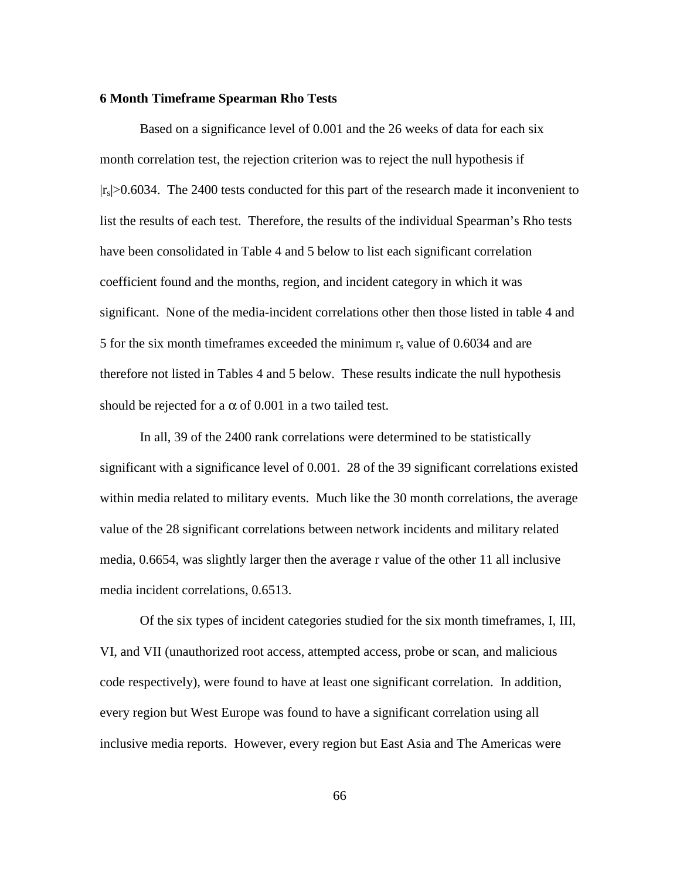**6 Month Timeframe Spearman Rho Tests**

Based on a significance level of 0.001 and the 26 weeks of data for each six month correlation test, the rejection criterion was to reject the null hypothesis if $|r_s|>0.6034$. The 2400 tests conducted for this part of the research made it inconvenient to list the results of each test. Therefore, the results of the individual Spearman's Rho tests have been consolidated in Table 4 and 5 below to list each significant correlation coefficient found and the months, region, and incident category in which it was significant. None of the media-incident correlations other then those listed in table 4 and 5 for the six month timeframes exceeded the minimum $r_s$ value of 0.6034 and are therefore not listed in Tables 4 and 5 below. These results indicate the null hypothesis should be rejected for a $\alpha$ of 0.001 in a two tailed test.

In all, 39 of the 2400 rank correlations were determined to be statistically significant with a significance level of 0.001. 28 of the 39 significant correlations existed within media related to military events. Much like the 30 month correlations, the average value of the 28 significant correlations between network incidents and military related media, 0.6654, was slightly larger then the average r value of the other 11 all inclusive media incident correlations, 0.6513.

Of the six types of incident categories studied for the six month timeframes, I, III, VI, and VII (unauthorized root access, attempted access, probe or scan, and malicious code respectively), were found to have at least one significant correlation. In addition, every region but West Europe was found to have a significant correlation using all inclusive media reports. However, every region but East Asia and The Americas were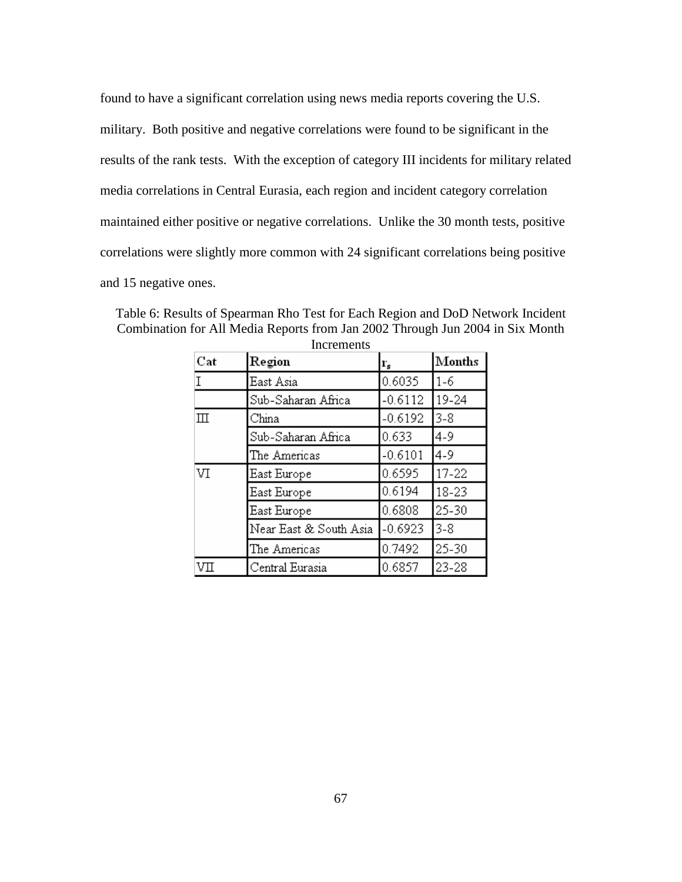found to have a significant correlation using news media reports covering the U.S. military. Both positive and negative correlations were found to be significant in the results of the rank tests. With the exception of category III incidents for military related media correlations in Central Eurasia, each region and incident category correlation maintained either positive or negative correlations. Unlike the 30 month tests, positive correlations were slightly more common with 24 significant correlations being positive and 15 negative ones.

Table 6: Results of Spearman Rho Test for Each Region and DoD Network Incident Combination for All Media Reports from Jan 2002 Through Jun 2004 in Six Month Increments

| Cat | Region | $r_s$ | Months |
|---|---|---|---|
| I | East Asia | 0.6035 | 1-6 |
| | Sub-Saharan Africa | -0.6112 | 19-24 |
| III | China | -0.6192 | 3-8 |
| | Sub-Saharan Africa | 0.633 | 4-9 |
| | The Americas | -0.6101 | 4-9 |
| VI | East Europe | 0.6595 | 17-22 |
| | East Europe | 0.6194 | 18-23 |
| | East Europe | 0.6808 | 25-30 |
| | Near East & South Asia | -0.6923 | 3-8 |
| | The Americas | 0.7492 | 25-30 |
| VII | Central Eurasia | 0.6857 | 23-28 |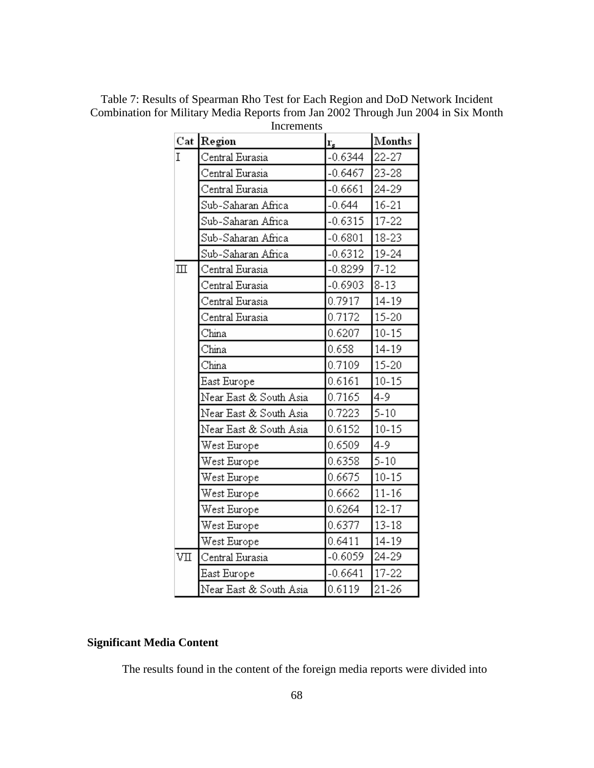Table 7: Results of Spearman Rho Test for Each Region and DoD Network Incident Combination for Military Media Reports from Jan 2002 Through Jun 2004 in Six Month Increments

| Cat | Region | $r_s$ | Months |
|---|---|---|---|
| I | Central Eurasia | -0.6344 | 22-27 |
| | Central Eurasia | -0.6467 | 23-28 |
| | Central Eurasia | -0.6661 | 24-29 |
| | Sub-Saharan Africa | -0.644 | 16-21 |
| | Sub-Saharan Africa | -0.6315 | 17-22 |
| | Sub-Saharan Africa | -0.6801 | 18-23 |
| | Sub-Saharan Africa | -0.6312 | 19-24 |
| III | Central Eurasia | -0.8299 | 7-12 |
| | Central Eurasia | -0.6903 | 8-13 |
| | Central Eurasia | 0.7917 | 14-19 |
| | Central Eurasia | 0.7172 | 15-20 |
| | China | 0.6207 | 10-15 |
| | China | 0.658 | 14-19 |
| | China | 0.7109 | 15-20 |
| | East Europe | 0.6161 | 10-15 |
| | Near East & South Asia | 0.7165 | 4-9 |
| | Near East & South Asia | 0.7223 | 5-10 |
| | Near East & South Asia | 0.6152 | 10-15 |
| | West Europe | 0.6509 | 4-9 |
| | West Europe | 0.6358 | 5-10 |
| | West Europe | 0.6675 | 10-15 |
| | West Europe | 0.6662 | 11-16 |
| | West Europe | 0.6264 | 12-17 |
| | West Europe | 0.6377 | 13-18 |
| | West Europe | 0.6411 | 14-19 |
| VII | Central Eurasia | -0.6059 | 24-29 |
| | East Europe | -0.6641 | 17-22 |
| | Near East & South Asia | 0.6119 | 21-26 |

## Significant Media Content

The results found in the content of the foreign media reports were divided into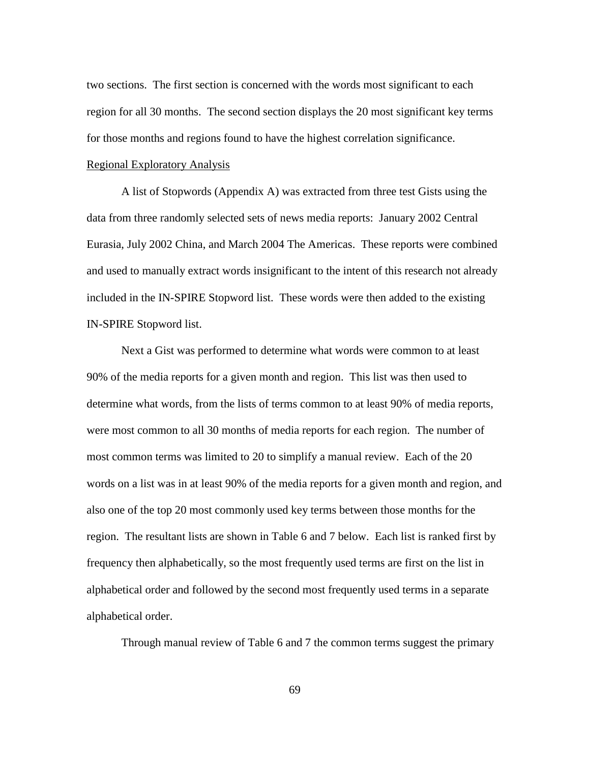two sections. The first section is concerned with the words most significant to each region for all 30 months. The second section displays the 20 most significant key terms for those months and regions found to have the highest correlation significance.

<u>Regional Exploratory Analysis</u>

A list of Stopwords (Appendix A) was extracted from three test Gists using the data from three randomly selected sets of news media reports: January 2002 Central Eurasia, July 2002 China, and March 2004 The Americas. These reports were combined and used to manually extract words insignificant to the intent of this research not already included in the IN-SPIRE Stopword list. These words were then added to the existing IN-SPIRE Stopword list.

Next a Gist was performed to determine what words were common to at least 90% of the media reports for a given month and region. This list was then used to determine what words, from the lists of terms common to at least 90% of media reports, were most common to all 30 months of media reports for each region. The number of most common terms was limited to 20 to simplify a manual review. Each of the 20 words on a list was in at least 90% of the media reports for a given month and region, and also one of the top 20 most commonly used key terms between those months for the region. The resultant lists are shown in Table 6 and 7 below. Each list is ranked first by frequency then alphabetically, so the most frequently used terms are first on the list in alphabetical order and followed by the second most frequently used terms in a separate alphabetical order.

Through manual review of Table 6 and 7 the common terms suggest the primary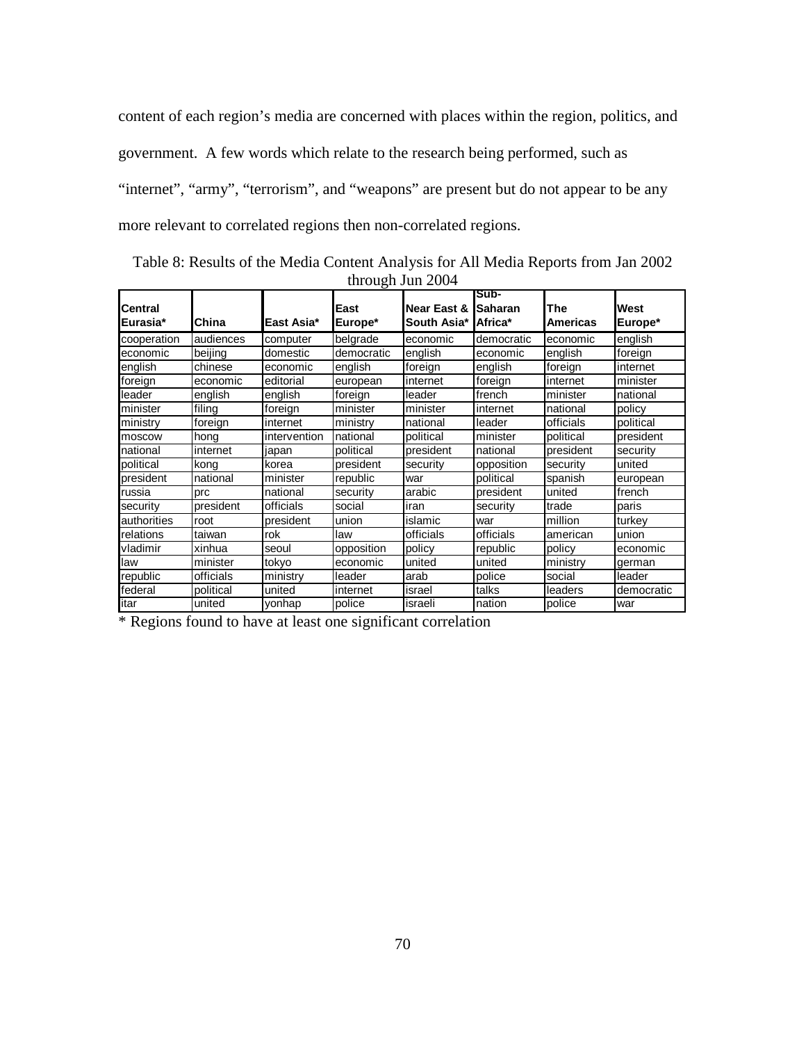content of each region's media are concerned with places within the region, politics, and government. A few words which relate to the research being performed, such as "internet", "army", "terrorism", and "weapons" are present but do not appear to be any more relevant to correlated regions then non-correlated regions.

Table 8: Results of the Media Content Analysis for All Media Reports from Jan 2002 through Jun 2004

| Central Eurasia* | China | East Asia* | East Europe* | Near East & South Asia* | Sub-Saharan Africa* | The Americas | West Europe* |
|---|---|---|---|---|---|---|---|
| cooperation | audiences | computer | belgrade | economic | democratic | economic | english |
| economic | beijing | domestic | democratic | english | economic | english | foreign |
| english | chinese | economic | english | foreign | english | foreign | internet |
| foreign | economic | editorial | european | internet | foreign | internet | minister |
| leader | english | english | foreign | leader | french | minister | national |
| minister | filing | foreign | minister | minister | internet | national | policy |
| ministry | foreign | internet | ministry | national | leader | officials | political |
| moscow | hong | intervention | national | political | minister | political | president |
| national | internet | japan | political | president | national | president | security |
| political | kong | korea | president | security | opposition | security | united |
| president | national | minister | republic | war | political | spanish | european |
| russia | prc | national | security | arabic | president | united | french |
| security | president | officials | social | iran | security | trade | paris |
| authorities | root | president | union | islamic | war | million | turkey |
| relations | taiwan | rok | law | officials | officials | american | union |
| vladimir | xinhua | seoul | opposition | policy | republic | policy | economic |
| law | minister | tokyo | economic | united | united | ministry | german |
| republic | officials | ministry | leader | arab | police | social | leader |
| federal | political | united | internet | israel | talks | leaders | democratic |
| itar | united | yonhap | police | israeli | nation | police | war |

\* Regions found to have at least one significant correlation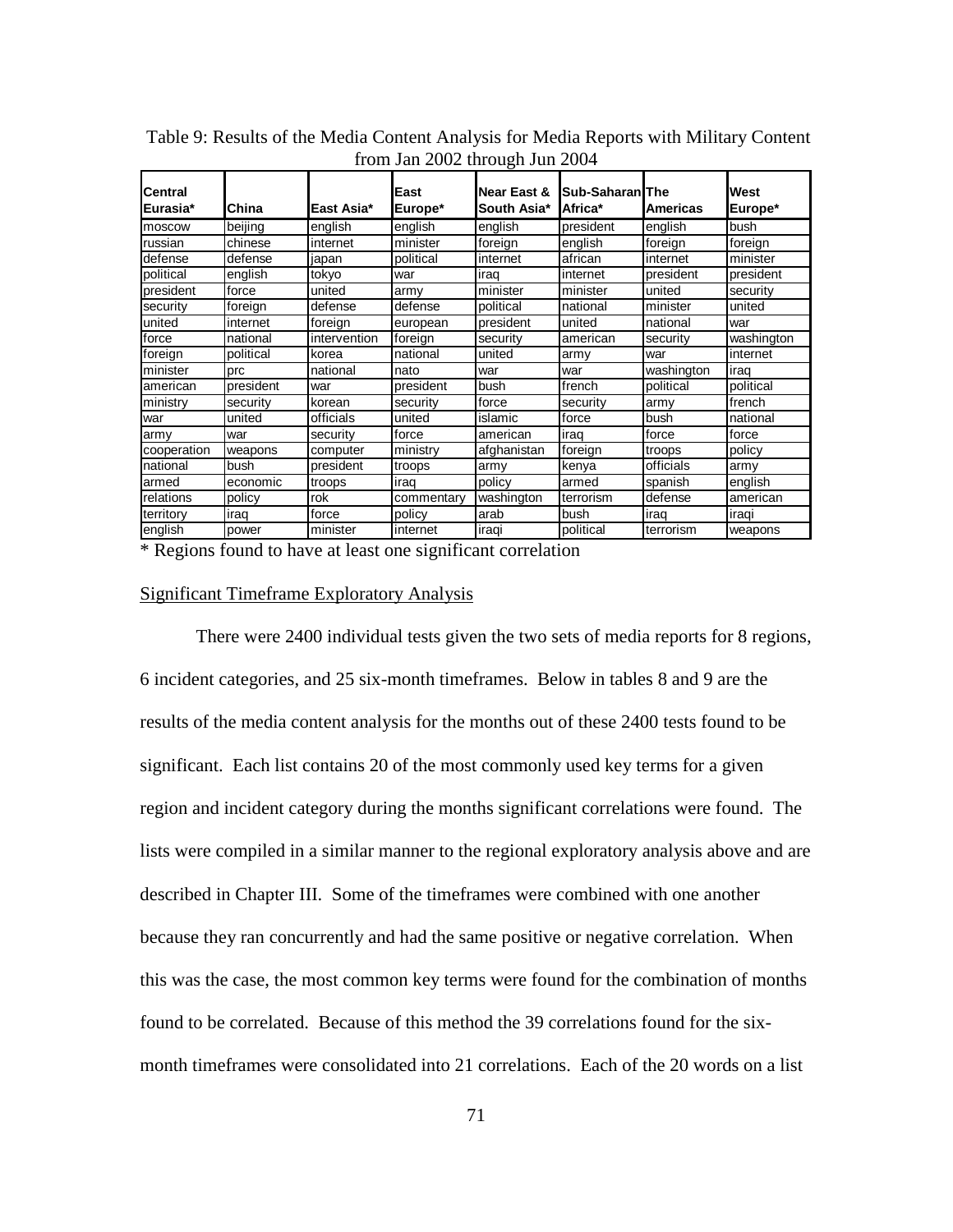Table 9: Results of the Media Content Analysis for Media Reports with Military Content from Jan 2002 through Jun 2004

| Central Eurasia* | China | East Asia* | East Europe* | Near East & South Asia* | Sub-Saharan Africa* | The Americas | West Europe* |
|---|---|---|---|---|---|---|---|
| moscow | beijing | english | english | english | president | english | bush |
| russian | chinese | internet | minister | foreign | english | foreign | foreign |
| defense | defense | japan | political | internet | african | internet | minister |
| political | english | tokyo | war | iraq | internet | president | president |
| president | force | united | army | minister | minister | united | security |
| security | foreign | defense | defense | political | national | minister | united |
| united | internet | foreign | european | president | united | national | war |
| force | national | intervention | foreign | security | american | security | washington |
| foreign | political | korea | national | united | army | war | internet |
| minister | prc | national | nato | war | war | washington | iraq |
| american | president | war | president | bush | french | political | political |
| ministry | security | korean | security | force | security | army | french |
| war | united | officials | united | islamic | force | bush | national |
| army | war | security | force | american | iraq | force | force |
| cooperation | weapons | computer | ministry | afghanistan | foreign | troops | policy |
| national | bush | president | troops | army | kenya | officials | army |
| armed | economic | troops | iraq | policy | armed | spanish | english |
| relations | policy | rok | commentary | washington | terrorism | defense | american |
| territory | iraq | force | policy | arab | bush | iraq | iraqi |
| english | power | minister | internet | iraqi | political | terrorism | weapons |

* Regions found to have at least one significant correlation

## Significant Timeframe Exploratory Analysis

There were 2400 individual tests given the two sets of media reports for 8 regions, 6 incident categories, and 25 six-month timeframes. Below in tables 8 and 9 are the results of the media content analysis for the months out of these 2400 tests found to be significant. Each list contains 20 of the most commonly used key terms for a given region and incident category during the months significant correlations were found. The lists were compiled in a similar manner to the regional exploratory analysis above and are described in Chapter III. Some of the timeframes were combined with one another because they ran concurrently and had the same positive or negative correlation. When this was the case, the most common key terms were found for the combination of months found to be correlated. Because of this method the 39 correlations found for the six-month timeframes were consolidated into 21 correlations. Each of the 20 words on a list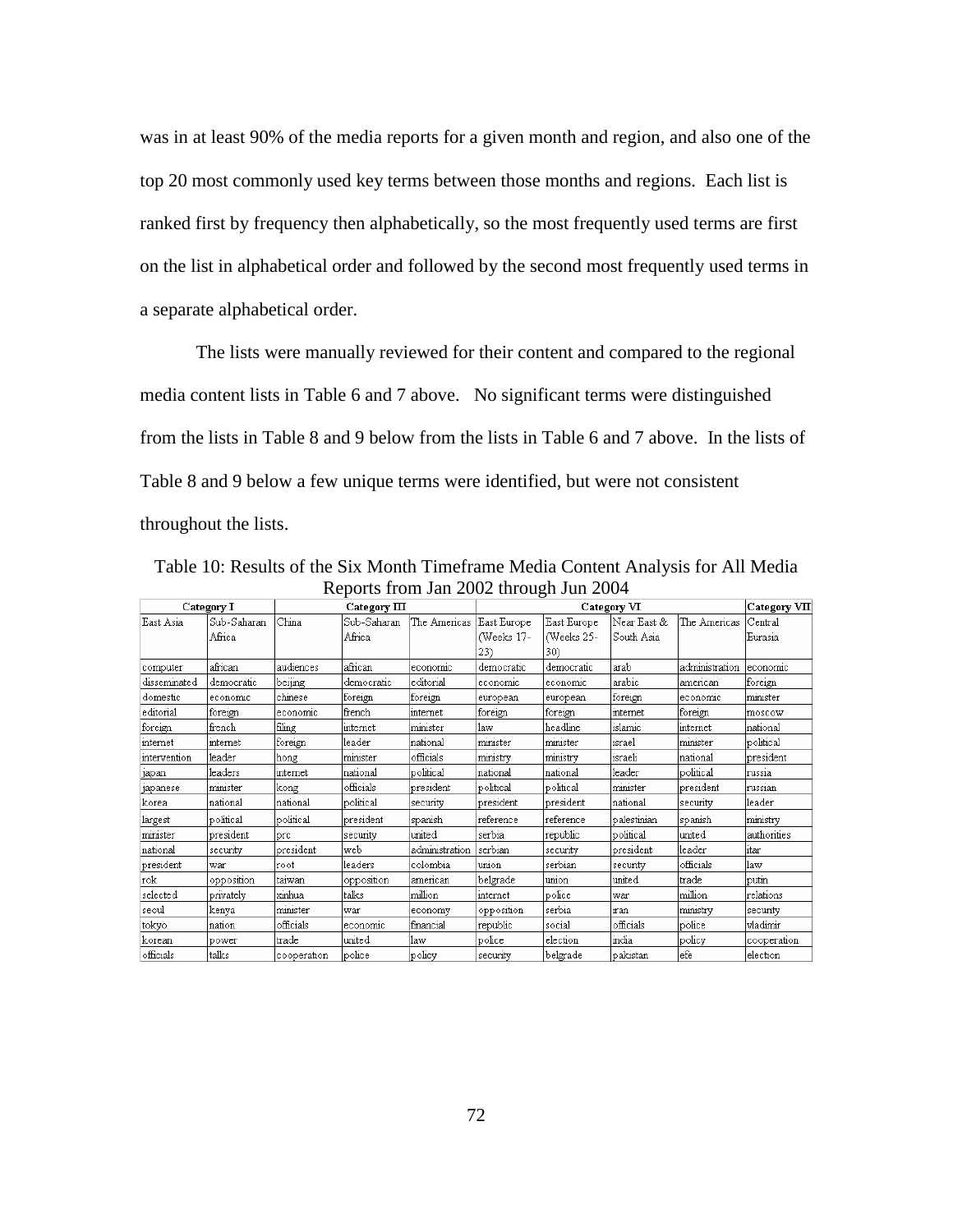was in at least 90% of the media reports for a given month and region, and also one of the top 20 most commonly used key terms between those months and regions. Each list is ranked first by frequency then alphabetically, so the most frequently used terms are first on the list in alphabetical order and followed by the second most frequently used terms in a separate alphabetical order.

The lists were manually reviewed for their content and compared to the regional media content lists in Table 6 and 7 above. No significant terms were distinguished from the lists in Table 8 and 9 below from the lists in Table 6 and 7 above. In the lists of Table 8 and 9 below a few unique terms were identified, but were not consistent throughout the lists.

Table 10: Results of the Six Month Timeframe Media Content Analysis for All Media Reports from Jan 2002 through Jun 2004

| Category I | | Category III | | | Category VI | | | | Category VII |
|---|---|---|---|---|---|---|---|---|---|
| East Asia | Sub-Saharan Africa | China | Sub-Saharan Africa | The Americas | East Europe (Weeks 17-23) | East Europe (Weeks 25-30) | Near East & South Asia | The Americas | Central Eurasia |
| computer | african | audiences | african | economic | democratic | democratic | arab | administration | economic |
| disseminated | democratic | beijing | democratic | editorial | economic | economic | arabic | american | foreign |
| domestic | economic | chinese | foreign | foreign | european | european | foreign | economic | minister |
| editorial | foreign | economic | french | internet | foreign | foreign | internet | foreign | moscow |
| foreign | french | filing | internet | minister | law | headline | islamic | internet | national |
| internet | internet | foreign | leader | national | minister | minister | israel | minister | political |
| intervention | leader | hong | minister | officials | ministry | ministry | israeli | national | president |
| japan | leaders | internet | national | political | national | national | leader | political | russia |
| japanese | minister | kong | officials | president | political | political | minister | president | russian |
| korea | national | national | political | security | president | president | national | security | leader |
| largest | political | political | president | spanish | reference | reference | palestinian | spanish | ministry |
| minister | president | prc | security | united | serbia | republic | political | united | authorities |
| national | security | president | web | administration | serbian | security | president | leader | itar |
| president | war | root | leaders | colombia | union | serbian | security | officials | law |
| rok | opposition | taiwan | opposition | american | belgrade | union | united | trade | putin |
| selected | privately | xinhua | talks | million | internet | police | war | million | relations |
| seoul | kenya | minister | war | economy | opposition | serbia | iran | ministry | security |
| tokyo | nation | officials | economic | financial | republic | social | officials | police | vladimir |
| korean | power | trade | united | law | police | election | india | policy | cooperation |
| officials | talks | cooperation | police | policy | security | belgrade | pakistan | efe | election |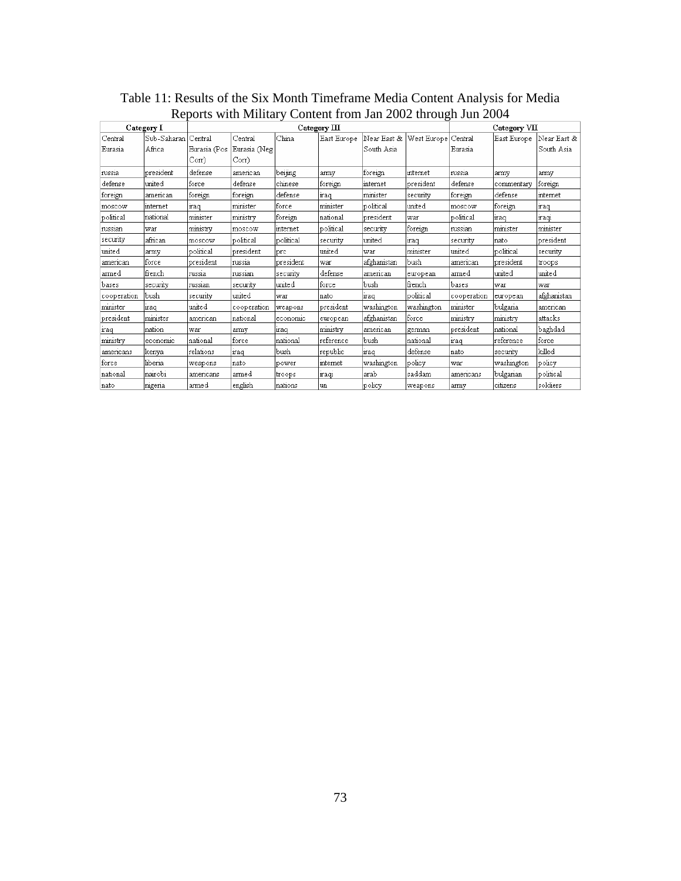Table 11: Results of the Six Month Timeframe Media Content Analysis for Media Reports with Military Content from Jan 2002 through Jun 2004

| Category I | | Category III | | | | | | Category VII | | |
|---|---|---|---|---|---|---|---|---|---|---|
| Central Eurasia | Sub-Saharan Africa | Central Eurasia (Pos Corr) | Central Eurasia (Neg Corr) | China | East Europe | Near East & South Asia | West Europe | Central Eurasia | East Europe | Near East & South Asia |
| russia | president | defense | american | beijing | army | foreign | internet | russia | army | army |
| defense | united | force | defense | chinese | foreign | internet | president | defense | commentary | foreign |
| foreign | american | foreign | foreign | defense | iraq | minister | security | foreign | defense | internet |
| moscow | internet | iraq | minister | force | minister | political | united | moscow | foreign | iraq |
| political | national | minister | ministry | foreign | national | president | war | political | iraq | iraqi |
| russian | war | ministry | moscow | internet | political | security | foreign | russian | minister | minister |
| security | african | moscow | political | political | security | united | iraq | security | nato | president |
| united | army | political | president | prc | united | war | minister | united | political | security |
| american | force | president | russia | president | war | afghanistan | bush | american | president | troops |
| armed | french | russia | russian | security | defense | american | european | armed | united | united |
| bases | security | russian | security | united | force | bush | french | bases | war | war |
| cooperation | bush | security | united | war | nato | iraq | political | cooperation | european | afghanistan |
| minister | iraq | united | cooperation | weapons | president | washington | washington | minister | bulgaria | american |
| president | minister | american | national | economic | european | afghanistan | force | ministry | ministry | attacks |
| iraq | nation | war | army | iraq | ministry | american | german | president | national | baghdad |
| ministry | economic | national | force | national | reference | bush | national | iraq | reference | force |
| americans | kenya | relations | iraq | bush | republic | iraq | defense | nato | security | killed |
| force | liberia | weapons | nato | power | internet | washington | policy | war | washington | policy |
| national | nairobi | americans | armed | troops | iraqi | arab | saddam | americans | bulgarian | political |
| nato | nigeria | armed | english | nations | un | policy | weapons | army | citizens | soldiers |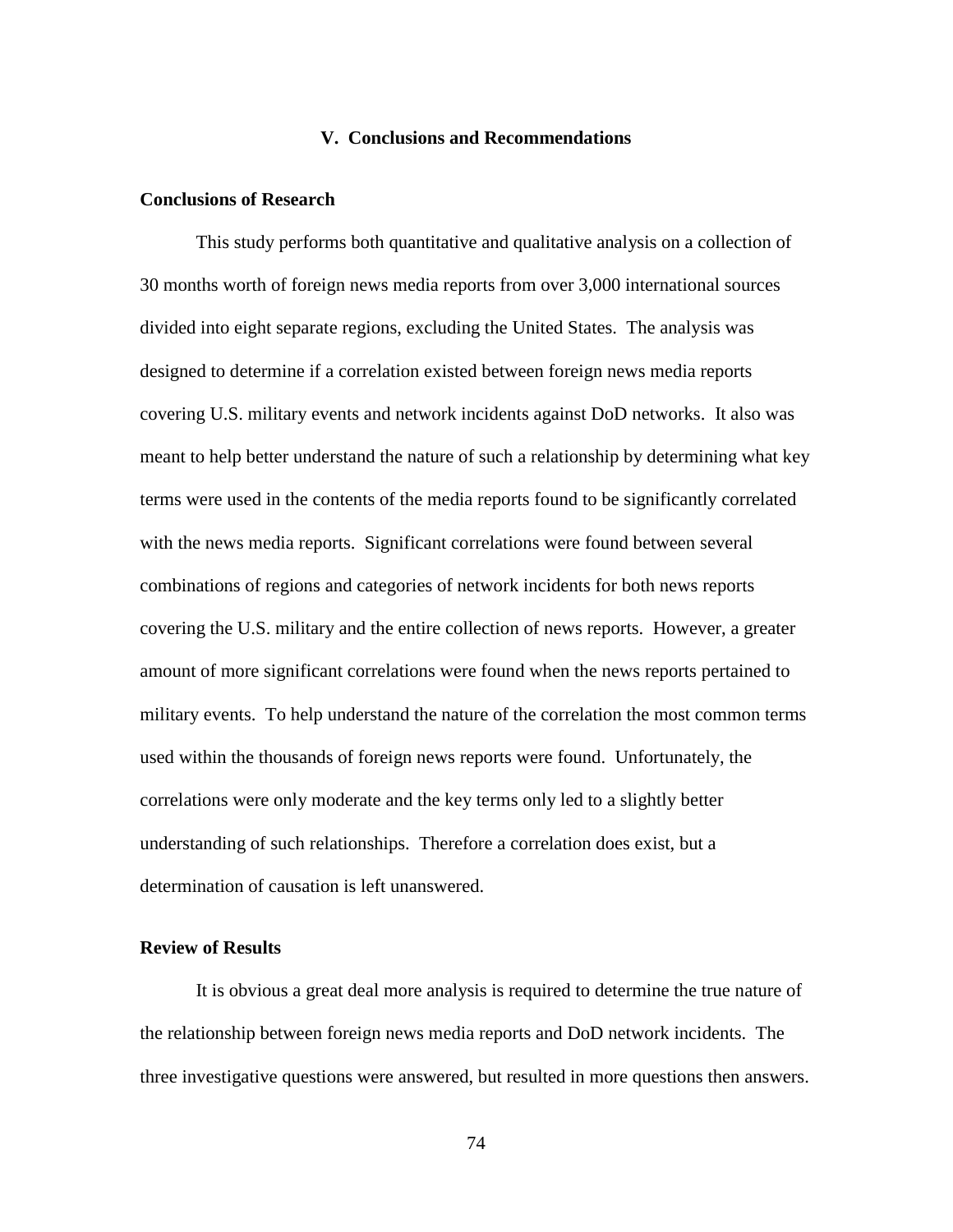# V. Conclusions and Recommendations

## Conclusions of Research

This study performs both quantitative and qualitative analysis on a collection of 30 months worth of foreign news media reports from over 3,000 international sources divided into eight separate regions, excluding the United States. The analysis was designed to determine if a correlation existed between foreign news media reports covering U.S. military events and network incidents against DoD networks. It also was meant to help better understand the nature of such a relationship by determining what key terms were used in the contents of the media reports found to be significantly correlated with the news media reports. Significant correlations were found between several combinations of regions and categories of network incidents for both news reports covering the U.S. military and the entire collection of news reports. However, a greater amount of more significant correlations were found when the news reports pertained to military events. To help understand the nature of the correlation the most common terms used within the thousands of foreign news reports were found. Unfortunately, the correlations were only moderate and the key terms only led to a slightly better understanding of such relationships. Therefore a correlation does exist, but a determination of causation is left unanswered.

## Review of Results

It is obvious a great deal more analysis is required to determine the true nature of the relationship between foreign news media reports and DoD network incidents. The three investigative questions were answered, but resulted in more questions then answers.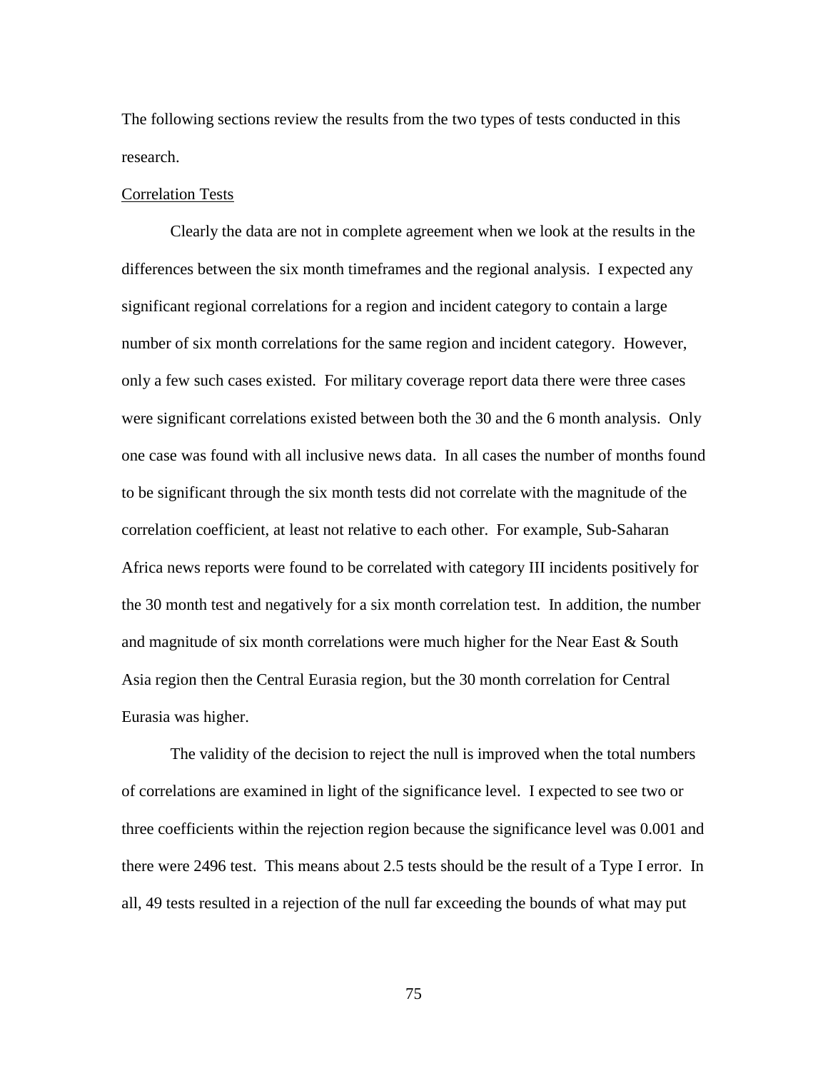The following sections review the results from the two types of tests conducted in this research.

Correlation Tests

Clearly the data are not in complete agreement when we look at the results in the differences between the six month timeframes and the regional analysis. I expected any significant regional correlations for a region and incident category to contain a large number of six month correlations for the same region and incident category. However, only a few such cases existed. For military coverage report data there were three cases were significant correlations existed between both the 30 and the 6 month analysis. Only one case was found with all inclusive news data. In all cases the number of months found to be significant through the six month tests did not correlate with the magnitude of the correlation coefficient, at least not relative to each other. For example, Sub-Saharan Africa news reports were found to be correlated with category III incidents positively for the 30 month test and negatively for a six month correlation test. In addition, the number and magnitude of six month correlations were much higher for the Near East & South Asia region then the Central Eurasia region, but the 30 month correlation for Central Eurasia was higher.

The validity of the decision to reject the null is improved when the total numbers of correlations are examined in light of the significance level. I expected to see two or three coefficients within the rejection region because the significance level was 0.001 and there were 2496 test. This means about 2.5 tests should be the result of a Type I error. In all, 49 tests resulted in a rejection of the null far exceeding the bounds of what may put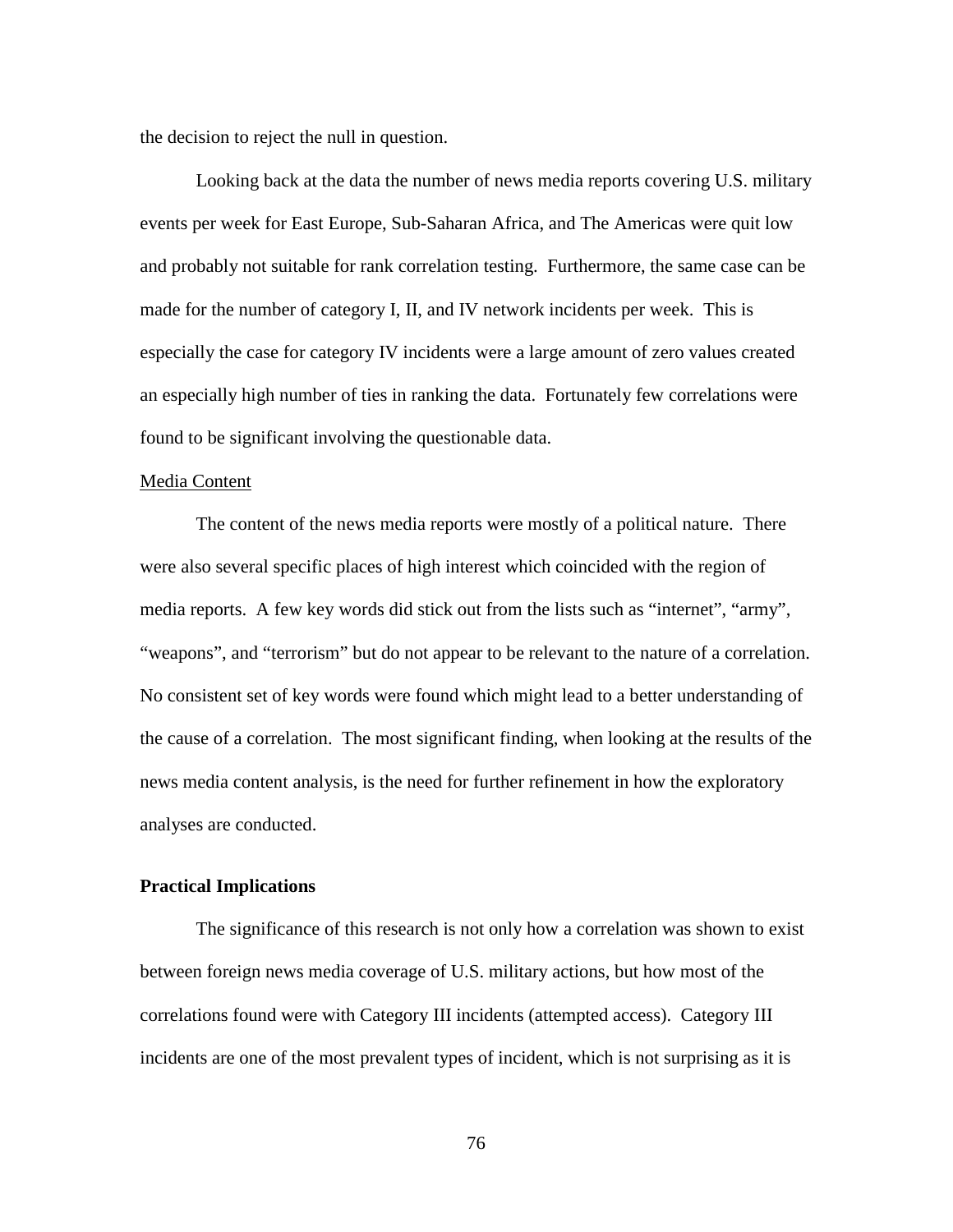the decision to reject the null in question.

Looking back at the data the number of news media reports covering U.S. military events per week for East Europe, Sub-Saharan Africa, and The Americas were quit low and probably not suitable for rank correlation testing. Furthermore, the same case can be made for the number of category I, II, and IV network incidents per week. This is especially the case for category IV incidents were a large amount of zero values created an especially high number of ties in ranking the data. Fortunately few correlations were found to be significant involving the questionable data.

Media Content

The content of the news media reports were mostly of a political nature. There were also several specific places of high interest which coincided with the region of media reports. A few key words did stick out from the lists such as "internet", "army", "weapons", and "terrorism" but do not appear to be relevant to the nature of a correlation. No consistent set of key words were found which might lead to a better understanding of the cause of a correlation. The most significant finding, when looking at the results of the news media content analysis, is the need for further refinement in how the exploratory analyses are conducted.

**Practical Implications**

The significance of this research is not only how a correlation was shown to exist between foreign news media coverage of U.S. military actions, but how most of the correlations found were with Category III incidents (attempted access). Category III incidents are one of the most prevalent types of incident, which is not surprising as it is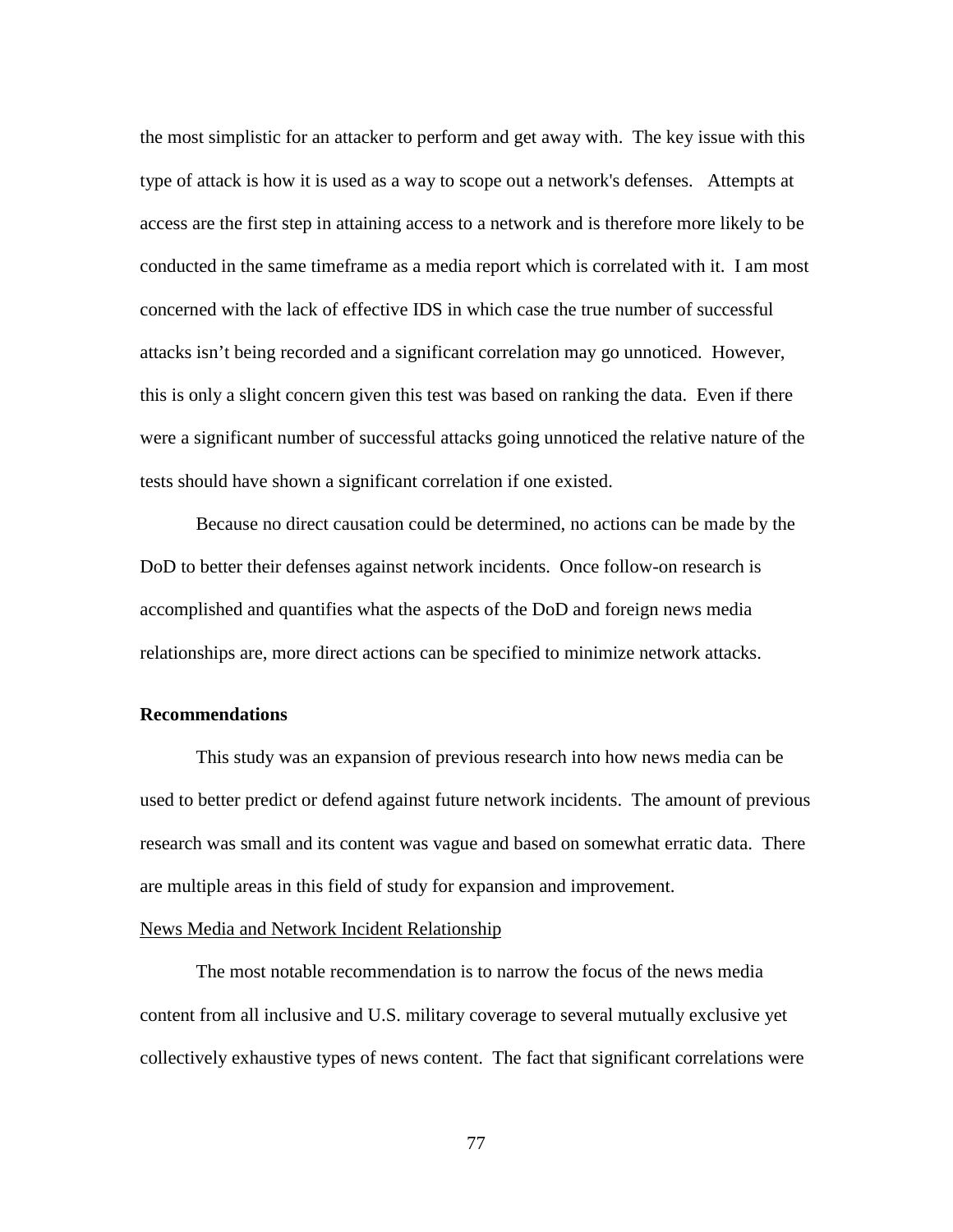the most simplistic for an attacker to perform and get away with. The key issue with this type of attack is how it is used as a way to scope out a network's defenses. Attempts at access are the first step in attaining access to a network and is therefore more likely to be conducted in the same timeframe as a media report which is correlated with it. I am most concerned with the lack of effective IDS in which case the true number of successful attacks isn't being recorded and a significant correlation may go unnoticed. However, this is only a slight concern given this test was based on ranking the data. Even if there were a significant number of successful attacks going unnoticed the relative nature of the tests should have shown a significant correlation if one existed.

Because no direct causation could be determined, no actions can be made by the DoD to better their defenses against network incidents. Once follow-on research is accomplished and quantifies what the aspects of the DoD and foreign news media relationships are, more direct actions can be specified to minimize network attacks.

**Recommendations**

This study was an expansion of previous research into how news media can be used to better predict or defend against future network incidents. The amount of previous research was small and its content was vague and based on somewhat erratic data. There are multiple areas in this field of study for expansion and improvement.

<u>News Media and Network Incident Relationship</u>

The most notable recommendation is to narrow the focus of the news media content from all inclusive and U.S. military coverage to several mutually exclusive yet collectively exhaustive types of news content. The fact that significant correlations were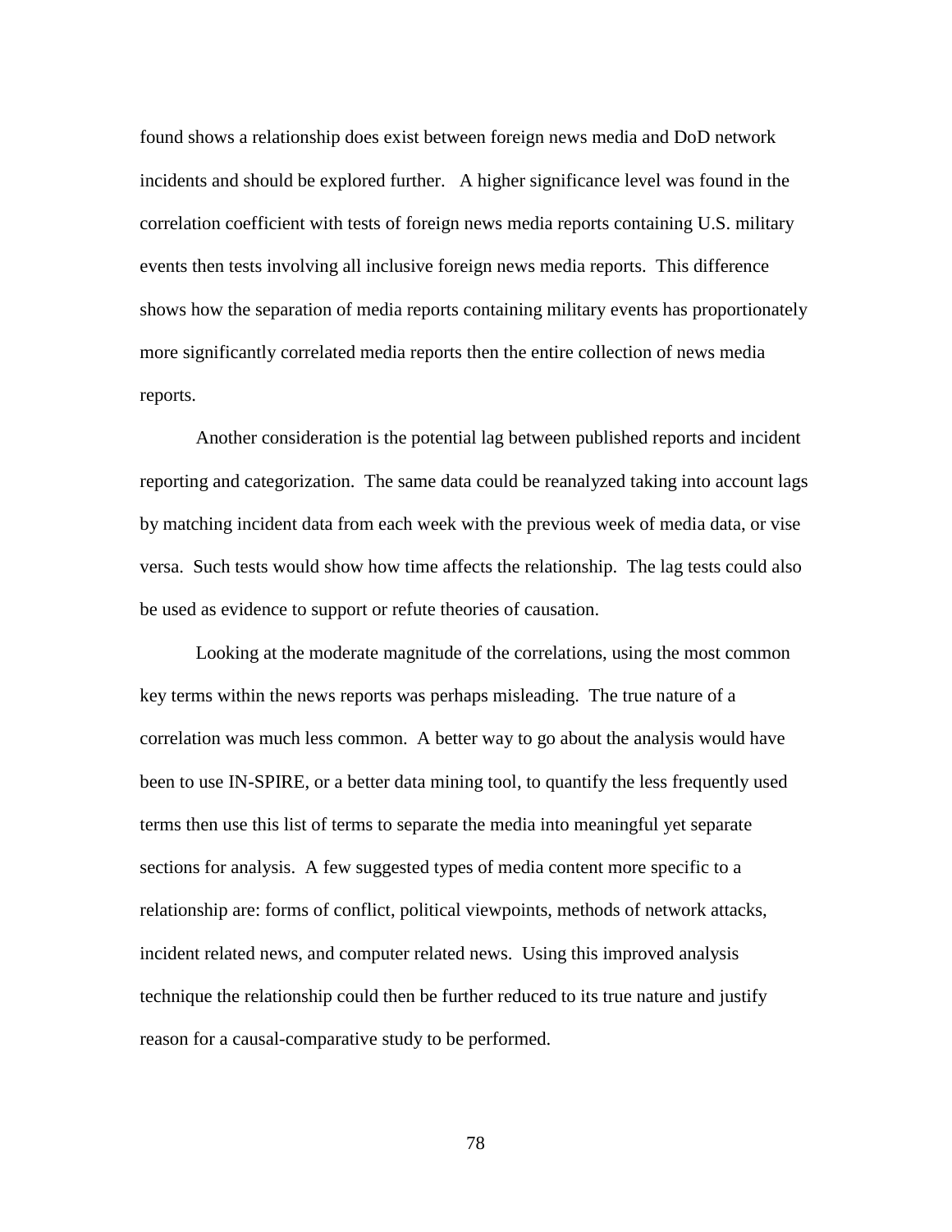found shows a relationship does exist between foreign news media and DoD network incidents and should be explored further. A higher significance level was found in the correlation coefficient with tests of foreign news media reports containing U.S. military events then tests involving all inclusive foreign news media reports. This difference shows how the separation of media reports containing military events has proportionately more significantly correlated media reports then the entire collection of news media reports.

Another consideration is the potential lag between published reports and incident reporting and categorization. The same data could be reanalyzed taking into account lags by matching incident data from each week with the previous week of media data, or vise versa. Such tests would show how time affects the relationship. The lag tests could also be used as evidence to support or refute theories of causation.

Looking at the moderate magnitude of the correlations, using the most common key terms within the news reports was perhaps misleading. The true nature of a correlation was much less common. A better way to go about the analysis would have been to use IN-SPIRE, or a better data mining tool, to quantify the less frequently used terms then use this list of terms to separate the media into meaningful yet separate sections for analysis. A few suggested types of media content more specific to a relationship are: forms of conflict, political viewpoints, methods of network attacks, incident related news, and computer related news. Using this improved analysis technique the relationship could then be further reduced to its true nature and justify reason for a causal-comparative study to be performed.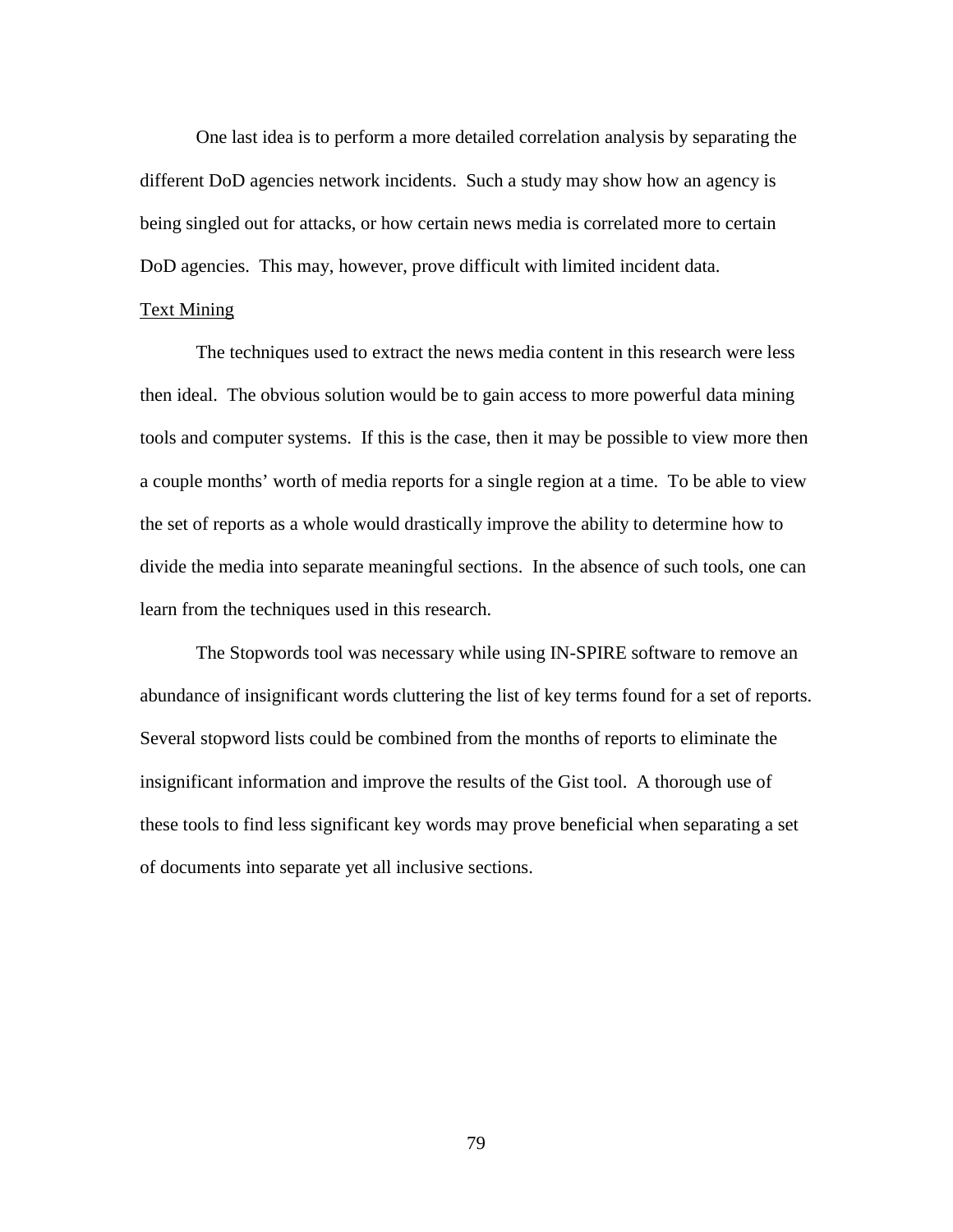One last idea is to perform a more detailed correlation analysis by separating the different DoD agencies network incidents. Such a study may show how an agency is being singled out for attacks, or how certain news media is correlated more to certain DoD agencies. This may, however, prove difficult with limited incident data.

<u>Text Mining</u>

The techniques used to extract the news media content in this research were less then ideal. The obvious solution would be to gain access to more powerful data mining tools and computer systems. If this is the case, then it may be possible to view more then a couple months' worth of media reports for a single region at a time. To be able to view the set of reports as a whole would drastically improve the ability to determine how to divide the media into separate meaningful sections. In the absence of such tools, one can learn from the techniques used in this research.

The Stopwords tool was necessary while using IN-SPIRE software to remove an abundance of insignificant words cluttering the list of key terms found for a set of reports. Several stopword lists could be combined from the months of reports to eliminate the insignificant information and improve the results of the Gist tool. A thorough use of these tools to find less significant key words may prove beneficial when separating a set of documents into separate yet all inclusive sections.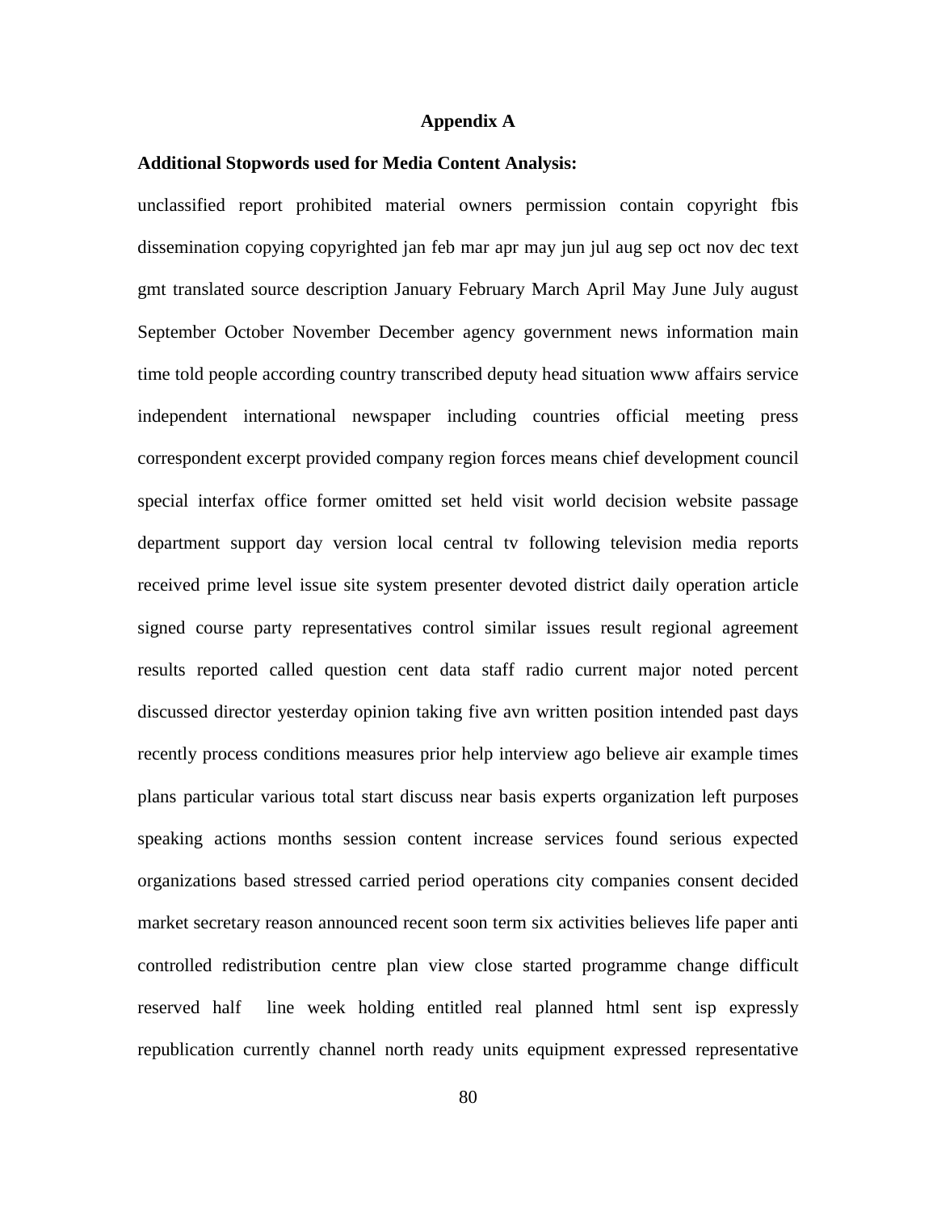## Appendix A

**Additional Stopwords used for Media Content Analysis:**

unclassified report prohibited material owners permission contain copyright fbis dissemination copying copyrighted jan feb mar apr may jun jul aug sep oct nov dec text gmt translated source description January February March April May June July august September October November December agency government news information main time told people according country transcribed deputy head situation www affairs service independent international newspaper including countries official meeting press correspondent excerpt provided company region forces means chief development council special interfax office former omitted set held visit world decision website passage department support day version local central tv following television media reports received prime level issue site system presenter devoted district daily operation article signed course party representatives control similar issues result regional agreement results reported called question cent data staff radio current major noted percent discussed director yesterday opinion taking five avn written position intended past days recently process conditions measures prior help interview ago believe air example times plans particular various total start discuss near basis experts organization left purposes speaking actions months session content increase services found serious expected organizations based stressed carried period operations city companies consent decided market secretary reason announced recent soon term six activities believes life paper anti controlled redistribution centre plan view close started programme change difficult reserved half line week holding entitled real planned html sent isp expressly republication currently channel north ready units equipment expressed representative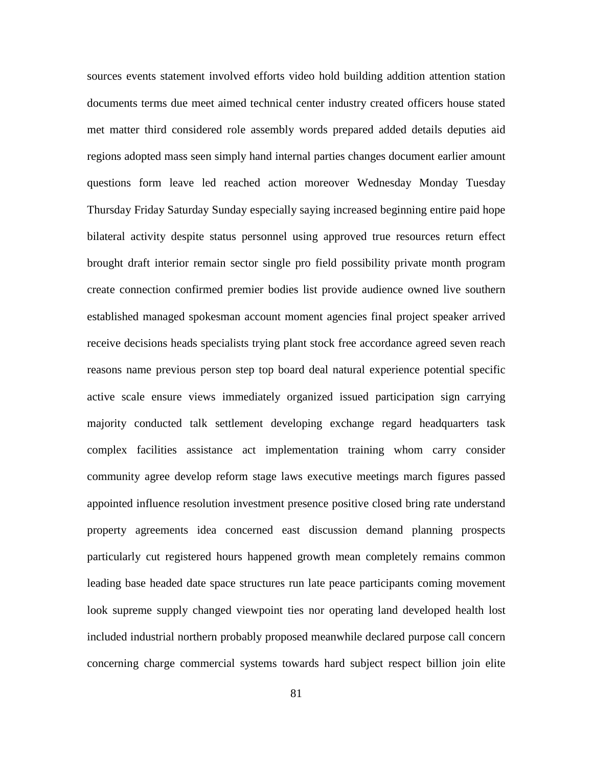sources events statement involved efforts video hold building addition attention station documents terms due meet aimed technical center industry created officers house stated met matter third considered role assembly words prepared added details deputies aid regions adopted mass seen simply hand internal parties changes document earlier amount questions form leave led reached action moreover Wednesday Monday Tuesday Thursday Friday Saturday Sunday especially saying increased beginning entire paid hope bilateral activity despite status personnel using approved true resources return effect brought draft interior remain sector single pro field possibility private month program create connection confirmed premier bodies list provide audience owned live southern established managed spokesman account moment agencies final project speaker arrived receive decisions heads specialists trying plant stock free accordance agreed seven reach reasons name previous person step top board deal natural experience potential specific active scale ensure views immediately organized issued participation sign carrying majority conducted talk settlement developing exchange regard headquarters task complex facilities assistance act implementation training whom carry consider community agree develop reform stage laws executive meetings march figures passed appointed influence resolution investment presence positive closed bring rate understand property agreements idea concerned east discussion demand planning prospects particularly cut registered hours happened growth mean completely remains common leading base headed date space structures run late peace participants coming movement look supreme supply changed viewpoint ties nor operating land developed health lost included industrial northern probably proposed meanwhile declared purpose call concern concerning charge commercial systems towards hard subject respect billion join elite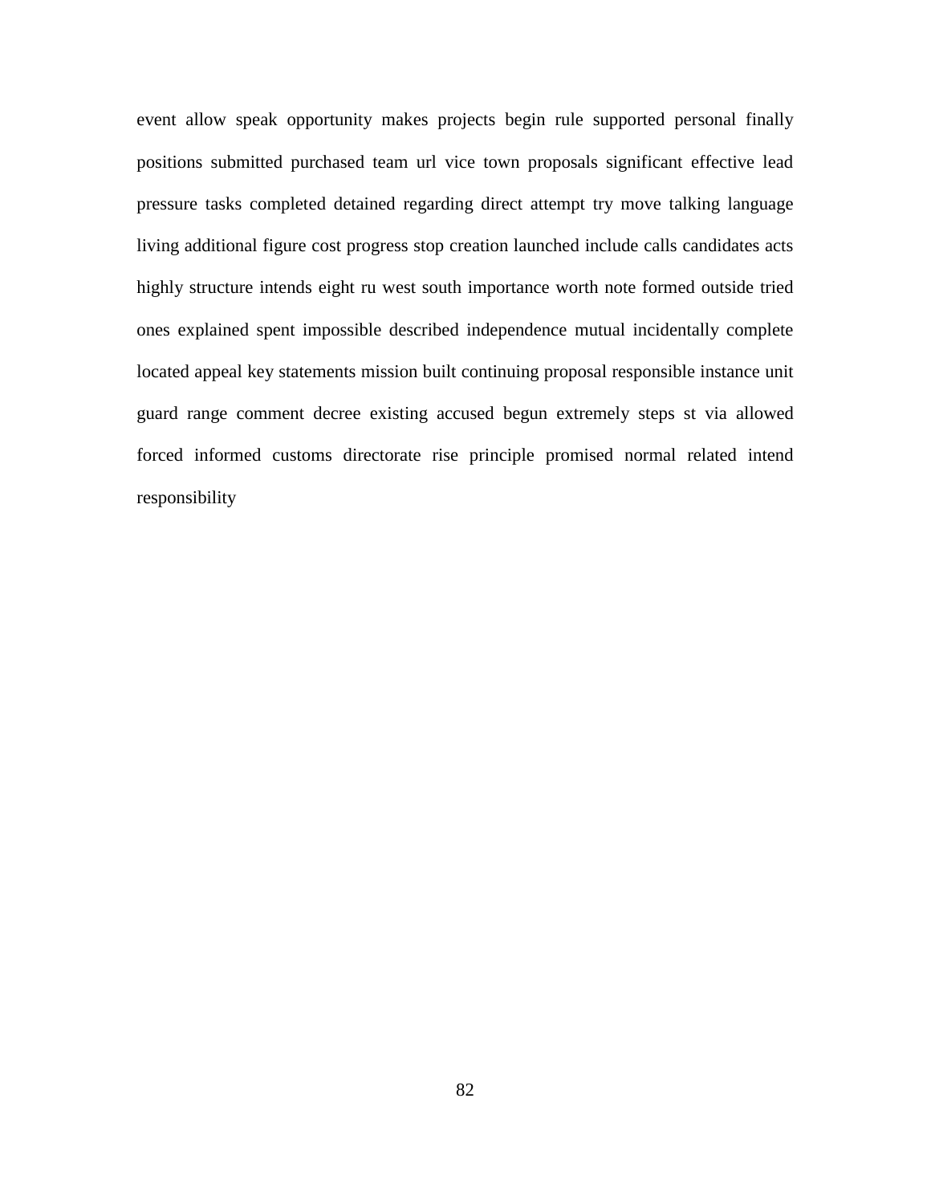event allow speak opportunity makes projects begin rule supported personal finally positions submitted purchased team url vice town proposals significant effective lead pressure tasks completed detained regarding direct attempt try move talking language living additional figure cost progress stop creation launched include calls candidates acts highly structure intends eight ru west south importance worth note formed outside tried ones explained spent impossible described independence mutual incidentally complete located appeal key statements mission built continuing proposal responsible instance unit guard range comment decree existing accused begun extremely steps st via allowed forced informed customs directorate rise principle promised normal related intend responsibility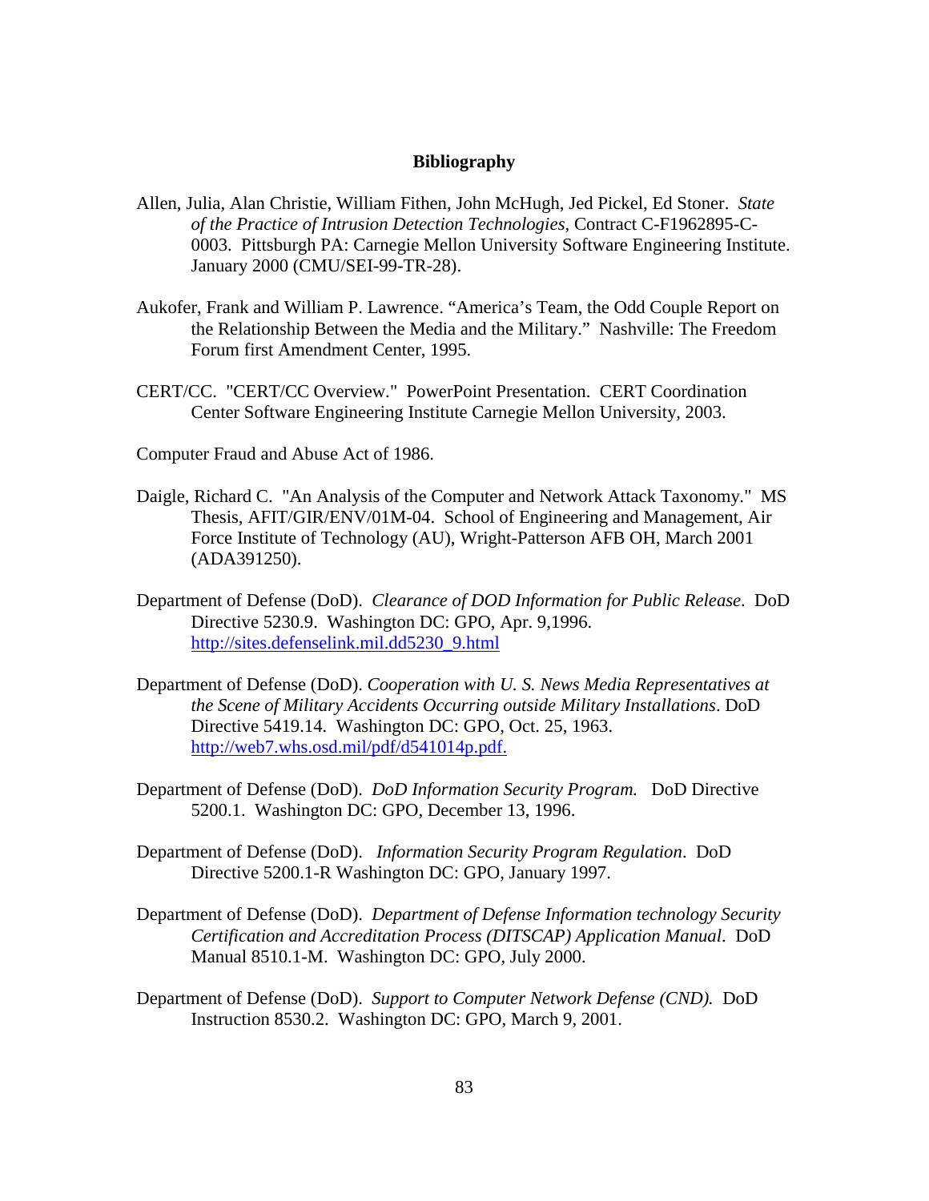# Bibliography

Allen, Julia, Alan Christie, William Fithen, John McHugh, Jed Pickel, Ed Stoner. *State of the Practice of Intrusion Detection Technologies*, Contract C-F1962895-C-0003. Pittsburgh PA: Carnegie Mellon University Software Engineering Institute. January 2000 (CMU/SEI-99-TR-28).

Aukofer, Frank and William P. Lawrence. "America's Team, the Odd Couple Report on the Relationship Between the Media and the Military." Nashville: The Freedom Forum first Amendment Center, 1995.

CERT/CC. "CERT/CC Overview." PowerPoint Presentation. CERT Coordination Center Software Engineering Institute Carnegie Mellon University, 2003.

Computer Fraud and Abuse Act of 1986.

Daigle, Richard C. "An Analysis of the Computer and Network Attack Taxonomy." MS Thesis, AFIT/GIR/ENV/01M-04. School of Engineering and Management, Air Force Institute of Technology (AU), Wright-Patterson AFB OH, March 2001 (ADA391250).

Department of Defense (DoD). *Clearance of DOD Information for Public Release*. DoD Directive 5230.9. Washington DC: GPO, Apr. 9,1996. http://sites.defenselink.mil.dd5230_9.html

Department of Defense (DoD). *Cooperation with U. S. News Media Representatives at the Scene of Military Accidents Occurring outside Military Installations*. DoD Directive 5419.14. Washington DC: GPO, Oct. 25, 1963. http://web7.whs.osd.mil/pdf/d541014p.pdf.

Department of Defense (DoD). *DoD Information Security Program.* DoD Directive 5200.1. Washington DC: GPO, December 13, 1996.

Department of Defense (DoD). *Information Security Program Regulation*. DoD Directive 5200.1-R Washington DC: GPO, January 1997.

Department of Defense (DoD). *Department of Defense Information technology Security Certification and Accreditation Process (DITSCAP) Application Manual*. DoD Manual 8510.1-M. Washington DC: GPO, July 2000.

Department of Defense (DoD). *Support to Computer Network Defense (CND).* DoD Instruction 8530.2. Washington DC: GPO, March 9, 2001.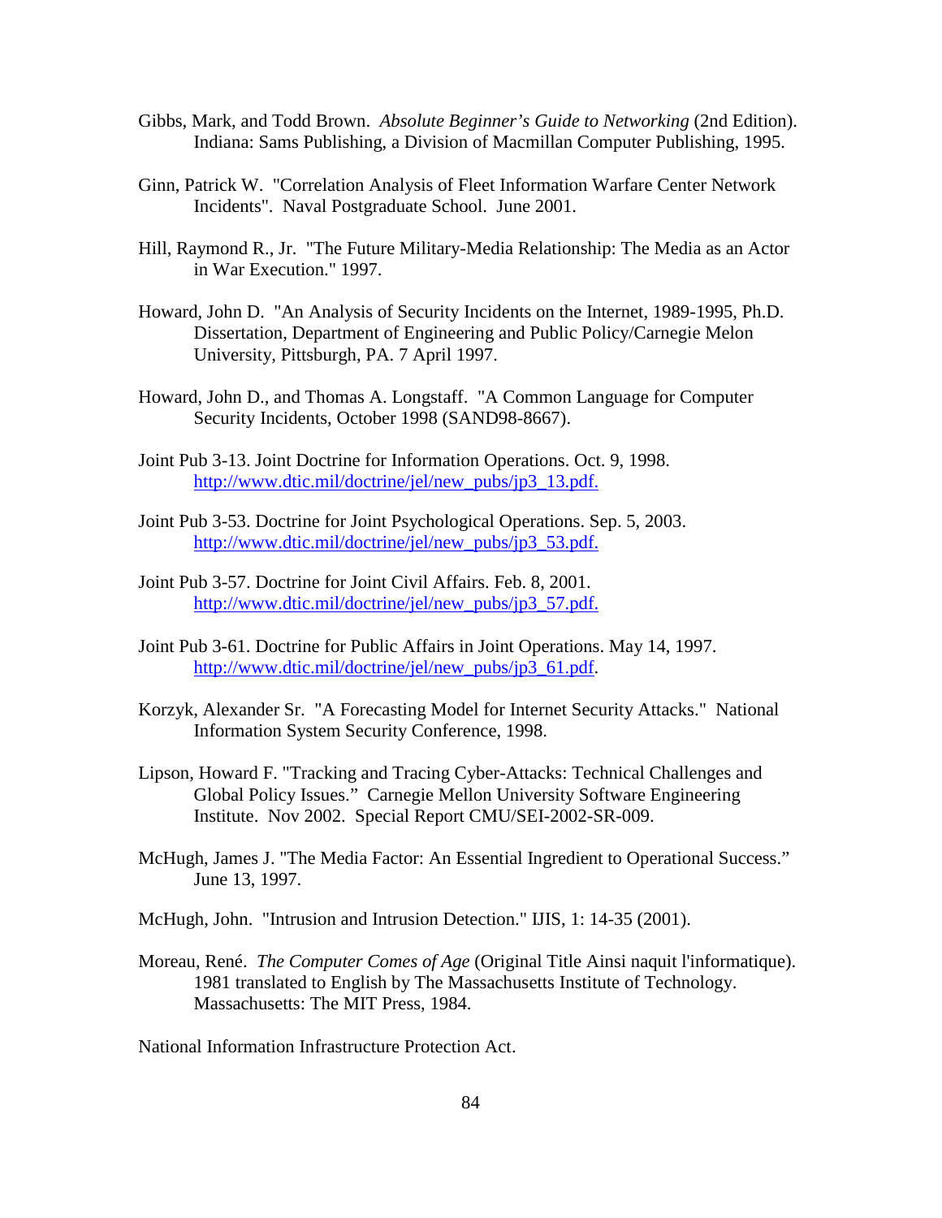Gibbs, Mark, and Todd Brown. *Absolute Beginner's Guide to Networking* (2nd Edition). Indiana: Sams Publishing, a Division of Macmillan Computer Publishing, 1995.

Ginn, Patrick W. "Correlation Analysis of Fleet Information Warfare Center Network Incidents". Naval Postgraduate School. June 2001.

Hill, Raymond R., Jr. "The Future Military-Media Relationship: The Media as an Actor in War Execution." 1997.

Howard, John D. "An Analysis of Security Incidents on the Internet, 1989-1995, Ph.D. Dissertation, Department of Engineering and Public Policy/Carnegie Melon University, Pittsburgh, PA. 7 April 1997.

Howard, John D., and Thomas A. Longstaff. "A Common Language for Computer Security Incidents, October 1998 (SAND98-8667).

Joint Pub 3-13. Joint Doctrine for Information Operations. Oct. 9, 1998. http://www.dtic.mil/doctrine/jel/new_pubs/jp3_13.pdf.

Joint Pub 3-53. Doctrine for Joint Psychological Operations. Sep. 5, 2003. http://www.dtic.mil/doctrine/jel/new_pubs/jp3_53.pdf.

Joint Pub 3-57. Doctrine for Joint Civil Affairs. Feb. 8, 2001. http://www.dtic.mil/doctrine/jel/new_pubs/jp3_57.pdf.

Joint Pub 3-61. Doctrine for Public Affairs in Joint Operations. May 14, 1997. http://www.dtic.mil/doctrine/jel/new_pubs/jp3_61.pdf.

Korzyk, Alexander Sr. "A Forecasting Model for Internet Security Attacks." National Information System Security Conference, 1998.

Lipson, Howard F. "Tracking and Tracing Cyber-Attacks: Technical Challenges and Global Policy Issues." Carnegie Mellon University Software Engineering Institute. Nov 2002. Special Report CMU/SEI-2002-SR-009.

McHugh, James J. "The Media Factor: An Essential Ingredient to Operational Success." June 13, 1997.

McHugh, John. "Intrusion and Intrusion Detection." IJIS, 1: 14-35 (2001).

Moreau, René. *The Computer Comes of Age* (Original Title Ainsi naquit l'informatique). 1981 translated to English by The Massachusetts Institute of Technology. Massachusetts: The MIT Press, 1984.

National Information Infrastructure Protection Act.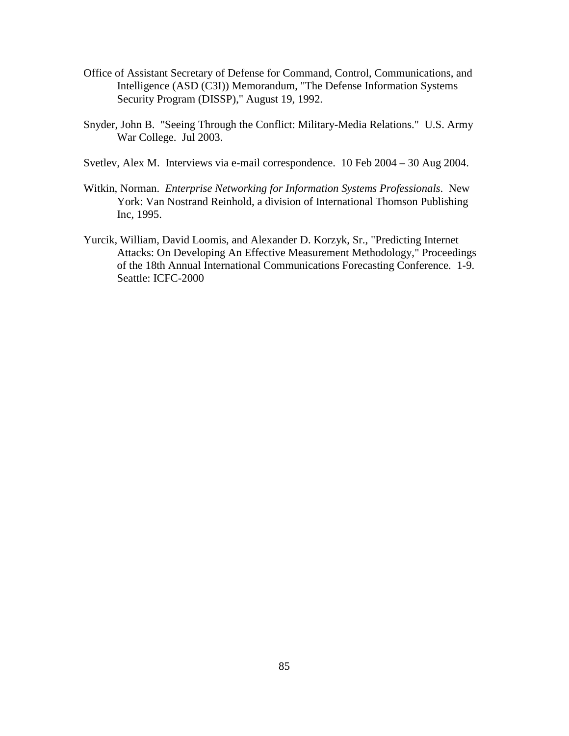Office of Assistant Secretary of Defense for Command, Control, Communications, and Intelligence (ASD (C3I)) Memorandum, "The Defense Information Systems Security Program (DISSP)," August 19, 1992.

Snyder, John B. "Seeing Through the Conflict: Military-Media Relations." U.S. Army War College. Jul 2003.

Svetlev, Alex M. Interviews via e-mail correspondence. 10 Feb 2004 – 30 Aug 2004.

Witkin, Norman. *Enterprise Networking for Information Systems Professionals*. New York: Van Nostrand Reinhold, a division of International Thomson Publishing Inc, 1995.

Yurcik, William, David Loomis, and Alexander D. Korzyk, Sr., "Predicting Internet Attacks: On Developing An Effective Measurement Methodology," Proceedings of the 18th Annual International Communications Forecasting Conference. 1-9. Seattle: ICFC-2000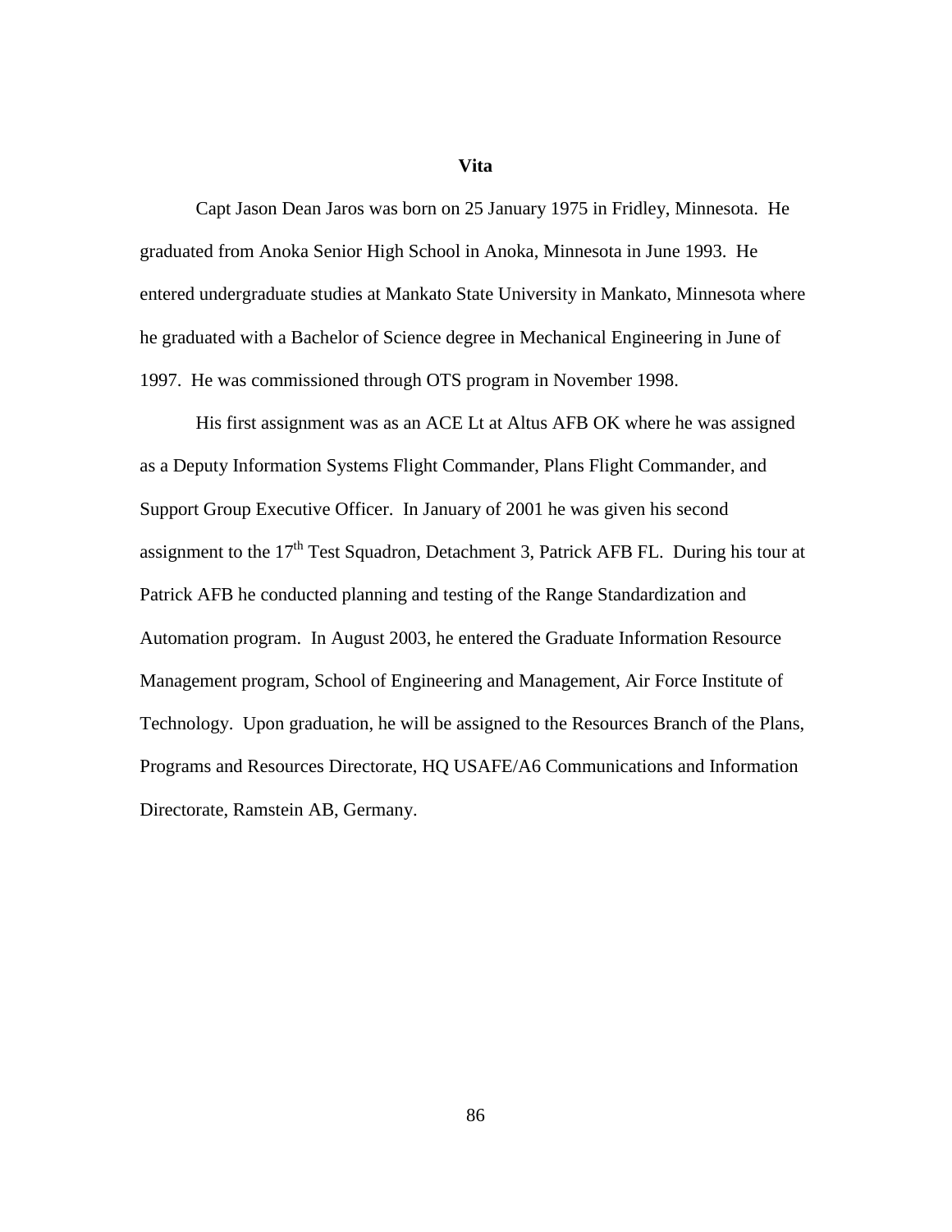## Vita

Capt Jason Dean Jaros was born on 25 January 1975 in Fridley, Minnesota. He graduated from Anoka Senior High School in Anoka, Minnesota in June 1993. He entered undergraduate studies at Mankato State University in Mankato, Minnesota where he graduated with a Bachelor of Science degree in Mechanical Engineering in June of 1997. He was commissioned through OTS program in November 1998.

His first assignment was as an ACE Lt at Altus AFB OK where he was assigned as a Deputy Information Systems Flight Commander, Plans Flight Commander, and Support Group Executive Officer. In January of 2001 he was given his second assignment to the 17th Test Squadron, Detachment 3, Patrick AFB FL. During his tour at Patrick AFB he conducted planning and testing of the Range Standardization and Automation program. In August 2003, he entered the Graduate Information Resource Management program, School of Engineering and Management, Air Force Institute of Technology. Upon graduation, he will be assigned to the Resources Branch of the Plans, Programs and Resources Directorate, HQ USAFE/A6 Communications and Information Directorate, Ramstein AB, Germany.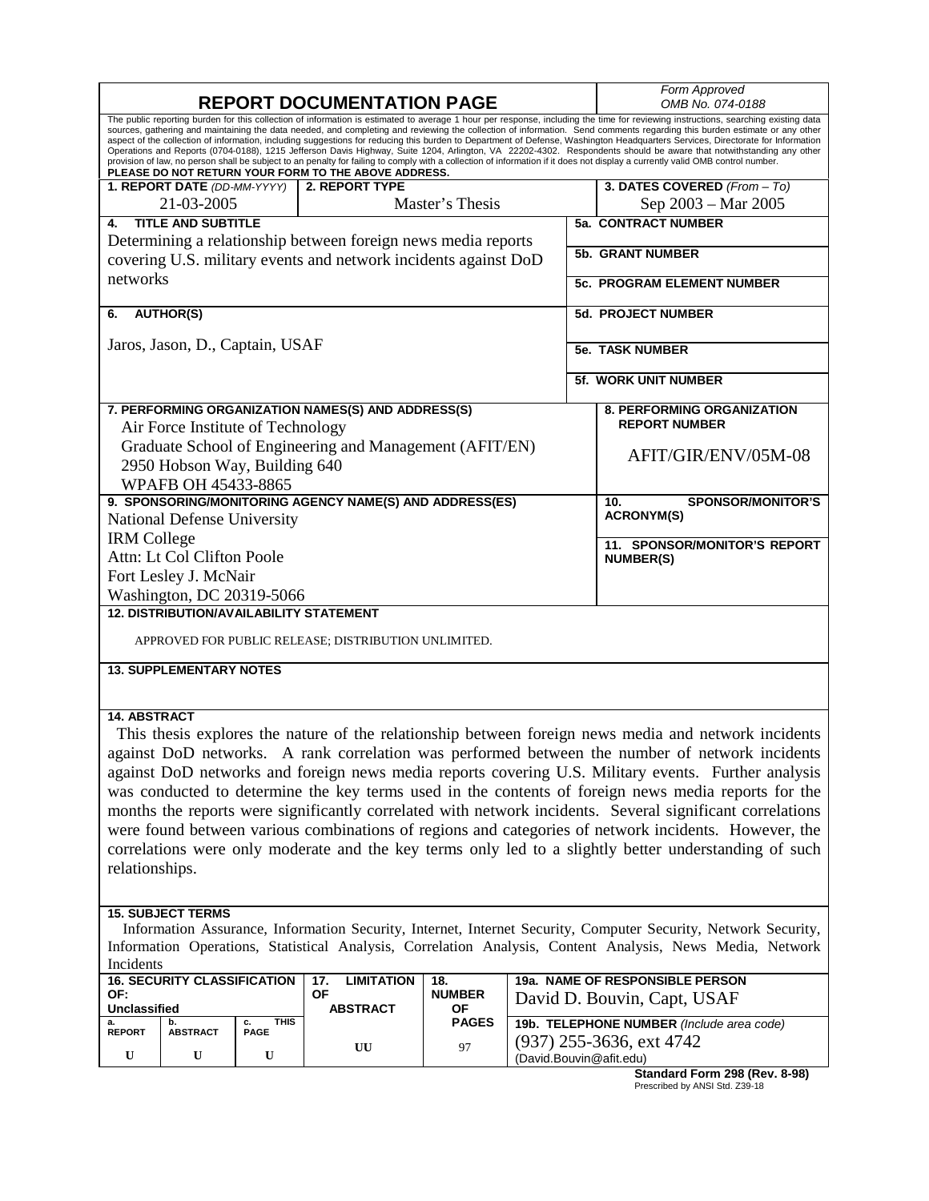# REPORT DOCUMENTATION PAGE

*Form Approved*
*OMB No. 074-0188*

The public reporting burden for this collection of information is estimated to average 1 hour per response, including the time for reviewing instructions, searching existing data sources, gathering and maintaining the data needed, and completing and reviewing the collection of information. Send comments regarding this burden estimate or any other aspect of the collection of information, including suggestions for reducing this burden to Department of Defense, Washington Headquarters Services, Directorate for Information Operations and Reports (0704-0188), 1215 Jefferson Davis Highway, Suite 1204, Arlington, VA 22202-4302. Respondents should be aware that notwithstanding any other provision of law, no person shall be subject to an penalty for failing to comply with a collection of information if it does not display a currently valid OMB control number.

**PLEASE DO NOT RETURN YOUR FORM TO THE ABOVE ADDRESS.**

| **1. REPORT DATE** *(DD-MM-YYYY)* | **2. REPORT TYPE** | **3. DATES COVERED** *(From – To)* |
|---|---|---|
| 21-03-2005 | Master's Thesis | Sep 2003 – Mar 2005 |

**4. TITLE AND SUBTITLE**
Determining a relationship between foreign news media reports covering U.S. military events and network incidents against DoD networks

**5a. CONTRACT NUMBER**

**5b. GRANT NUMBER**

**5c. PROGRAM ELEMENT NUMBER**

**6. AUTHOR(S)**
Jaros, Jason, D., Captain, USAF

**5d. PROJECT NUMBER**

**5e. TASK NUMBER**

**5f. WORK UNIT NUMBER**

**7. PERFORMING ORGANIZATION NAMES(S) AND ADDRESS(S)**
Air Force Institute of Technology
Graduate School of Engineering and Management (AFIT/EN)
2950 Hobson Way, Building 640
WPAFB OH 45433-8865

**8. PERFORMING ORGANIZATION REPORT NUMBER**
AFIT/GIR/ENV/05M-08

**9. SPONSORING/MONITORING AGENCY NAME(S) AND ADDRESS(ES)**
National Defense University
IRM College
Attn: Lt Col Clifton Poole
Fort Lesley J. McNair
Washington, DC 20319-5066

**10. SPONSOR/MONITOR'S ACRONYM(S)**

**11. SPONSOR/MONITOR'S REPORT NUMBER(S)**

**12. DISTRIBUTION/AVAILABILITY STATEMENT**
APPROVED FOR PUBLIC RELEASE; DISTRIBUTION UNLIMITED.

**13. SUPPLEMENTARY NOTES**

**14. ABSTRACT**
This thesis explores the nature of the relationship between foreign news media and network incidents against DoD networks. A rank correlation was performed between the number of network incidents against DoD networks and foreign news media reports covering U.S. Military events. Further analysis was conducted to determine the key terms used in the contents of foreign news media reports for the months the reports were significantly correlated with network incidents. Several significant correlations were found between various combinations of regions and categories of network incidents. However, the correlations were only moderate and the key terms only led to a slightly better understanding of such relationships.

**15. SUBJECT TERMS**
Information Assurance, Information Security, Internet, Internet Security, Computer Security, Network Security, Information Operations, Statistical Analysis, Correlation Analysis, Content Analysis, News Media, Network Incidents

| **16. SECURITY CLASSIFICATION OF: Unclassified** | | | **17. LIMITATION OF ABSTRACT** | **18. NUMBER OF PAGES** | **19a. NAME OF RESPONSIBLE PERSON** |
|---|---|---|---|---|---|
| **a. REPORT** | **b. ABSTRACT** | **c. THIS PAGE** | | | David D. Bouvin, Capt, USAF |
| U | U | U | UU | 97 | **19b. TELEPHONE NUMBER** *(Include area code)* (937) 255-3636, ext 4742 (David.Bouvin@afit.edu) |

**Standard Form 298 (Rev. 8-98)**
Prescribed by ANSI Std. Z39-18